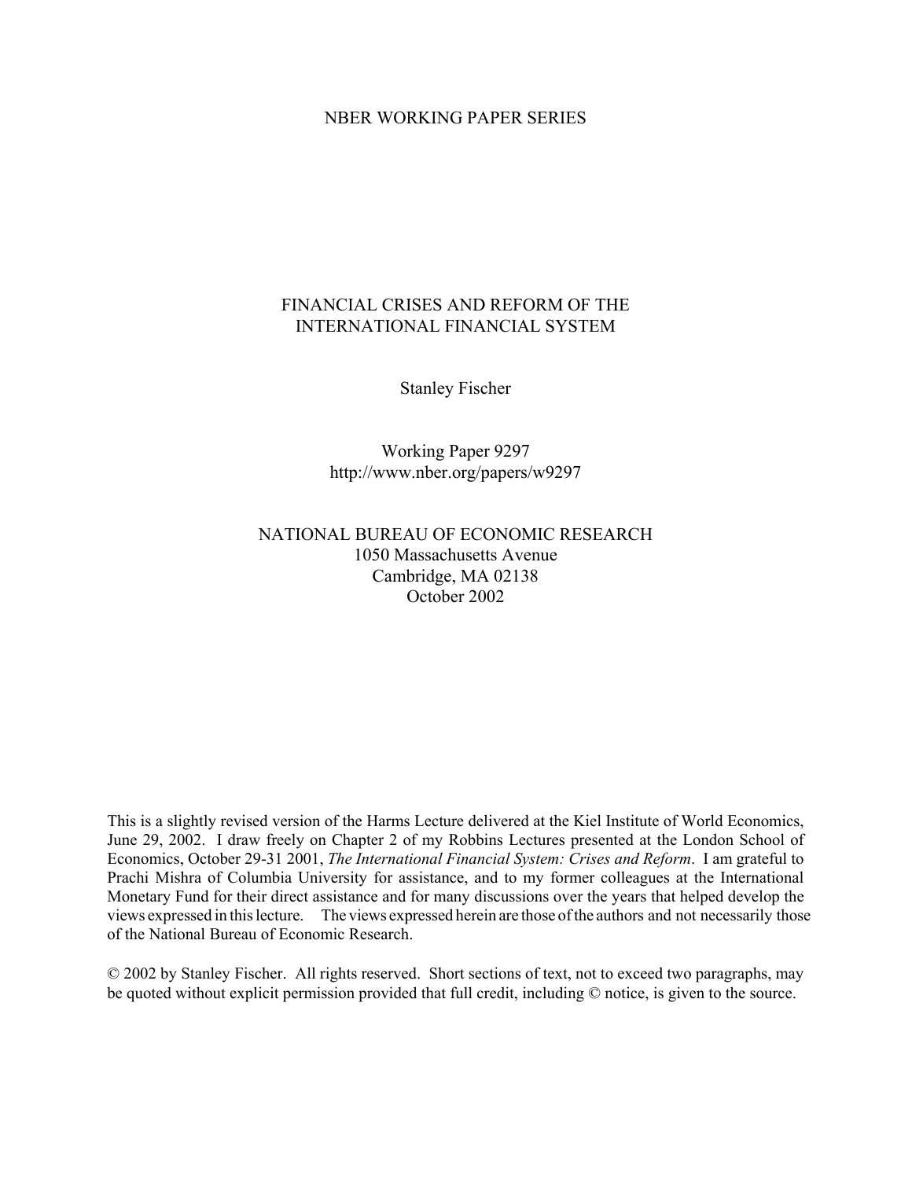NBER WORKING PAPER SERIES

# FINANCIAL CRISES AND REFORM OF THE INTERNATIONAL FINANCIAL SYSTEM

Stanley Fischer

Working Paper 9297
http://www.nber.org/papers/w9297

NATIONAL BUREAU OF ECONOMIC RESEARCH
1050 Massachusetts Avenue
Cambridge, MA 02138
October 2002

This is a slightly revised version of the Harms Lecture delivered at the Kiel Institute of World Economics, June 29, 2002. I draw freely on Chapter 2 of my Robbins Lectures presented at the London School of Economics, October 29-31 2001, *The International Financial System: Crises and Reform*. I am grateful to Prachi Mishra of Columbia University for assistance, and to my former colleagues at the International Monetary Fund for their direct assistance and for many discussions over the years that helped develop the views expressed in this lecture. The views expressed herein are those of the authors and not necessarily those of the National Bureau of Economic Research.

© 2002 by Stanley Fischer. All rights reserved. Short sections of text, not to exceed two paragraphs, may be quoted without explicit permission provided that full credit, including © notice, is given to the source.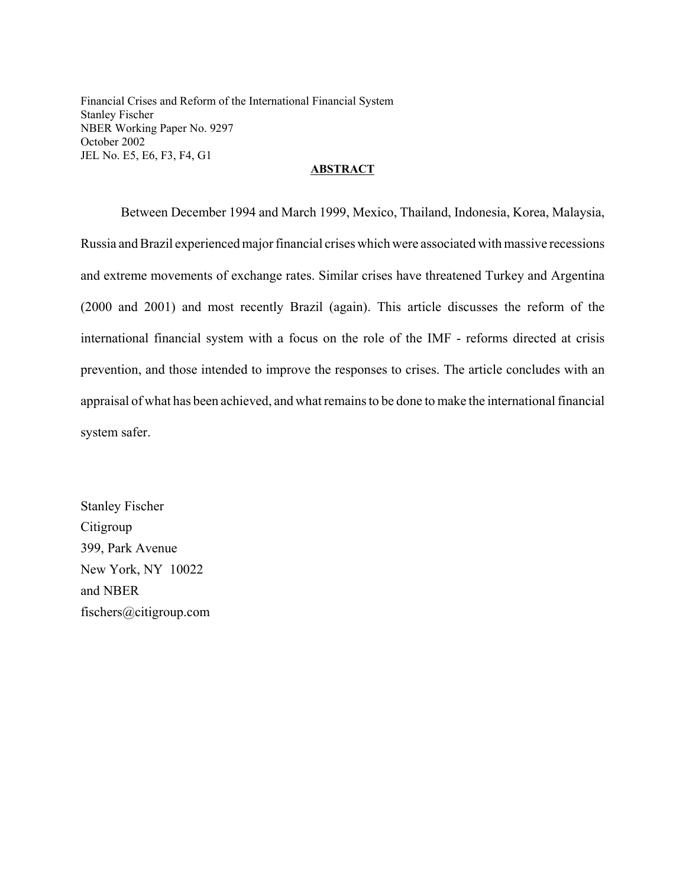Financial Crises and Reform of the International Financial System
Stanley Fischer
NBER Working Paper No. 9297
October 2002
JEL No. E5, E6, F3, F4, G1

## ABSTRACT

Between December 1994 and March 1999, Mexico, Thailand, Indonesia, Korea, Malaysia, Russia and Brazil experienced major financial crises which were associated with massive recessions and extreme movements of exchange rates. Similar crises have threatened Turkey and Argentina (2000 and 2001) and most recently Brazil (again). This article discusses the reform of the international financial system with a focus on the role of the IMF - reforms directed at crisis prevention, and those intended to improve the responses to crises. The article concludes with an appraisal of what has been achieved, and what remains to be done to make the international financial system safer.

Stanley Fischer
Citigroup
399, Park Avenue
New York, NY 10022
and NBER
fischers@citigroup.com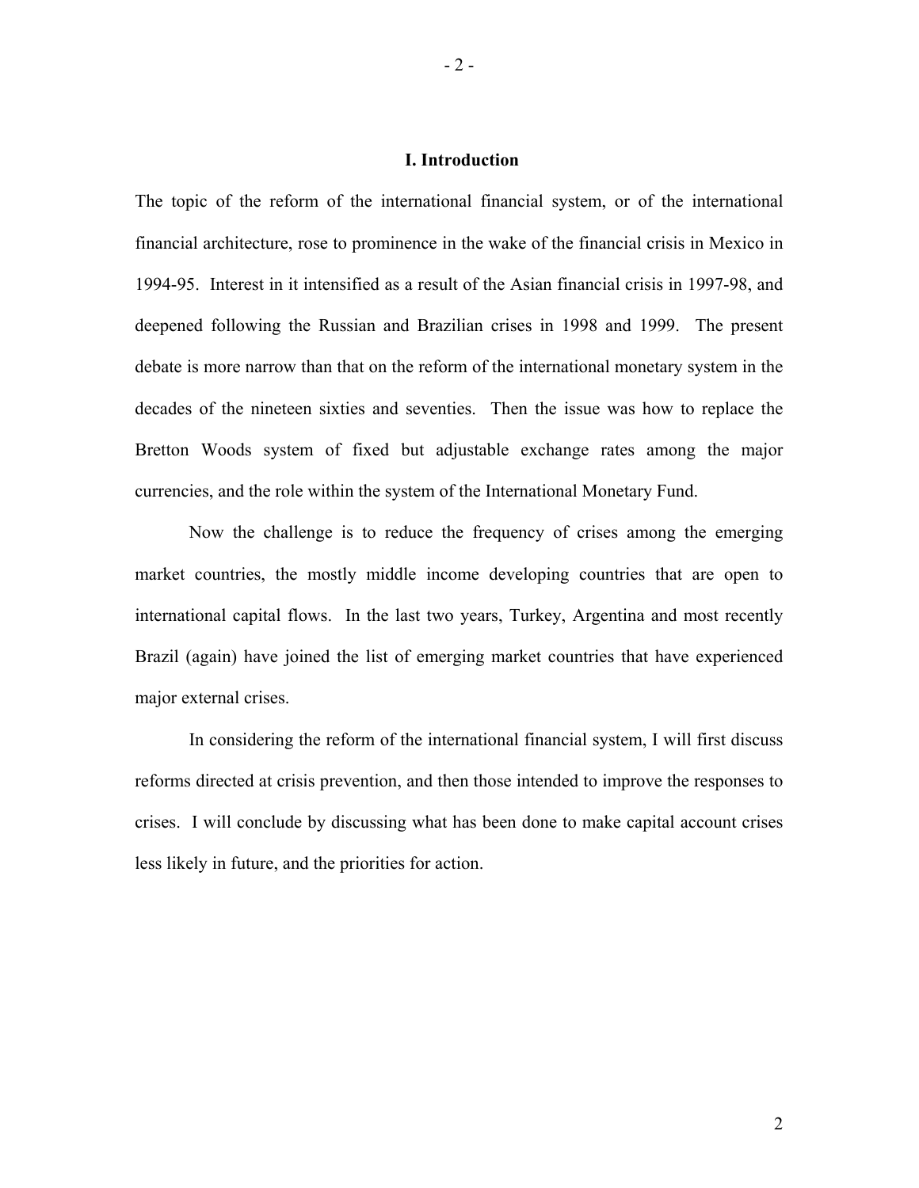## I. Introduction

The topic of the reform of the international financial system, or of the international financial architecture, rose to prominence in the wake of the financial crisis in Mexico in 1994-95. Interest in it intensified as a result of the Asian financial crisis in 1997-98, and deepened following the Russian and Brazilian crises in 1998 and 1999. The present debate is more narrow than that on the reform of the international monetary system in the decades of the nineteen sixties and seventies. Then the issue was how to replace the Bretton Woods system of fixed but adjustable exchange rates among the major currencies, and the role within the system of the International Monetary Fund.

Now the challenge is to reduce the frequency of crises among the emerging market countries, the mostly middle income developing countries that are open to international capital flows. In the last two years, Turkey, Argentina and most recently Brazil (again) have joined the list of emerging market countries that have experienced major external crises.

In considering the reform of the international financial system, I will first discuss reforms directed at crisis prevention, and then those intended to improve the responses to crises. I will conclude by discussing what has been done to make capital account crises less likely in future, and the priorities for action.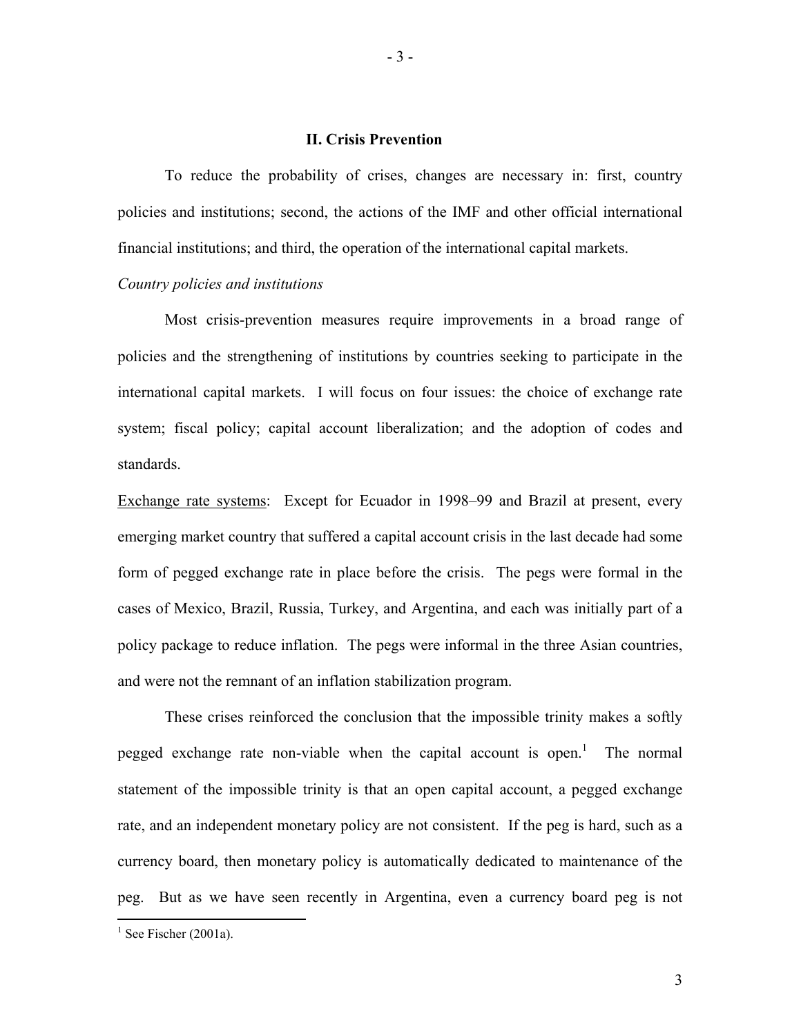## II. Crisis Prevention

To reduce the probability of crises, changes are necessary in: first, country policies and institutions; second, the actions of the IMF and other official international financial institutions; and third, the operation of the international capital markets.

*Country policies and institutions*

Most crisis-prevention measures require improvements in a broad range of policies and the strengthening of institutions by countries seeking to participate in the international capital markets. I will focus on four issues: the choice of exchange rate system; fiscal policy; capital account liberalization; and the adoption of codes and standards.

Exchange rate systems: Except for Ecuador in 1998–99 and Brazil at present, every emerging market country that suffered a capital account crisis in the last decade had some form of pegged exchange rate in place before the crisis. The pegs were formal in the cases of Mexico, Brazil, Russia, Turkey, and Argentina, and each was initially part of a policy package to reduce inflation. The pegs were informal in the three Asian countries, and were not the remnant of an inflation stabilization program.

These crises reinforced the conclusion that the impossible trinity makes a softly pegged exchange rate non-viable when the capital account is open.[1] The normal statement of the impossible trinity is that an open capital account, a pegged exchange rate, and an independent monetary policy are not consistent. If the peg is hard, such as a currency board, then monetary policy is automatically dedicated to maintenance of the peg. But as we have seen recently in Argentina, even a currency board peg is not

[1] See Fischer (2001a).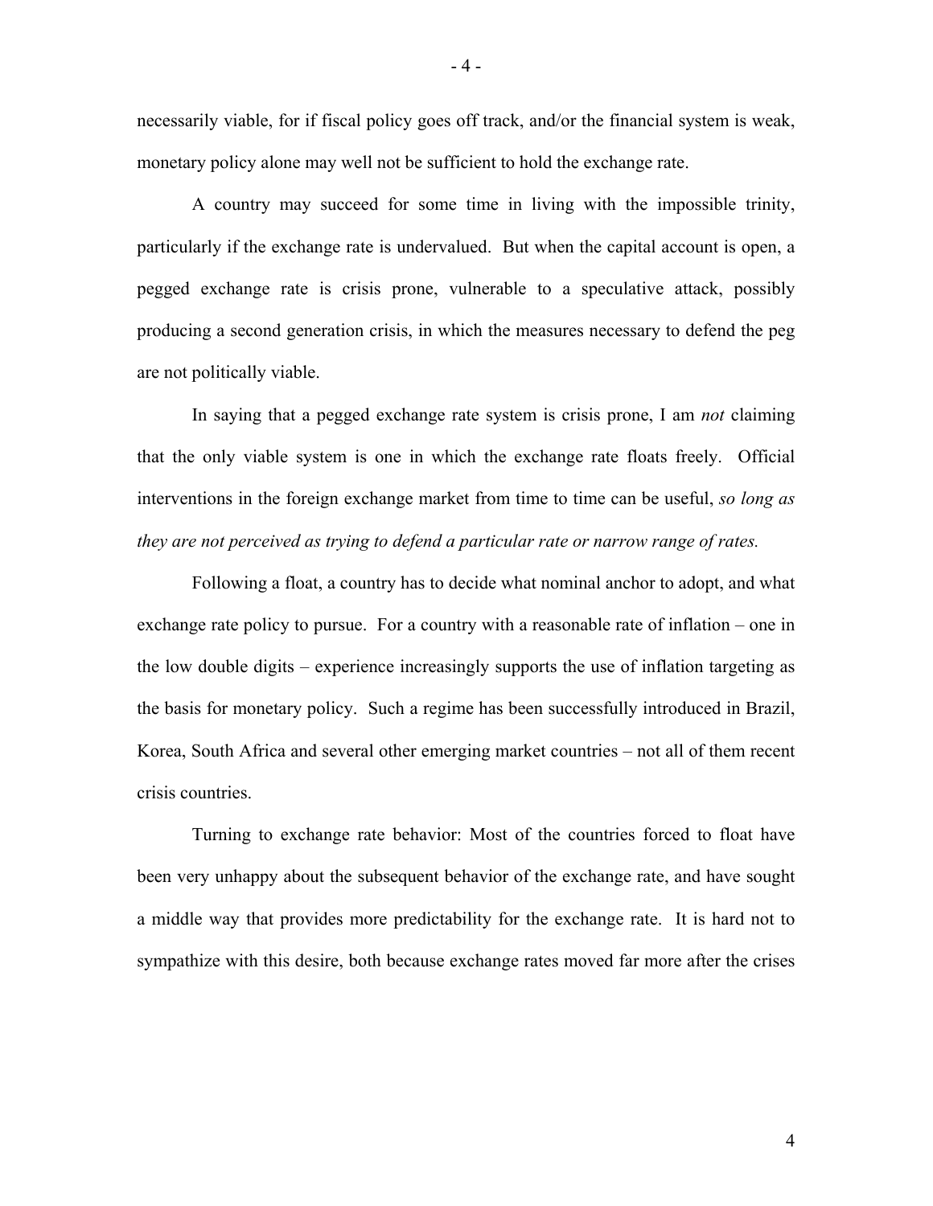necessarily viable, for if fiscal policy goes off track, and/or the financial system is weak, monetary policy alone may well not be sufficient to hold the exchange rate.

A country may succeed for some time in living with the impossible trinity, particularly if the exchange rate is undervalued. But when the capital account is open, a pegged exchange rate is crisis prone, vulnerable to a speculative attack, possibly producing a second generation crisis, in which the measures necessary to defend the peg are not politically viable.

In saying that a pegged exchange rate system is crisis prone, I am *not* claiming that the only viable system is one in which the exchange rate floats freely. Official interventions in the foreign exchange market from time to time can be useful, *so long as they are not perceived as trying to defend a particular rate or narrow range of rates.*

Following a float, a country has to decide what nominal anchor to adopt, and what exchange rate policy to pursue. For a country with a reasonable rate of inflation – one in the low double digits – experience increasingly supports the use of inflation targeting as the basis for monetary policy. Such a regime has been successfully introduced in Brazil, Korea, South Africa and several other emerging market countries – not all of them recent crisis countries.

Turning to exchange rate behavior: Most of the countries forced to float have been very unhappy about the subsequent behavior of the exchange rate, and have sought a middle way that provides more predictability for the exchange rate. It is hard not to sympathize with this desire, both because exchange rates moved far more after the crises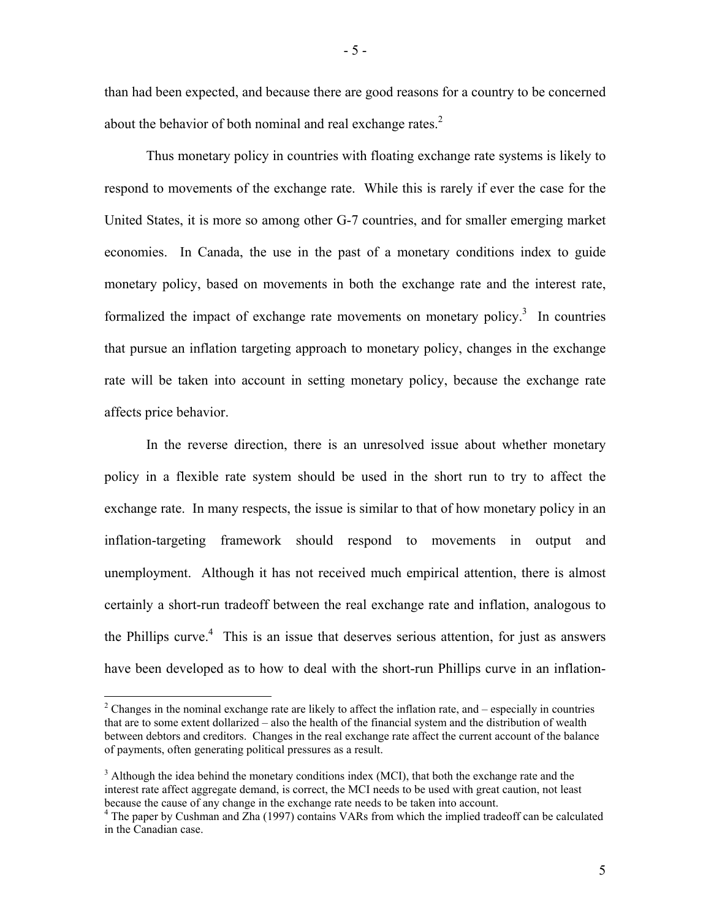than had been expected, and because there are good reasons for a country to be concerned about the behavior of both nominal and real exchange rates.[2]

Thus monetary policy in countries with floating exchange rate systems is likely to respond to movements of the exchange rate. While this is rarely if ever the case for the United States, it is more so among other G-7 countries, and for smaller emerging market economies. In Canada, the use in the past of a monetary conditions index to guide monetary policy, based on movements in both the exchange rate and the interest rate, formalized the impact of exchange rate movements on monetary policy.[3] In countries that pursue an inflation targeting approach to monetary policy, changes in the exchange rate will be taken into account in setting monetary policy, because the exchange rate affects price behavior.

In the reverse direction, there is an unresolved issue about whether monetary policy in a flexible rate system should be used in the short run to try to affect the exchange rate. In many respects, the issue is similar to that of how monetary policy in an inflation-targeting framework should respond to movements in output and unemployment. Although it has not received much empirical attention, there is almost certainly a short-run tradeoff between the real exchange rate and inflation, analogous to the Phillips curve.[4] This is an issue that deserves serious attention, for just as answers have been developed as to how to deal with the short-run Phillips curve in an inflation-

---

[2] Changes in the nominal exchange rate are likely to affect the inflation rate, and – especially in countries that are to some extent dollarized – also the health of the financial system and the distribution of wealth between debtors and creditors. Changes in the real exchange rate affect the current account of the balance of payments, often generating political pressures as a result.

[3] Although the idea behind the monetary conditions index (MCI), that both the exchange rate and the interest rate affect aggregate demand, is correct, the MCI needs to be used with great caution, not least because the cause of any change in the exchange rate needs to be taken into account.

[4] The paper by Cushman and Zha (1997) contains VARs from which the implied tradeoff can be calculated in the Canadian case.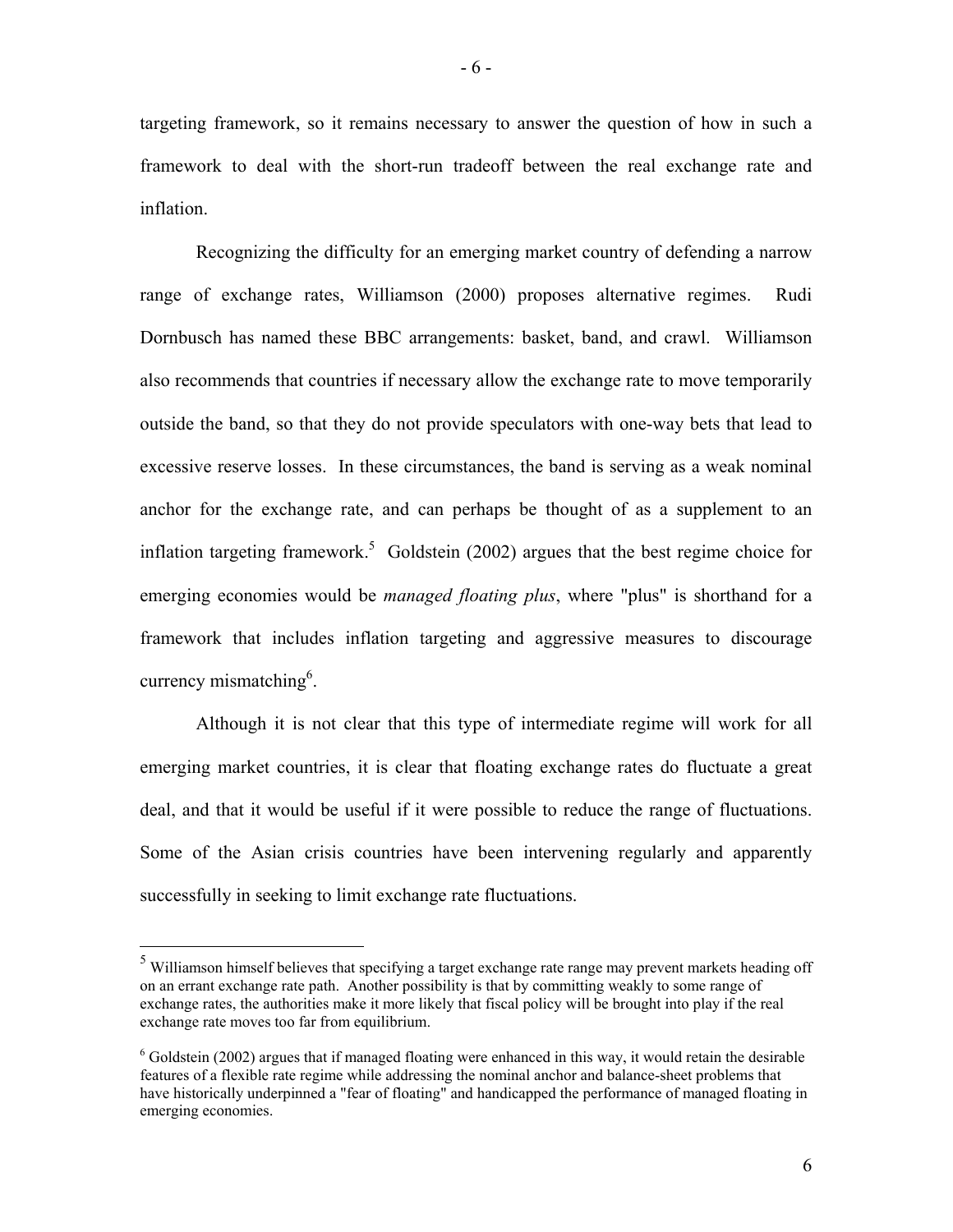targeting framework, so it remains necessary to answer the question of how in such a framework to deal with the short-run tradeoff between the real exchange rate and inflation.

Recognizing the difficulty for an emerging market country of defending a narrow range of exchange rates, Williamson (2000) proposes alternative regimes. Rudi Dornbusch has named these BBC arrangements: basket, band, and crawl. Williamson also recommends that countries if necessary allow the exchange rate to move temporarily outside the band, so that they do not provide speculators with one-way bets that lead to excessive reserve losses. In these circumstances, the band is serving as a weak nominal anchor for the exchange rate, and can perhaps be thought of as a supplement to an inflation targeting framework.[5] Goldstein (2002) argues that the best regime choice for emerging economies would be *managed floating plus*, where "plus" is shorthand for a framework that includes inflation targeting and aggressive measures to discourage currency mismatching[6].

Although it is not clear that this type of intermediate regime will work for all emerging market countries, it is clear that floating exchange rates do fluctuate a great deal, and that it would be useful if it were possible to reduce the range of fluctuations. Some of the Asian crisis countries have been intervening regularly and apparently successfully in seeking to limit exchange rate fluctuations.

---

[5] Williamson himself believes that specifying a target exchange rate range may prevent markets heading off on an errant exchange rate path. Another possibility is that by committing weakly to some range of exchange rates, the authorities make it more likely that fiscal policy will be brought into play if the real exchange rate moves too far from equilibrium.

[6] Goldstein (2002) argues that if managed floating were enhanced in this way, it would retain the desirable features of a flexible rate regime while addressing the nominal anchor and balance-sheet problems that have historically underpinned a "fear of floating" and handicapped the performance of managed floating in emerging economies.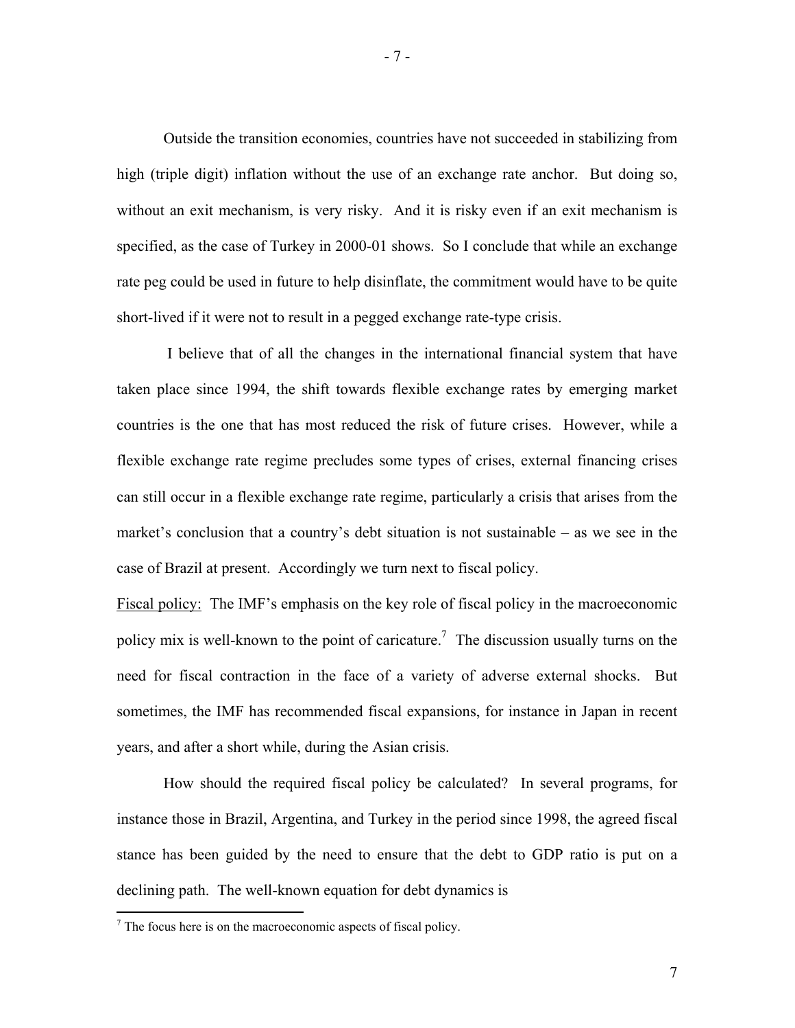Outside the transition economies, countries have not succeeded in stabilizing from high (triple digit) inflation without the use of an exchange rate anchor. But doing so, without an exit mechanism, is very risky. And it is risky even if an exit mechanism is specified, as the case of Turkey in 2000-01 shows. So I conclude that while an exchange rate peg could be used in future to help disinflate, the commitment would have to be quite short-lived if it were not to result in a pegged exchange rate-type crisis.

I believe that of all the changes in the international financial system that have taken place since 1994, the shift towards flexible exchange rates by emerging market countries is the one that has most reduced the risk of future crises. However, while a flexible exchange rate regime precludes some types of crises, external financing crises can still occur in a flexible exchange rate regime, particularly a crisis that arises from the market's conclusion that a country's debt situation is not sustainable – as we see in the case of Brazil at present. Accordingly we turn next to fiscal policy.

Fiscal policy: The IMF's emphasis on the key role of fiscal policy in the macroeconomic policy mix is well-known to the point of caricature.[7] The discussion usually turns on the need for fiscal contraction in the face of a variety of adverse external shocks. But sometimes, the IMF has recommended fiscal expansions, for instance in Japan in recent years, and after a short while, during the Asian crisis.

How should the required fiscal policy be calculated? In several programs, for instance those in Brazil, Argentina, and Turkey in the period since 1998, the agreed fiscal stance has been guided by the need to ensure that the debt to GDP ratio is put on a declining path. The well-known equation for debt dynamics is

[7] The focus here is on the macroeconomic aspects of fiscal policy.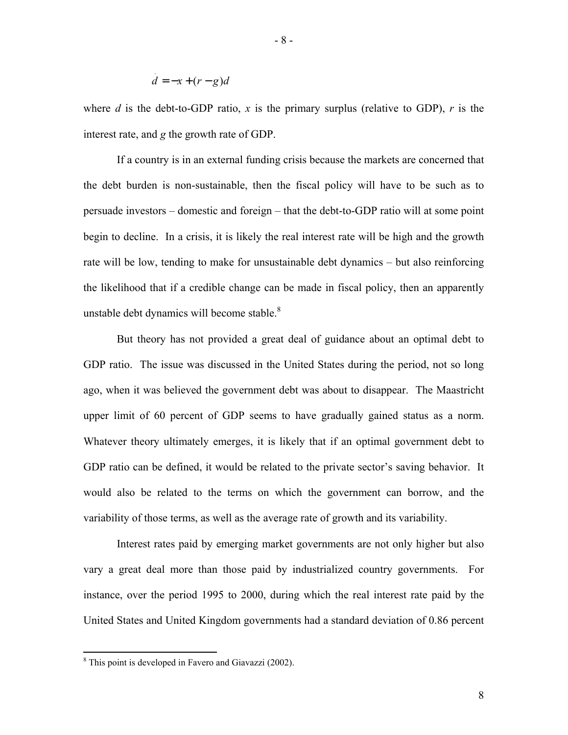$$\dot{d} = -x + (r - g)d$$

where $d$ is the debt-to-GDP ratio, $x$ is the primary surplus (relative to GDP), $r$ is the interest rate, and $g$ the growth rate of GDP.

If a country is in an external funding crisis because the markets are concerned that the debt burden is non-sustainable, then the fiscal policy will have to be such as to persuade investors – domestic and foreign – that the debt-to-GDP ratio will at some point begin to decline. In a crisis, it is likely the real interest rate will be high and the growth rate will be low, tending to make for unsustainable debt dynamics – but also reinforcing the likelihood that if a credible change can be made in fiscal policy, then an apparently unstable debt dynamics will become stable.[8]

But theory has not provided a great deal of guidance about an optimal debt to GDP ratio. The issue was discussed in the United States during the period, not so long ago, when it was believed the government debt was about to disappear. The Maastricht upper limit of 60 percent of GDP seems to have gradually gained status as a norm. Whatever theory ultimately emerges, it is likely that if an optimal government debt to GDP ratio can be defined, it would be related to the private sector's saving behavior. It would also be related to the terms on which the government can borrow, and the variability of those terms, as well as the average rate of growth and its variability.

Interest rates paid by emerging market governments are not only higher but also vary a great deal more than those paid by industrialized country governments. For instance, over the period 1995 to 2000, during which the real interest rate paid by the United States and United Kingdom governments had a standard deviation of 0.86 percent

---

[8] This point is developed in Favero and Giavazzi (2002).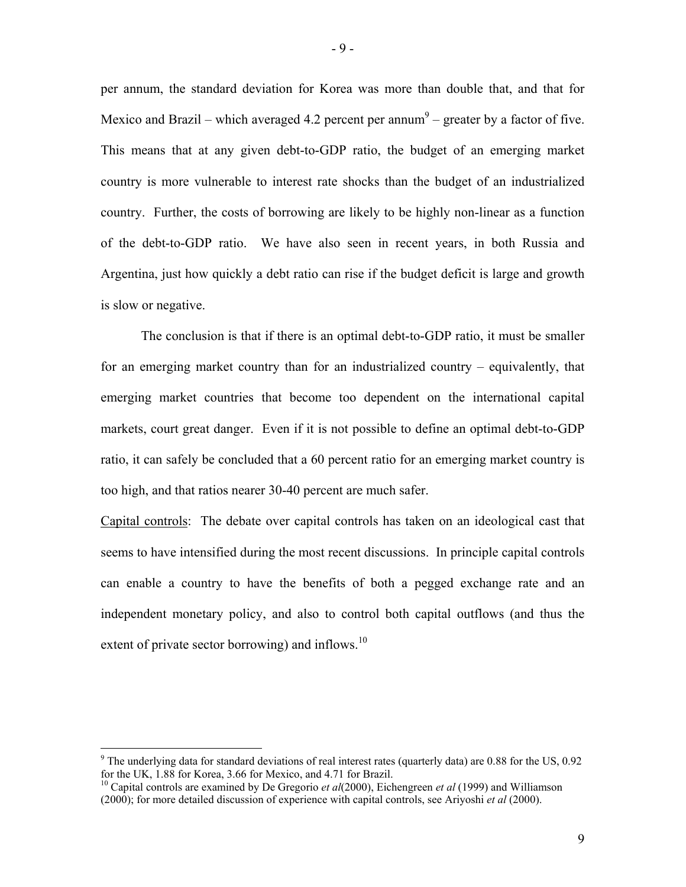per annum, the standard deviation for Korea was more than double that, and that for Mexico and Brazil – which averaged 4.2 percent per annum[9] – greater by a factor of five. This means that at any given debt-to-GDP ratio, the budget of an emerging market country is more vulnerable to interest rate shocks than the budget of an industrialized country. Further, the costs of borrowing are likely to be highly non-linear as a function of the debt-to-GDP ratio. We have also seen in recent years, in both Russia and Argentina, just how quickly a debt ratio can rise if the budget deficit is large and growth is slow or negative.

The conclusion is that if there is an optimal debt-to-GDP ratio, it must be smaller for an emerging market country than for an industrialized country – equivalently, that emerging market countries that become too dependent on the international capital markets, court great danger. Even if it is not possible to define an optimal debt-to-GDP ratio, it can safely be concluded that a 60 percent ratio for an emerging market country is too high, and that ratios nearer 30-40 percent are much safer.

Capital controls: The debate over capital controls has taken on an ideological cast that seems to have intensified during the most recent discussions. In principle capital controls can enable a country to have the benefits of both a pegged exchange rate and an independent monetary policy, and also to control both capital outflows (and thus the extent of private sector borrowing) and inflows.[10]

---

[9] The underlying data for standard deviations of real interest rates (quarterly data) are 0.88 for the US, 0.92 for the UK, 1.88 for Korea, 3.66 for Mexico, and 4.71 for Brazil.

[10] Capital controls are examined by De Gregorio *et al*(2000), Eichengreen *et al* (1999) and Williamson (2000); for more detailed discussion of experience with capital controls, see Ariyoshi *et al* (2000).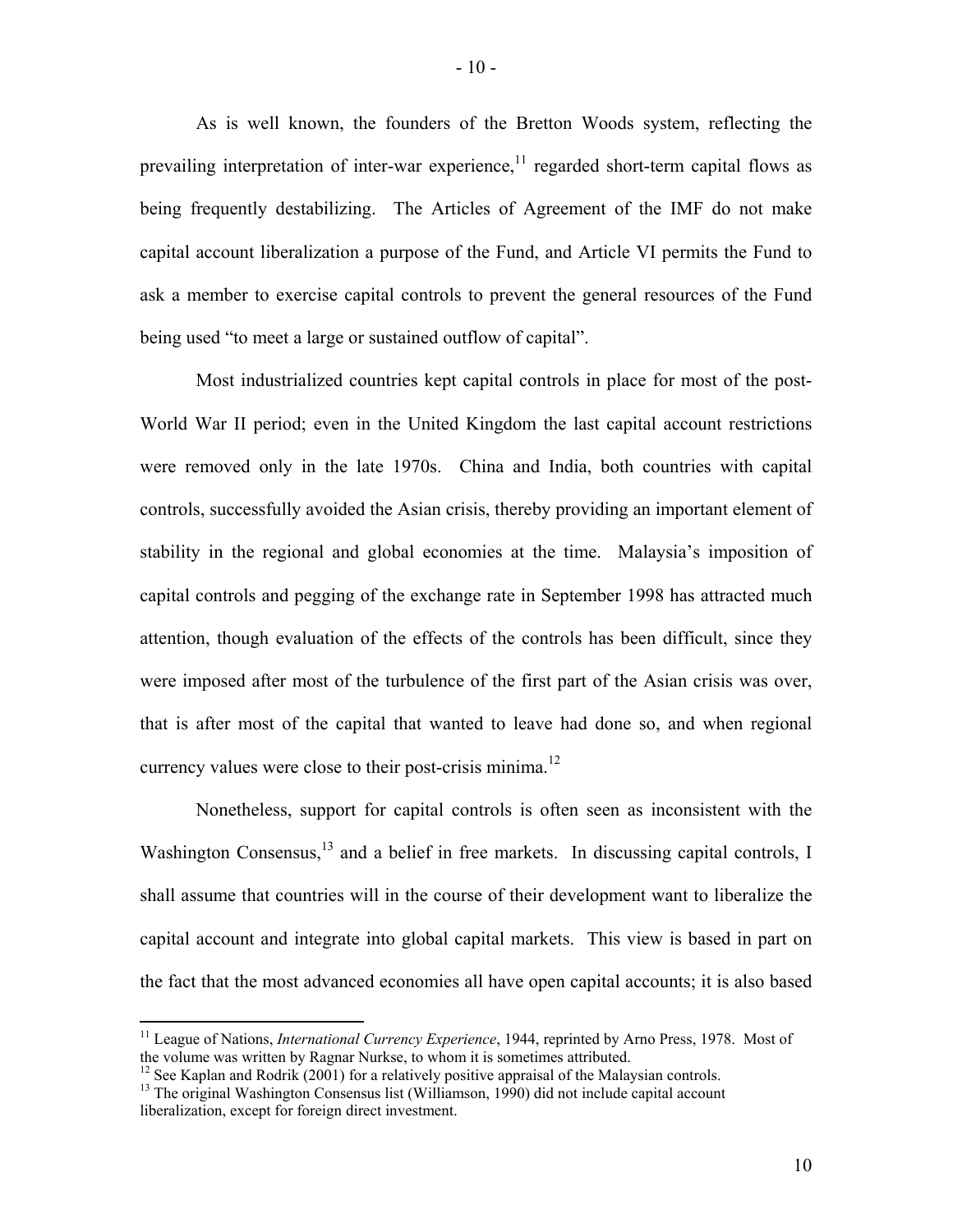As is well known, the founders of the Bretton Woods system, reflecting the prevailing interpretation of inter-war experience,[11] regarded short-term capital flows as being frequently destabilizing. The Articles of Agreement of the IMF do not make capital account liberalization a purpose of the Fund, and Article VI permits the Fund to ask a member to exercise capital controls to prevent the general resources of the Fund being used "to meet a large or sustained outflow of capital".

Most industrialized countries kept capital controls in place for most of the post-World War II period; even in the United Kingdom the last capital account restrictions were removed only in the late 1970s. China and India, both countries with capital controls, successfully avoided the Asian crisis, thereby providing an important element of stability in the regional and global economies at the time. Malaysia's imposition of capital controls and pegging of the exchange rate in September 1998 has attracted much attention, though evaluation of the effects of the controls has been difficult, since they were imposed after most of the turbulence of the first part of the Asian crisis was over, that is after most of the capital that wanted to leave had done so, and when regional currency values were close to their post-crisis minima.[12]

Nonetheless, support for capital controls is often seen as inconsistent with the Washington Consensus,[13] and a belief in free markets. In discussing capital controls, I shall assume that countries will in the course of their development want to liberalize the capital account and integrate into global capital markets. This view is based in part on the fact that the most advanced economies all have open capital accounts; it is also based

---

[11] League of Nations, *International Currency Experience*, 1944, reprinted by Arno Press, 1978. Most of the volume was written by Ragnar Nurkse, to whom it is sometimes attributed.

[12] See Kaplan and Rodrik (2001) for a relatively positive appraisal of the Malaysian controls.

[13] The original Washington Consensus list (Williamson, 1990) did not include capital account liberalization, except for foreign direct investment.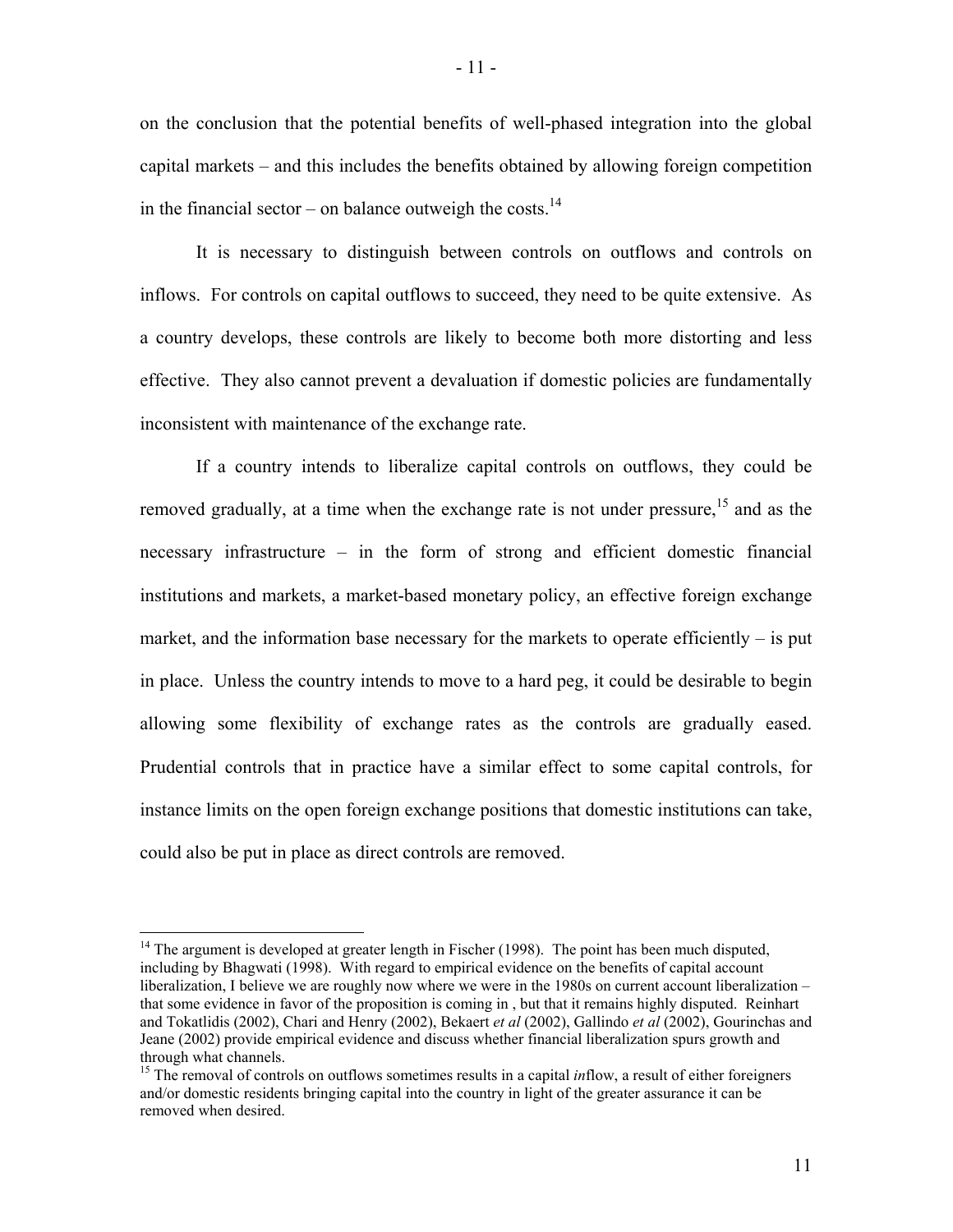on the conclusion that the potential benefits of well-phased integration into the global capital markets – and this includes the benefits obtained by allowing foreign competition in the financial sector – on balance outweigh the costs.[14]

It is necessary to distinguish between controls on outflows and controls on inflows. For controls on capital outflows to succeed, they need to be quite extensive. As a country develops, these controls are likely to become both more distorting and less effective. They also cannot prevent a devaluation if domestic policies are fundamentally inconsistent with maintenance of the exchange rate.

If a country intends to liberalize capital controls on outflows, they could be removed gradually, at a time when the exchange rate is not under pressure,[15] and as the necessary infrastructure – in the form of strong and efficient domestic financial institutions and markets, a market-based monetary policy, an effective foreign exchange market, and the information base necessary for the markets to operate efficiently – is put in place. Unless the country intends to move to a hard peg, it could be desirable to begin allowing some flexibility of exchange rates as the controls are gradually eased. Prudential controls that in practice have a similar effect to some capital controls, for instance limits on the open foreign exchange positions that domestic institutions can take, could also be put in place as direct controls are removed.

---

[14] The argument is developed at greater length in Fischer (1998). The point has been much disputed, including by Bhagwati (1998). With regard to empirical evidence on the benefits of capital account liberalization, I believe we are roughly now where we were in the 1980s on current account liberalization – that some evidence in favor of the proposition is coming in , but that it remains highly disputed. Reinhart and Tokatlidis (2002), Chari and Henry (2002), Bekaert *et al* (2002), Gallindo *et al* (2002), Gourinchas and Jeane (2002) provide empirical evidence and discuss whether financial liberalization spurs growth and through what channels.

[15] The removal of controls on outflows sometimes results in a capital *in*flow, a result of either foreigners and/or domestic residents bringing capital into the country in light of the greater assurance it can be removed when desired.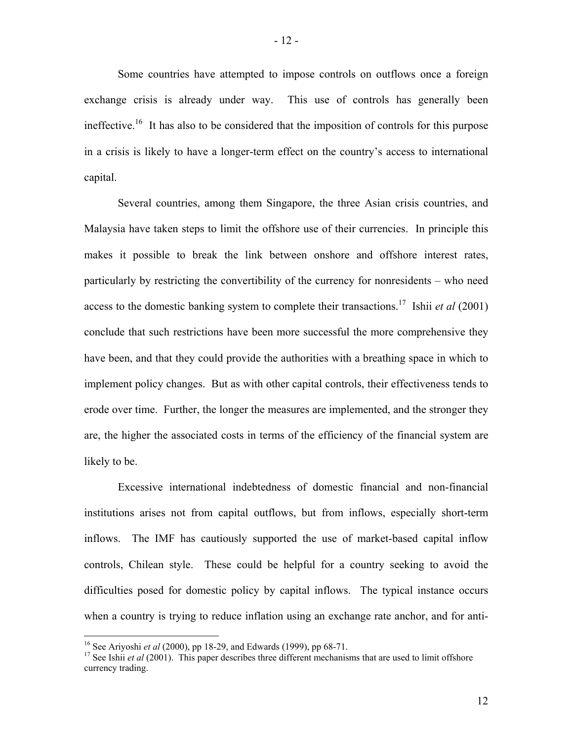Some countries have attempted to impose controls on outflows once a foreign exchange crisis is already under way. This use of controls has generally been ineffective.[16] It has also to be considered that the imposition of controls for this purpose in a crisis is likely to have a longer-term effect on the country's access to international capital.

Several countries, among them Singapore, the three Asian crisis countries, and Malaysia have taken steps to limit the offshore use of their currencies. In principle this makes it possible to break the link between onshore and offshore interest rates, particularly by restricting the convertibility of the currency for nonresidents – who need access to the domestic banking system to complete their transactions.[17] Ishii *et al* (2001) conclude that such restrictions have been more successful the more comprehensive they have been, and that they could provide the authorities with a breathing space in which to implement policy changes. But as with other capital controls, their effectiveness tends to erode over time. Further, the longer the measures are implemented, and the stronger they are, the higher the associated costs in terms of the efficiency of the financial system are likely to be.

Excessive international indebtedness of domestic financial and non-financial institutions arises not from capital outflows, but from inflows, especially short-term inflows. The IMF has cautiously supported the use of market-based capital inflow controls, Chilean style. These could be helpful for a country seeking to avoid the difficulties posed for domestic policy by capital inflows. The typical instance occurs when a country is trying to reduce inflation using an exchange rate anchor, and for anti-

---

[16] See Ariyoshi *et al* (2000), pp 18-29, and Edwards (1999), pp 68-71.

[17] See Ishii *et al* (2001). This paper describes three different mechanisms that are used to limit offshore currency trading.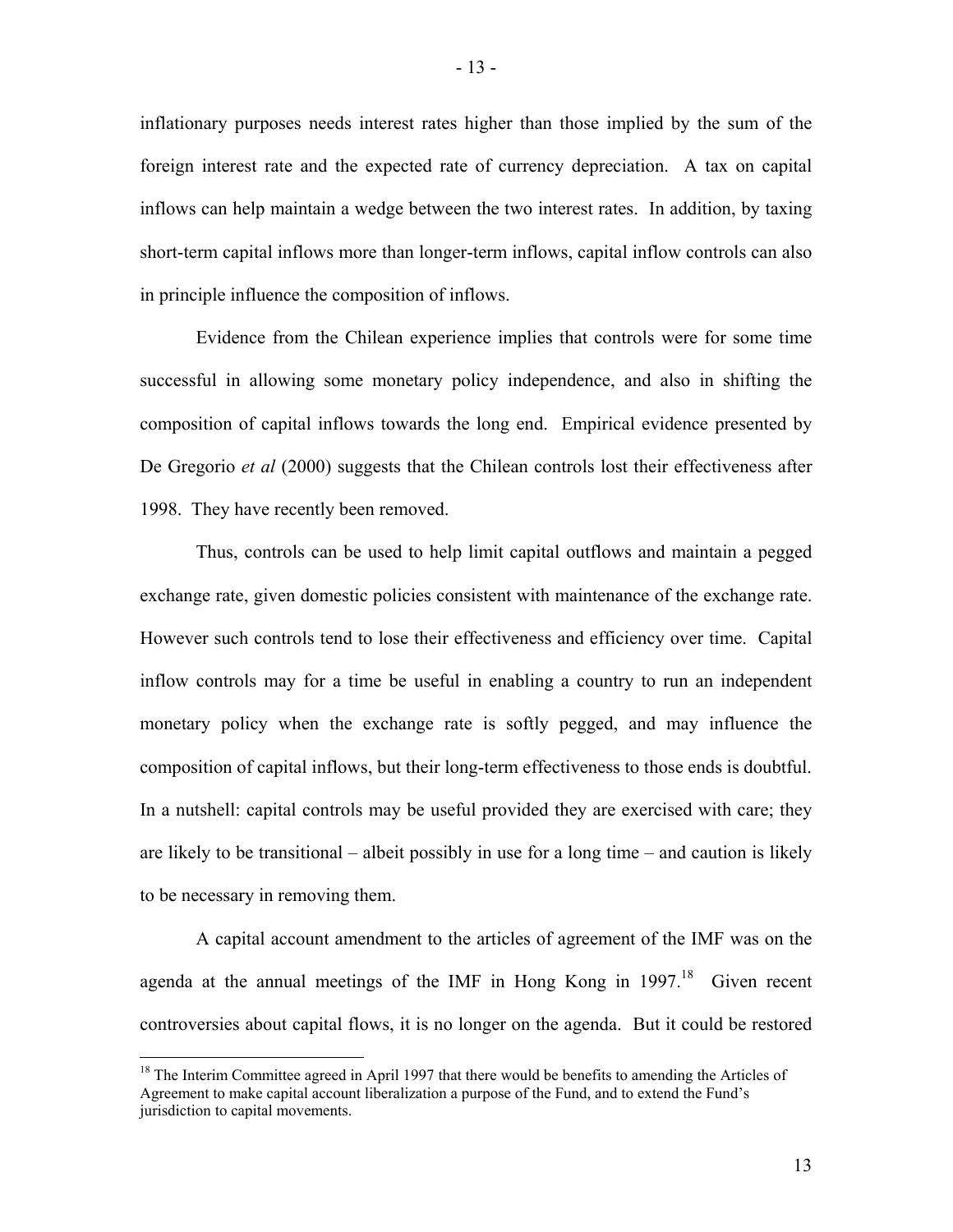inflationary purposes needs interest rates higher than those implied by the sum of the foreign interest rate and the expected rate of currency depreciation. A tax on capital inflows can help maintain a wedge between the two interest rates. In addition, by taxing short-term capital inflows more than longer-term inflows, capital inflow controls can also in principle influence the composition of inflows.

Evidence from the Chilean experience implies that controls were for some time successful in allowing some monetary policy independence, and also in shifting the composition of capital inflows towards the long end. Empirical evidence presented by De Gregorio *et al* (2000) suggests that the Chilean controls lost their effectiveness after 1998. They have recently been removed.

Thus, controls can be used to help limit capital outflows and maintain a pegged exchange rate, given domestic policies consistent with maintenance of the exchange rate. However such controls tend to lose their effectiveness and efficiency over time. Capital inflow controls may for a time be useful in enabling a country to run an independent monetary policy when the exchange rate is softly pegged, and may influence the composition of capital inflows, but their long-term effectiveness to those ends is doubtful. In a nutshell: capital controls may be useful provided they are exercised with care; they are likely to be transitional – albeit possibly in use for a long time – and caution is likely to be necessary in removing them.

A capital account amendment to the articles of agreement of the IMF was on the agenda at the annual meetings of the IMF in Hong Kong in 1997.[18] Given recent controversies about capital flows, it is no longer on the agenda. But it could be restored

[18] The Interim Committee agreed in April 1997 that there would be benefits to amending the Articles of Agreement to make capital account liberalization a purpose of the Fund, and to extend the Fund's jurisdiction to capital movements.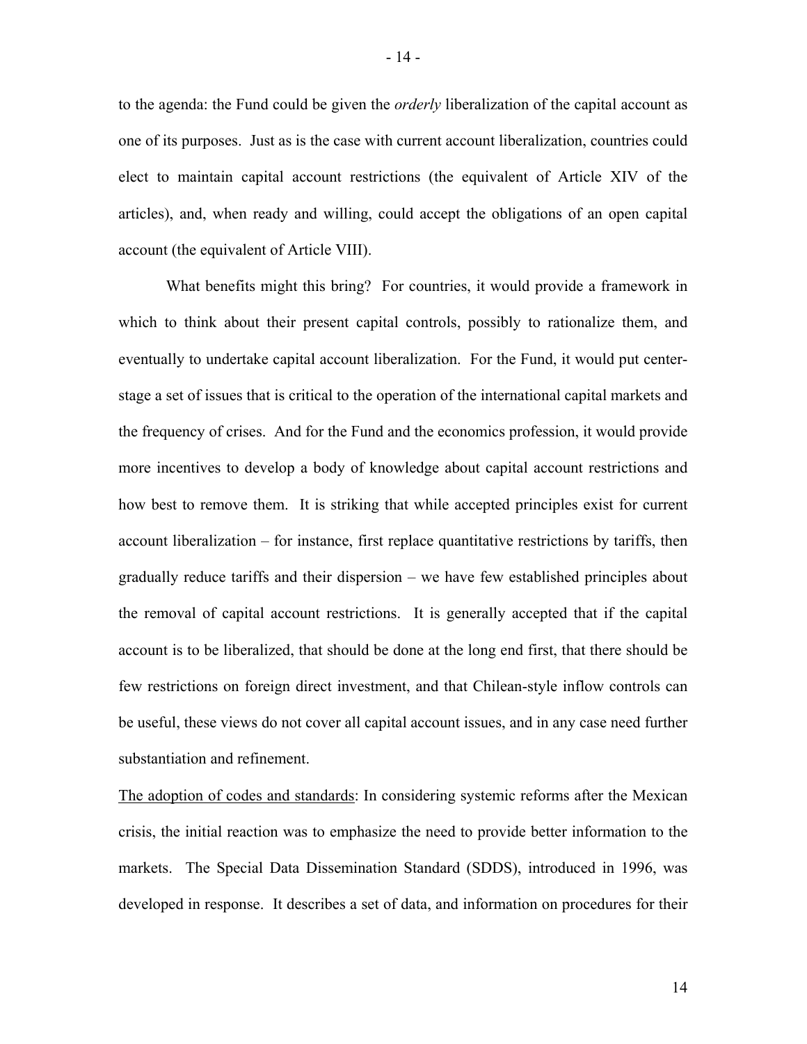to the agenda: the Fund could be given the *orderly* liberalization of the capital account as one of its purposes. Just as is the case with current account liberalization, countries could elect to maintain capital account restrictions (the equivalent of Article XIV of the articles), and, when ready and willing, could accept the obligations of an open capital account (the equivalent of Article VIII).

What benefits might this bring? For countries, it would provide a framework in which to think about their present capital controls, possibly to rationalize them, and eventually to undertake capital account liberalization. For the Fund, it would put center-stage a set of issues that is critical to the operation of the international capital markets and the frequency of crises. And for the Fund and the economics profession, it would provide more incentives to develop a body of knowledge about capital account restrictions and how best to remove them. It is striking that while accepted principles exist for current account liberalization – for instance, first replace quantitative restrictions by tariffs, then gradually reduce tariffs and their dispersion – we have few established principles about the removal of capital account restrictions. It is generally accepted that if the capital account is to be liberalized, that should be done at the long end first, that there should be few restrictions on foreign direct investment, and that Chilean-style inflow controls can be useful, these views do not cover all capital account issues, and in any case need further substantiation and refinement.

<u>The adoption of codes and standards</u>: In considering systemic reforms after the Mexican crisis, the initial reaction was to emphasize the need to provide better information to the markets. The Special Data Dissemination Standard (SDDS), introduced in 1996, was developed in response. It describes a set of data, and information on procedures for their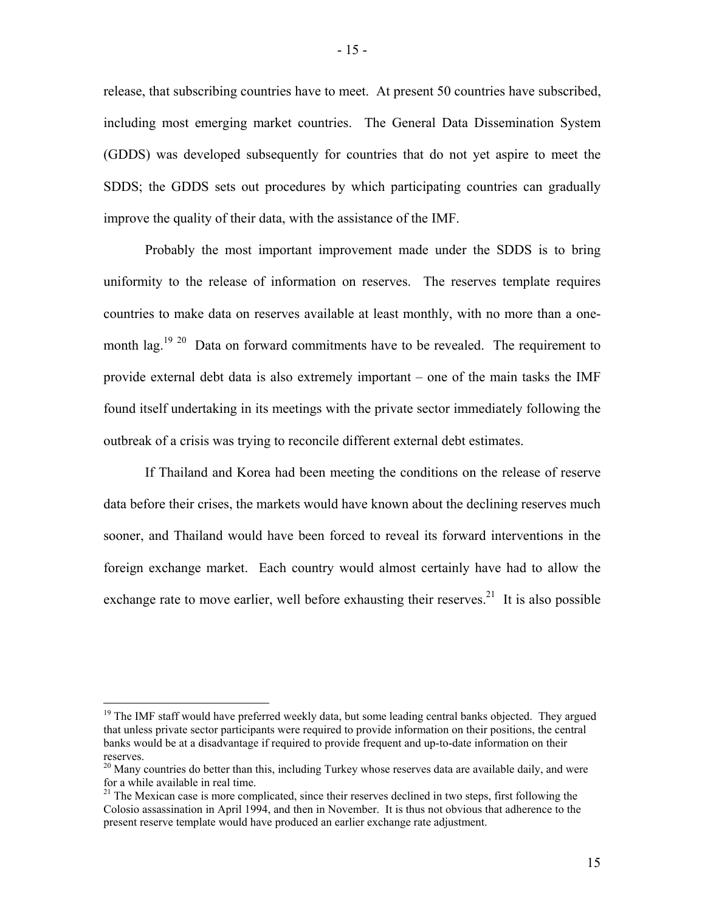release, that subscribing countries have to meet. At present 50 countries have subscribed, including most emerging market countries. The General Data Dissemination System (GDDS) was developed subsequently for countries that do not yet aspire to meet the SDDS; the GDDS sets out procedures by which participating countries can gradually improve the quality of their data, with the assistance of the IMF.

Probably the most important improvement made under the SDDS is to bring uniformity to the release of information on reserves. The reserves template requires countries to make data on reserves available at least monthly, with no more than a one-month lag.[19] [20] Data on forward commitments have to be revealed. The requirement to provide external debt data is also extremely important – one of the main tasks the IMF found itself undertaking in its meetings with the private sector immediately following the outbreak of a crisis was trying to reconcile different external debt estimates.

If Thailand and Korea had been meeting the conditions on the release of reserve data before their crises, the markets would have known about the declining reserves much sooner, and Thailand would have been forced to reveal its forward interventions in the foreign exchange market. Each country would almost certainly have had to allow the exchange rate to move earlier, well before exhausting their reserves.[21] It is also possible

---

[19] The IMF staff would have preferred weekly data, but some leading central banks objected. They argued that unless private sector participants were required to provide information on their positions, the central banks would be at a disadvantage if required to provide frequent and up-to-date information on their reserves.

[20] Many countries do better than this, including Turkey whose reserves data are available daily, and were for a while available in real time.

[21] The Mexican case is more complicated, since their reserves declined in two steps, first following the Colosio assassination in April 1994, and then in November. It is thus not obvious that adherence to the present reserve template would have produced an earlier exchange rate adjustment.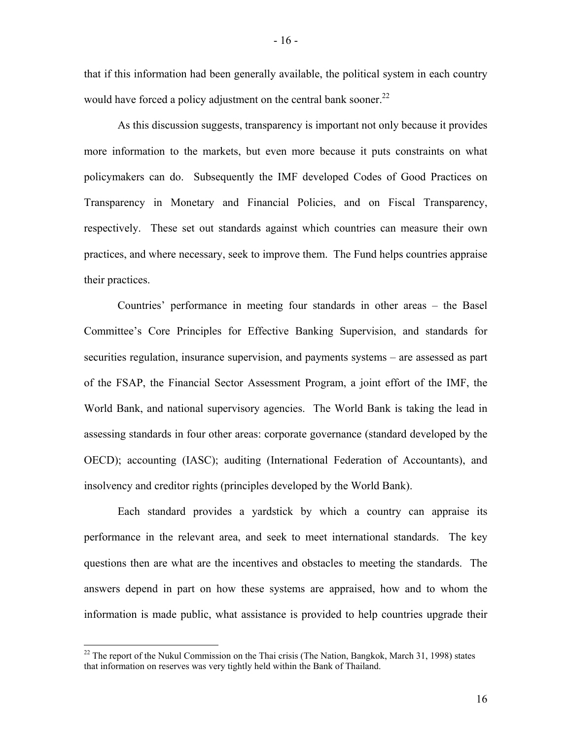that if this information had been generally available, the political system in each country would have forced a policy adjustment on the central bank sooner.[22]

As this discussion suggests, transparency is important not only because it provides more information to the markets, but even more because it puts constraints on what policymakers can do. Subsequently the IMF developed Codes of Good Practices on Transparency in Monetary and Financial Policies, and on Fiscal Transparency, respectively. These set out standards against which countries can measure their own practices, and where necessary, seek to improve them. The Fund helps countries appraise their practices.

Countries' performance in meeting four standards in other areas – the Basel Committee's Core Principles for Effective Banking Supervision, and standards for securities regulation, insurance supervision, and payments systems – are assessed as part of the FSAP, the Financial Sector Assessment Program, a joint effort of the IMF, the World Bank, and national supervisory agencies. The World Bank is taking the lead in assessing standards in four other areas: corporate governance (standard developed by the OECD); accounting (IASC); auditing (International Federation of Accountants), and insolvency and creditor rights (principles developed by the World Bank).

Each standard provides a yardstick by which a country can appraise its performance in the relevant area, and seek to meet international standards. The key questions then are what are the incentives and obstacles to meeting the standards. The answers depend in part on how these systems are appraised, how and to whom the information is made public, what assistance is provided to help countries upgrade their

[22] The report of the Nukul Commission on the Thai crisis (The Nation, Bangkok, March 31, 1998) states that information on reserves was very tightly held within the Bank of Thailand.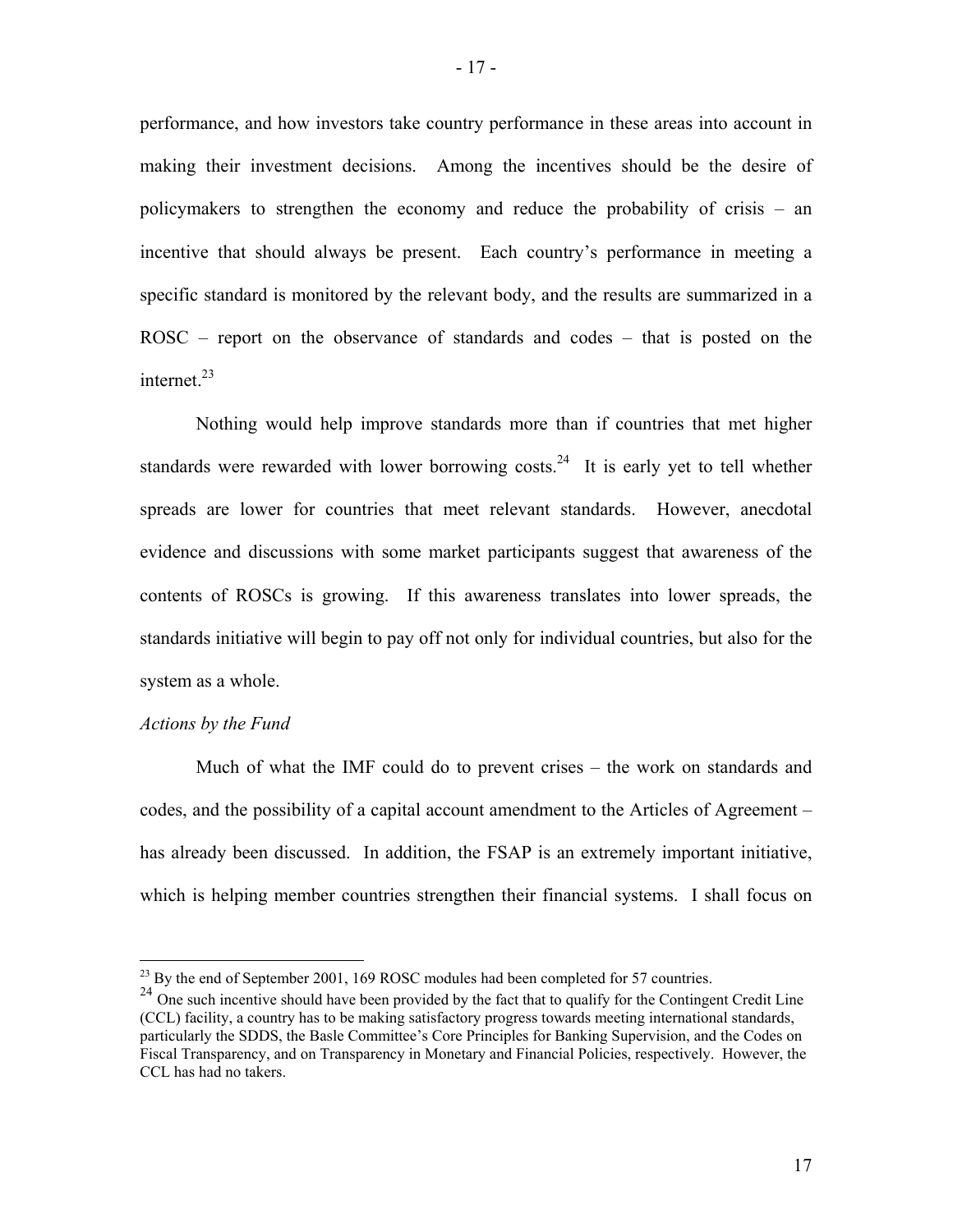performance, and how investors take country performance in these areas into account in making their investment decisions. Among the incentives should be the desire of policymakers to strengthen the economy and reduce the probability of crisis – an incentive that should always be present. Each country's performance in meeting a specific standard is monitored by the relevant body, and the results are summarized in a ROSC – report on the observance of standards and codes – that is posted on the internet.[23]

Nothing would help improve standards more than if countries that met higher standards were rewarded with lower borrowing costs.[24] It is early yet to tell whether spreads are lower for countries that meet relevant standards. However, anecdotal evidence and discussions with some market participants suggest that awareness of the contents of ROSCs is growing. If this awareness translates into lower spreads, the standards initiative will begin to pay off not only for individual countries, but also for the system as a whole.

*Actions by the Fund*

Much of what the IMF could do to prevent crises – the work on standards and codes, and the possibility of a capital account amendment to the Articles of Agreement – has already been discussed. In addition, the FSAP is an extremely important initiative, which is helping member countries strengthen their financial systems. I shall focus on

---

[23] By the end of September 2001, 169 ROSC modules had been completed for 57 countries.

[24] One such incentive should have been provided by the fact that to qualify for the Contingent Credit Line (CCL) facility, a country has to be making satisfactory progress towards meeting international standards, particularly the SDDS, the Basle Committee's Core Principles for Banking Supervision, and the Codes on Fiscal Transparency, and on Transparency in Monetary and Financial Policies, respectively. However, the CCL has had no takers.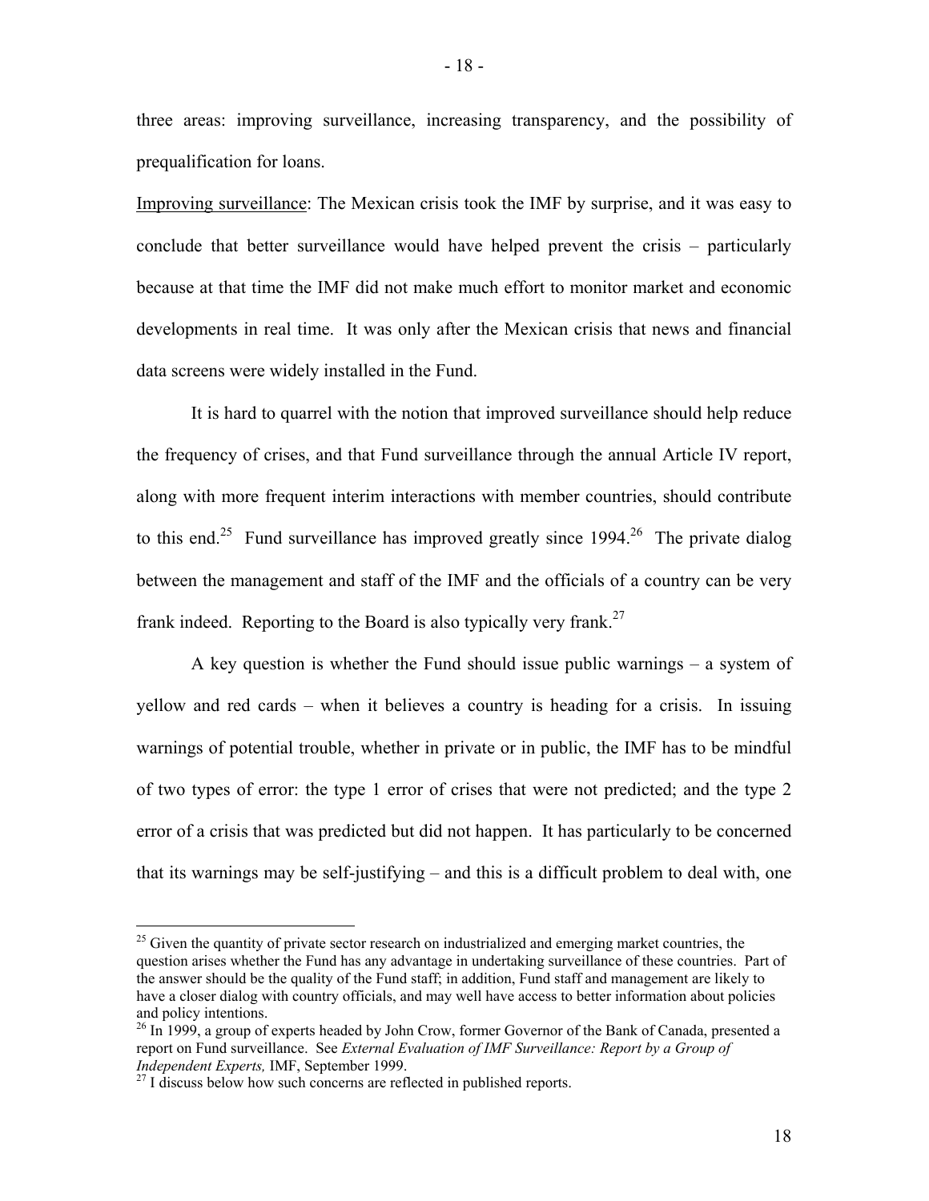three areas: improving surveillance, increasing transparency, and the possibility of prequalification for loans.

Improving surveillance: The Mexican crisis took the IMF by surprise, and it was easy to conclude that better surveillance would have helped prevent the crisis – particularly because at that time the IMF did not make much effort to monitor market and economic developments in real time. It was only after the Mexican crisis that news and financial data screens were widely installed in the Fund.

It is hard to quarrel with the notion that improved surveillance should help reduce the frequency of crises, and that Fund surveillance through the annual Article IV report, along with more frequent interim interactions with member countries, should contribute to this end.[25] Fund surveillance has improved greatly since 1994.[26] The private dialog between the management and staff of the IMF and the officials of a country can be very frank indeed. Reporting to the Board is also typically very frank.[27]

A key question is whether the Fund should issue public warnings – a system of yellow and red cards – when it believes a country is heading for a crisis. In issuing warnings of potential trouble, whether in private or in public, the IMF has to be mindful of two types of error: the type 1 error of crises that were not predicted; and the type 2 error of a crisis that was predicted but did not happen. It has particularly to be concerned that its warnings may be self-justifying – and this is a difficult problem to deal with, one

---

[25] Given the quantity of private sector research on industrialized and emerging market countries, the question arises whether the Fund has any advantage in undertaking surveillance of these countries. Part of the answer should be the quality of the Fund staff; in addition, Fund staff and management are likely to have a closer dialog with country officials, and may well have access to better information about policies and policy intentions.

[26] In 1999, a group of experts headed by John Crow, former Governor of the Bank of Canada, presented a report on Fund surveillance. See *External Evaluation of IMF Surveillance: Report by a Group of Independent Experts,* IMF, September 1999.

[27] I discuss below how such concerns are reflected in published reports.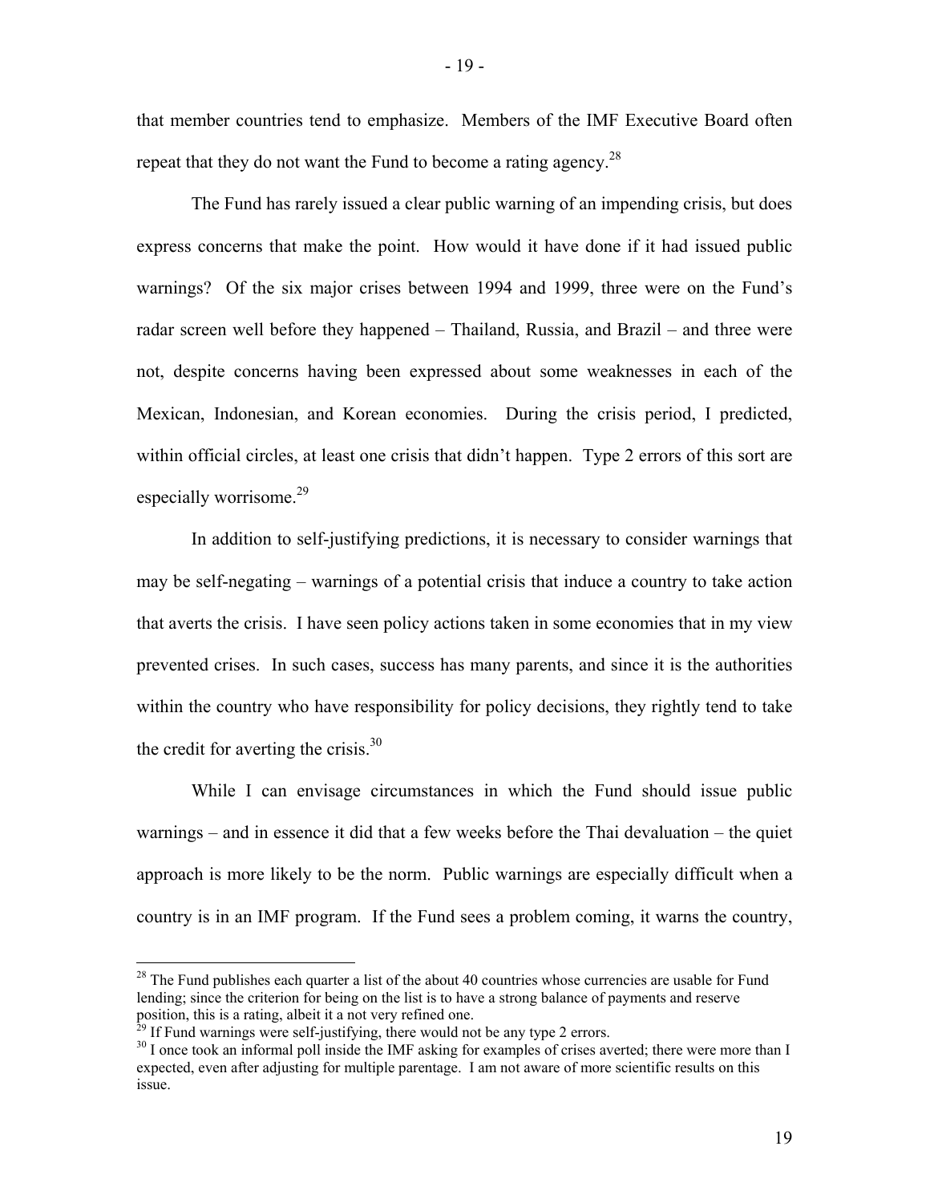that member countries tend to emphasize. Members of the IMF Executive Board often repeat that they do not want the Fund to become a rating agency.[28]

The Fund has rarely issued a clear public warning of an impending crisis, but does express concerns that make the point. How would it have done if it had issued public warnings? Of the six major crises between 1994 and 1999, three were on the Fund's radar screen well before they happened – Thailand, Russia, and Brazil – and three were not, despite concerns having been expressed about some weaknesses in each of the Mexican, Indonesian, and Korean economies. During the crisis period, I predicted, within official circles, at least one crisis that didn't happen. Type 2 errors of this sort are especially worrisome.[29]

In addition to self-justifying predictions, it is necessary to consider warnings that may be self-negating – warnings of a potential crisis that induce a country to take action that averts the crisis. I have seen policy actions taken in some economies that in my view prevented crises. In such cases, success has many parents, and since it is the authorities within the country who have responsibility for policy decisions, they rightly tend to take the credit for averting the crisis.[30]

While I can envisage circumstances in which the Fund should issue public warnings – and in essence it did that a few weeks before the Thai devaluation – the quiet approach is more likely to be the norm. Public warnings are especially difficult when a country is in an IMF program. If the Fund sees a problem coming, it warns the country,

---

[28] The Fund publishes each quarter a list of the about 40 countries whose currencies are usable for Fund lending; since the criterion for being on the list is to have a strong balance of payments and reserve position, this is a rating, albeit it a not very refined one.

[29] If Fund warnings were self-justifying, there would not be any type 2 errors.

[30] I once took an informal poll inside the IMF asking for examples of crises averted; there were more than I expected, even after adjusting for multiple parentage. I am not aware of more scientific results on this issue.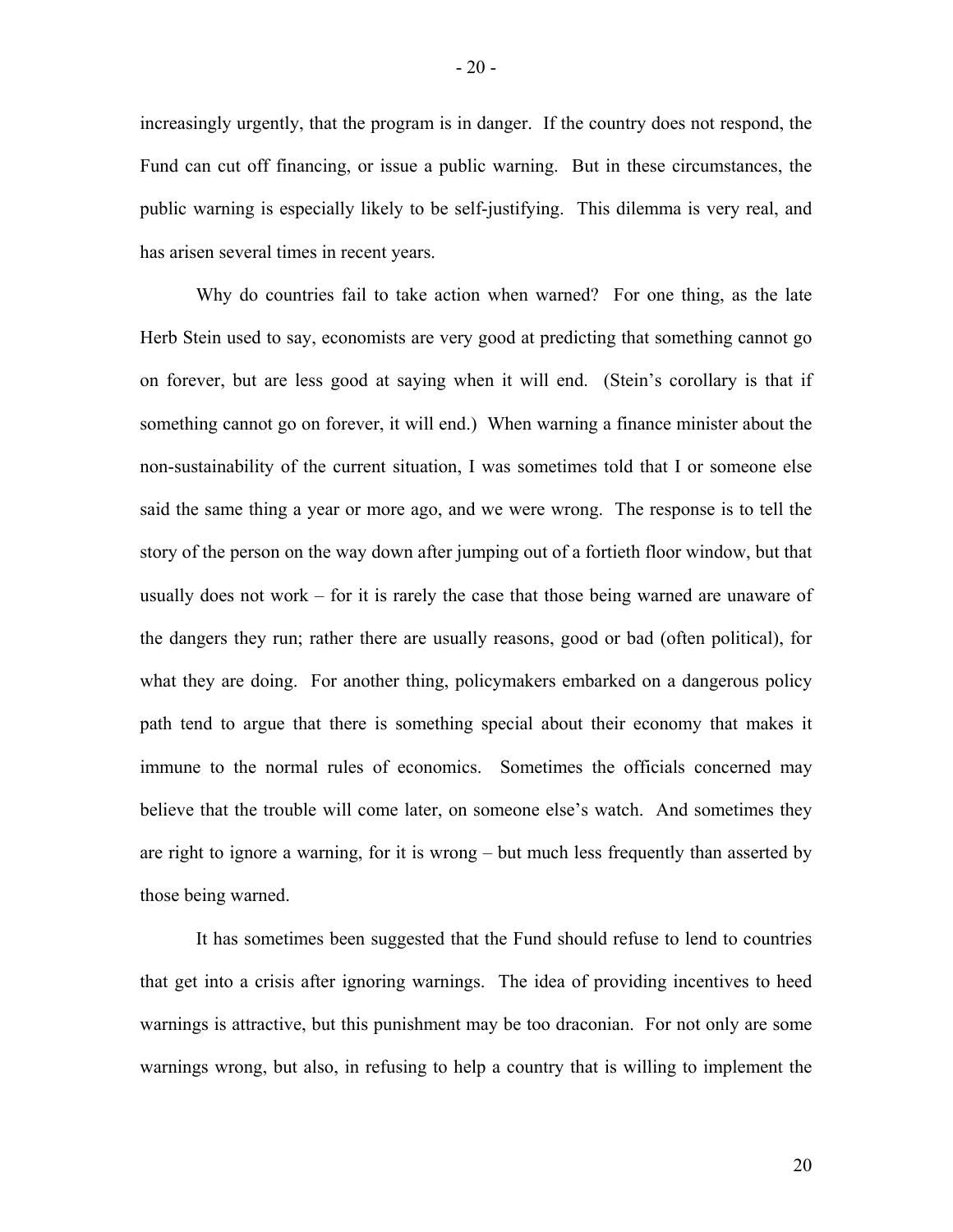increasingly urgently, that the program is in danger. If the country does not respond, the Fund can cut off financing, or issue a public warning. But in these circumstances, the public warning is especially likely to be self-justifying. This dilemma is very real, and has arisen several times in recent years.

Why do countries fail to take action when warned? For one thing, as the late Herb Stein used to say, economists are very good at predicting that something cannot go on forever, but are less good at saying when it will end. (Stein's corollary is that if something cannot go on forever, it will end.) When warning a finance minister about the non-sustainability of the current situation, I was sometimes told that I or someone else said the same thing a year or more ago, and we were wrong. The response is to tell the story of the person on the way down after jumping out of a fortieth floor window, but that usually does not work – for it is rarely the case that those being warned are unaware of the dangers they run; rather there are usually reasons, good or bad (often political), for what they are doing. For another thing, policymakers embarked on a dangerous policy path tend to argue that there is something special about their economy that makes it immune to the normal rules of economics. Sometimes the officials concerned may believe that the trouble will come later, on someone else's watch. And sometimes they are right to ignore a warning, for it is wrong – but much less frequently than asserted by those being warned.

It has sometimes been suggested that the Fund should refuse to lend to countries that get into a crisis after ignoring warnings. The idea of providing incentives to heed warnings is attractive, but this punishment may be too draconian. For not only are some warnings wrong, but also, in refusing to help a country that is willing to implement the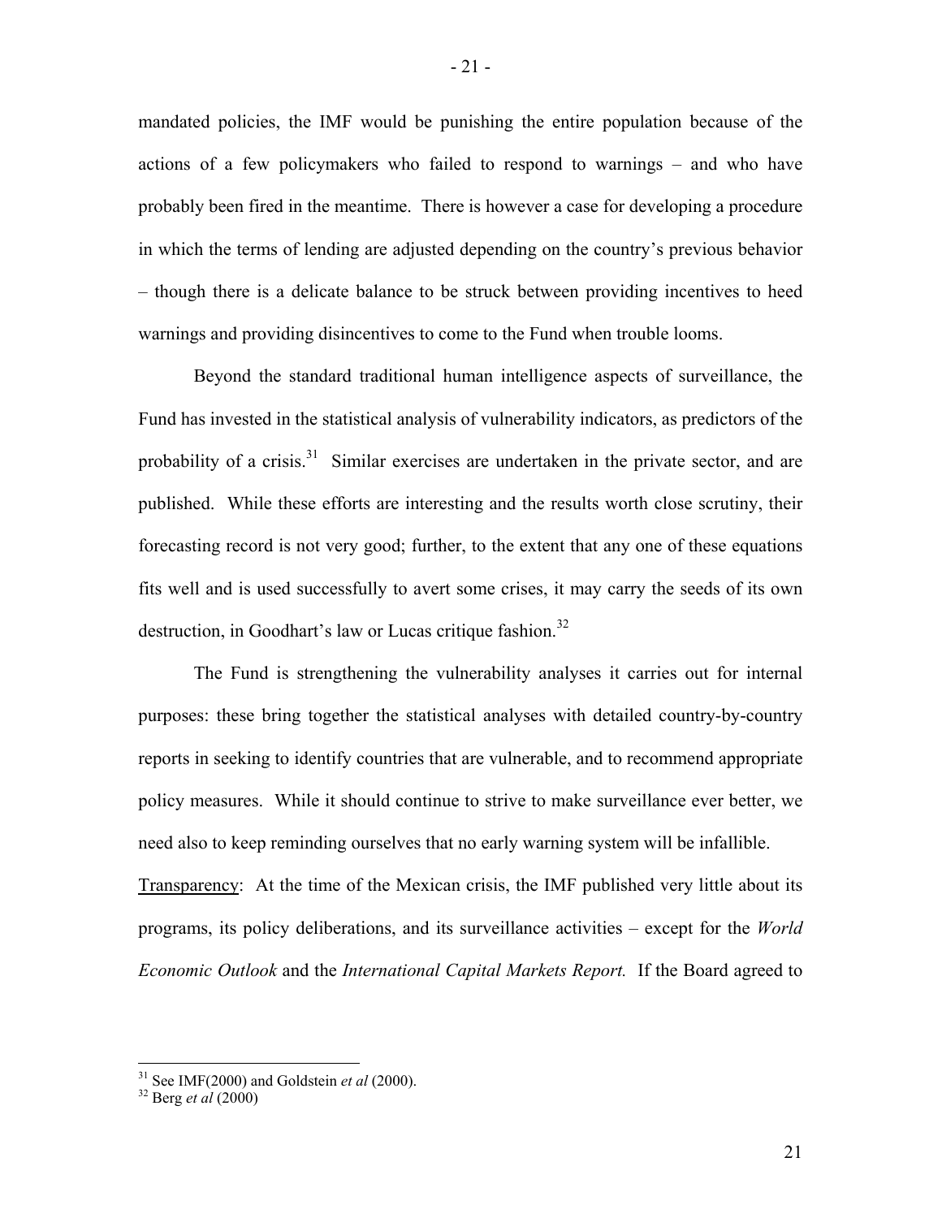mandated policies, the IMF would be punishing the entire population because of the actions of a few policymakers who failed to respond to warnings – and who have probably been fired in the meantime. There is however a case for developing a procedure in which the terms of lending are adjusted depending on the country's previous behavior – though there is a delicate balance to be struck between providing incentives to heed warnings and providing disincentives to come to the Fund when trouble looms.

Beyond the standard traditional human intelligence aspects of surveillance, the Fund has invested in the statistical analysis of vulnerability indicators, as predictors of the probability of a crisis.[31] Similar exercises are undertaken in the private sector, and are published. While these efforts are interesting and the results worth close scrutiny, their forecasting record is not very good; further, to the extent that any one of these equations fits well and is used successfully to avert some crises, it may carry the seeds of its own destruction, in Goodhart's law or Lucas critique fashion.[32]

The Fund is strengthening the vulnerability analyses it carries out for internal purposes: these bring together the statistical analyses with detailed country-by-country reports in seeking to identify countries that are vulnerable, and to recommend appropriate policy measures. While it should continue to strive to make surveillance ever better, we need also to keep reminding ourselves that no early warning system will be infallible.

<u>Transparency</u>: At the time of the Mexican crisis, the IMF published very little about its programs, its policy deliberations, and its surveillance activities – except for the *World Economic Outlook* and the *International Capital Markets Report.* If the Board agreed to

---

[31] See IMF(2000) and Goldstein *et al* (2000).

[32] Berg *et al* (2000)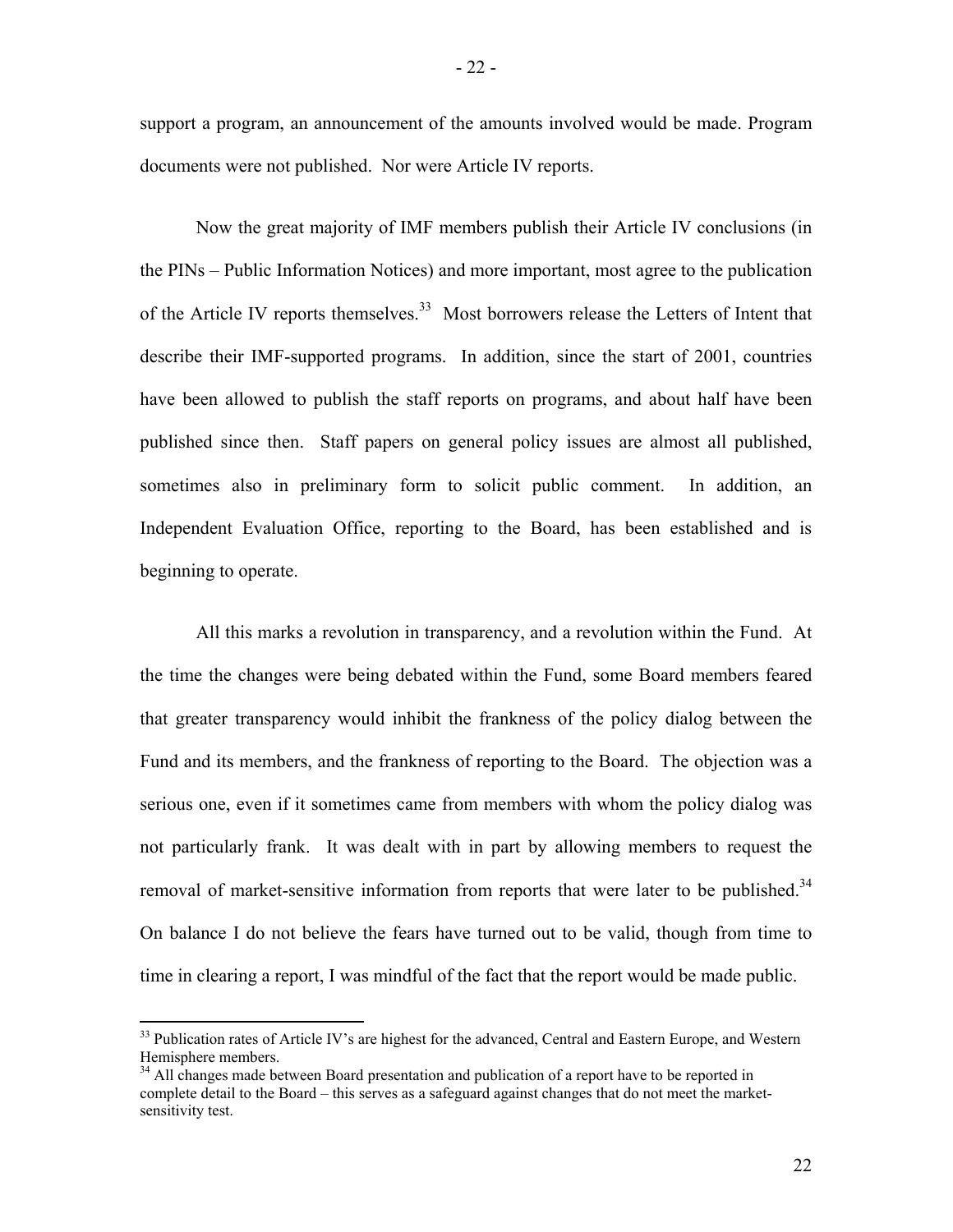support a program, an announcement of the amounts involved would be made. Program documents were not published. Nor were Article IV reports.

Now the great majority of IMF members publish their Article IV conclusions (in the PINs – Public Information Notices) and more important, most agree to the publication of the Article IV reports themselves.[33] Most borrowers release the Letters of Intent that describe their IMF-supported programs. In addition, since the start of 2001, countries have been allowed to publish the staff reports on programs, and about half have been published since then. Staff papers on general policy issues are almost all published, sometimes also in preliminary form to solicit public comment. In addition, an Independent Evaluation Office, reporting to the Board, has been established and is beginning to operate.

All this marks a revolution in transparency, and a revolution within the Fund. At the time the changes were being debated within the Fund, some Board members feared that greater transparency would inhibit the frankness of the policy dialog between the Fund and its members, and the frankness of reporting to the Board. The objection was a serious one, even if it sometimes came from members with whom the policy dialog was not particularly frank. It was dealt with in part by allowing members to request the removal of market-sensitive information from reports that were later to be published.[34] On balance I do not believe the fears have turned out to be valid, though from time to time in clearing a report, I was mindful of the fact that the report would be made public.

---

[33] Publication rates of Article IV's are highest for the advanced, Central and Eastern Europe, and Western Hemisphere members.

[34] All changes made between Board presentation and publication of a report have to be reported in complete detail to the Board – this serves as a safeguard against changes that do not meet the market-sensitivity test.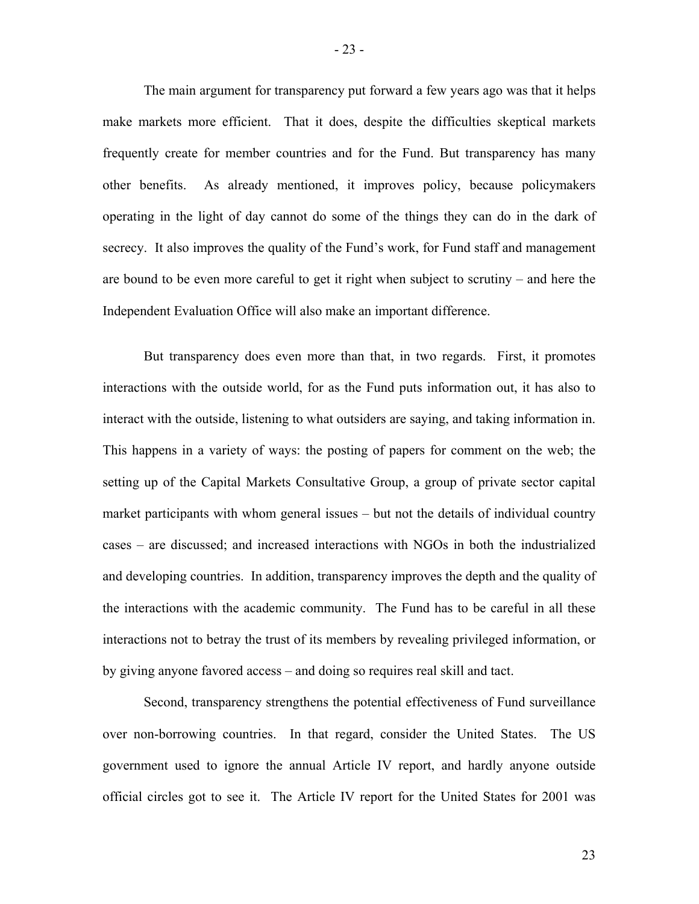The main argument for transparency put forward a few years ago was that it helps make markets more efficient. That it does, despite the difficulties skeptical markets frequently create for member countries and for the Fund. But transparency has many other benefits. As already mentioned, it improves policy, because policymakers operating in the light of day cannot do some of the things they can do in the dark of secrecy. It also improves the quality of the Fund's work, for Fund staff and management are bound to be even more careful to get it right when subject to scrutiny – and here the Independent Evaluation Office will also make an important difference.

But transparency does even more than that, in two regards. First, it promotes interactions with the outside world, for as the Fund puts information out, it has also to interact with the outside, listening to what outsiders are saying, and taking information in. This happens in a variety of ways: the posting of papers for comment on the web; the setting up of the Capital Markets Consultative Group, a group of private sector capital market participants with whom general issues – but not the details of individual country cases – are discussed; and increased interactions with NGOs in both the industrialized and developing countries. In addition, transparency improves the depth and the quality of the interactions with the academic community. The Fund has to be careful in all these interactions not to betray the trust of its members by revealing privileged information, or by giving anyone favored access – and doing so requires real skill and tact.

Second, transparency strengthens the potential effectiveness of Fund surveillance over non-borrowing countries. In that regard, consider the United States. The US government used to ignore the annual Article IV report, and hardly anyone outside official circles got to see it. The Article IV report for the United States for 2001 was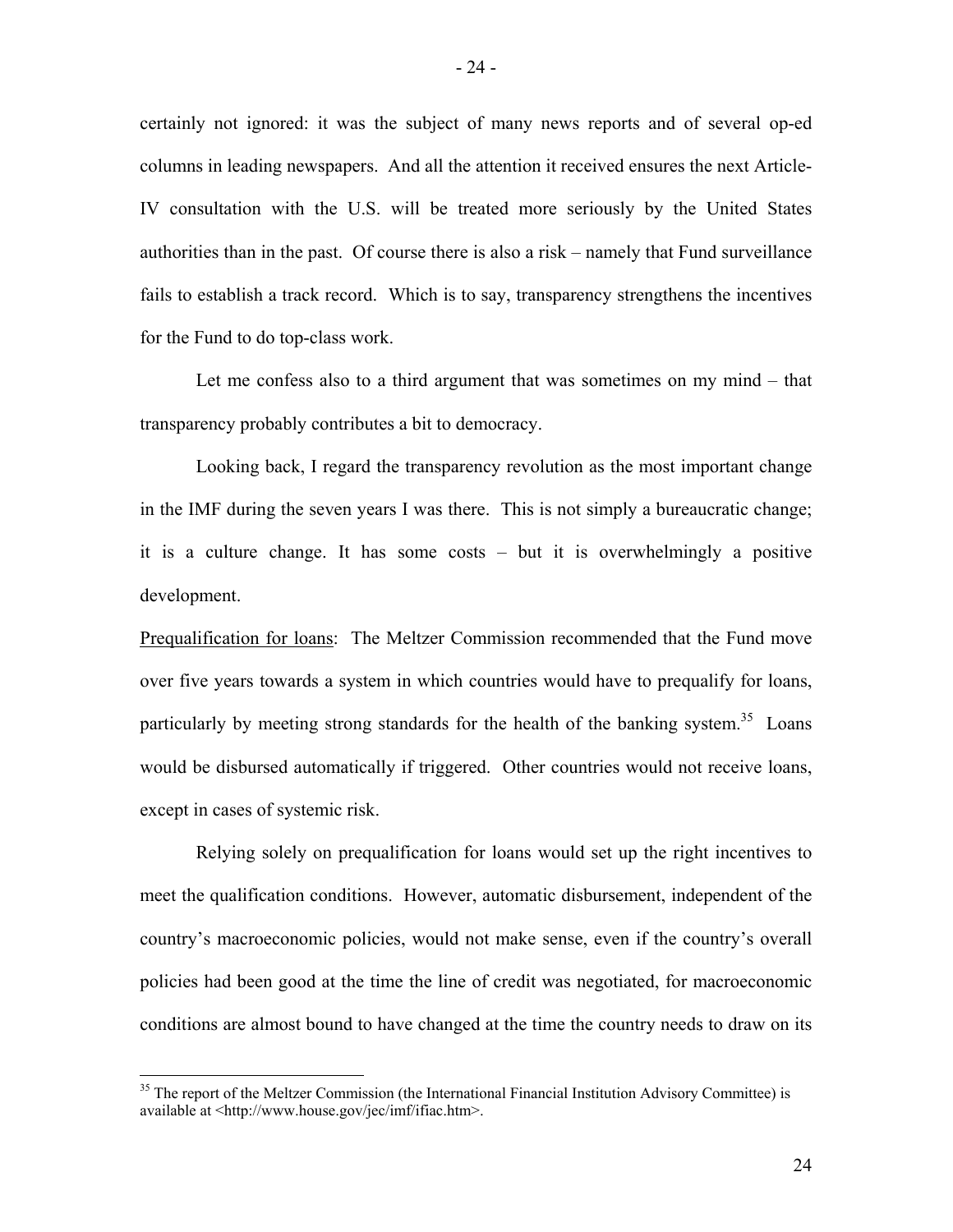certainly not ignored: it was the subject of many news reports and of several op-ed columns in leading newspapers. And all the attention it received ensures the next Article-IV consultation with the U.S. will be treated more seriously by the United States authorities than in the past. Of course there is also a risk – namely that Fund surveillance fails to establish a track record. Which is to say, transparency strengthens the incentives for the Fund to do top-class work.

Let me confess also to a third argument that was sometimes on my mind – that transparency probably contributes a bit to democracy.

Looking back, I regard the transparency revolution as the most important change in the IMF during the seven years I was there. This is not simply a bureaucratic change; it is a culture change. It has some costs – but it is overwhelmingly a positive development.

<u>Prequalification for loans</u>: The Meltzer Commission recommended that the Fund move over five years towards a system in which countries would have to prequalify for loans, particularly by meeting strong standards for the health of the banking system.[35] Loans would be disbursed automatically if triggered. Other countries would not receive loans, except in cases of systemic risk.

Relying solely on prequalification for loans would set up the right incentives to meet the qualification conditions. However, automatic disbursement, independent of the country's macroeconomic policies, would not make sense, even if the country's overall policies had been good at the time the line of credit was negotiated, for macroeconomic conditions are almost bound to have changed at the time the country needs to draw on its

---

[35] The report of the Meltzer Commission (the International Financial Institution Advisory Committee) is available at <http://www.house.gov/jec/imf/ifiac.htm>.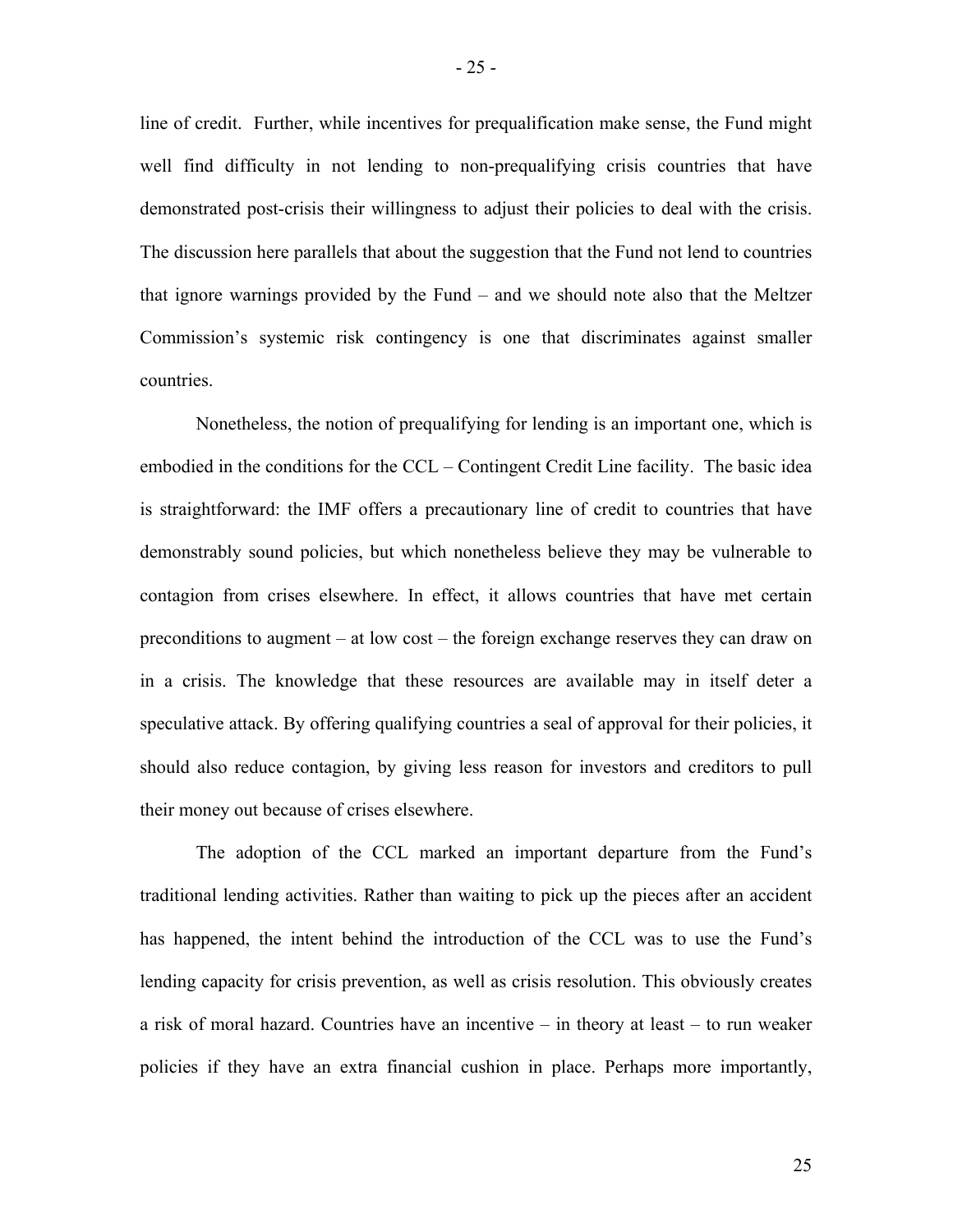line of credit. Further, while incentives for prequalification make sense, the Fund might well find difficulty in not lending to non-prequalifying crisis countries that have demonstrated post-crisis their willingness to adjust their policies to deal with the crisis. The discussion here parallels that about the suggestion that the Fund not lend to countries that ignore warnings provided by the Fund – and we should note also that the Meltzer Commission's systemic risk contingency is one that discriminates against smaller countries.

Nonetheless, the notion of prequalifying for lending is an important one, which is embodied in the conditions for the CCL – Contingent Credit Line facility. The basic idea is straightforward: the IMF offers a precautionary line of credit to countries that have demonstrably sound policies, but which nonetheless believe they may be vulnerable to contagion from crises elsewhere. In effect, it allows countries that have met certain preconditions to augment – at low cost – the foreign exchange reserves they can draw on in a crisis. The knowledge that these resources are available may in itself deter a speculative attack. By offering qualifying countries a seal of approval for their policies, it should also reduce contagion, by giving less reason for investors and creditors to pull their money out because of crises elsewhere.

The adoption of the CCL marked an important departure from the Fund's traditional lending activities. Rather than waiting to pick up the pieces after an accident has happened, the intent behind the introduction of the CCL was to use the Fund's lending capacity for crisis prevention, as well as crisis resolution. This obviously creates a risk of moral hazard. Countries have an incentive – in theory at least – to run weaker policies if they have an extra financial cushion in place. Perhaps more importantly,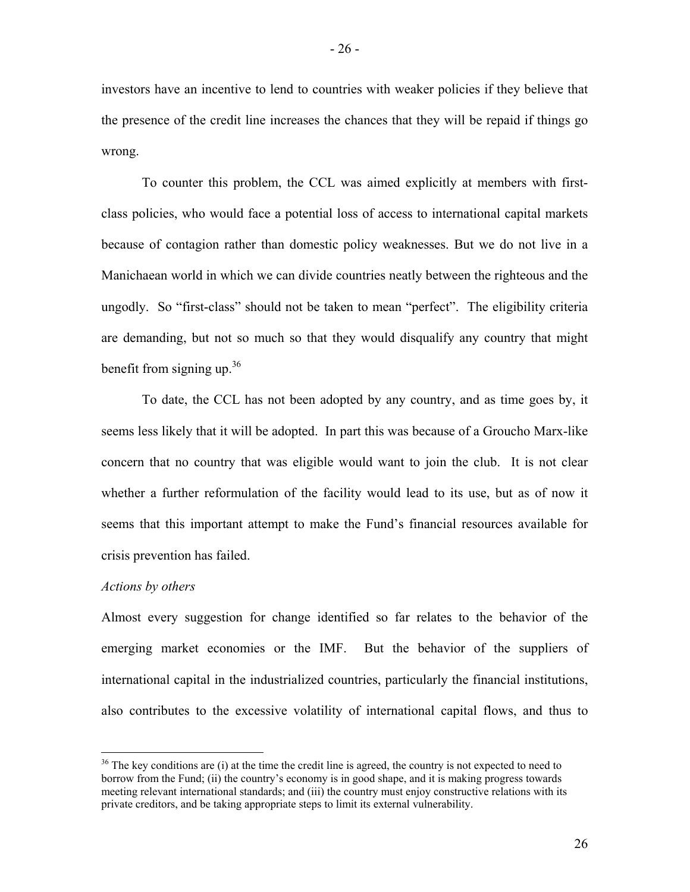investors have an incentive to lend to countries with weaker policies if they believe that the presence of the credit line increases the chances that they will be repaid if things go wrong.

To counter this problem, the CCL was aimed explicitly at members with first-class policies, who would face a potential loss of access to international capital markets because of contagion rather than domestic policy weaknesses. But we do not live in a Manichaean world in which we can divide countries neatly between the righteous and the ungodly. So "first-class" should not be taken to mean "perfect". The eligibility criteria are demanding, but not so much so that they would disqualify any country that might benefit from signing up.[36]

To date, the CCL has not been adopted by any country, and as time goes by, it seems less likely that it will be adopted. In part this was because of a Groucho Marx-like concern that no country that was eligible would want to join the club. It is not clear whether a further reformulation of the facility would lead to its use, but as of now it seems that this important attempt to make the Fund's financial resources available for crisis prevention has failed.

*Actions by others*

Almost every suggestion for change identified so far relates to the behavior of the emerging market economies or the IMF. But the behavior of the suppliers of international capital in the industrialized countries, particularly the financial institutions, also contributes to the excessive volatility of international capital flows, and thus to

[36] The key conditions are (i) at the time the credit line is agreed, the country is not expected to need to borrow from the Fund; (ii) the country's economy is in good shape, and it is making progress towards meeting relevant international standards; and (iii) the country must enjoy constructive relations with its private creditors, and be taking appropriate steps to limit its external vulnerability.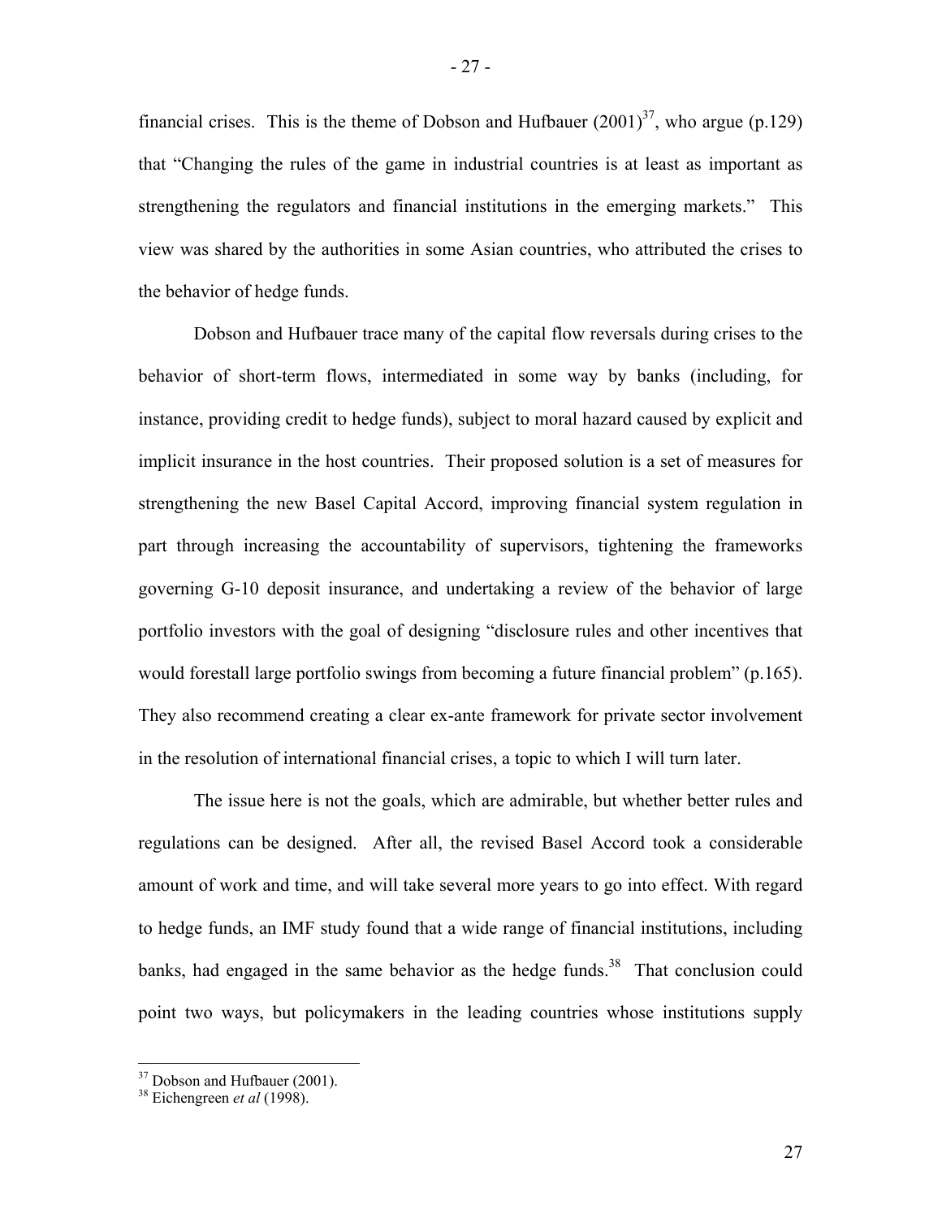financial crises. This is the theme of Dobson and Hufbauer (2001)[37], who argue (p.129) that "Changing the rules of the game in industrial countries is at least as important as strengthening the regulators and financial institutions in the emerging markets." This view was shared by the authorities in some Asian countries, who attributed the crises to the behavior of hedge funds.

Dobson and Hufbauer trace many of the capital flow reversals during crises to the behavior of short-term flows, intermediated in some way by banks (including, for instance, providing credit to hedge funds), subject to moral hazard caused by explicit and implicit insurance in the host countries. Their proposed solution is a set of measures for strengthening the new Basel Capital Accord, improving financial system regulation in part through increasing the accountability of supervisors, tightening the frameworks governing G-10 deposit insurance, and undertaking a review of the behavior of large portfolio investors with the goal of designing "disclosure rules and other incentives that would forestall large portfolio swings from becoming a future financial problem" (p.165). They also recommend creating a clear ex-ante framework for private sector involvement in the resolution of international financial crises, a topic to which I will turn later.

The issue here is not the goals, which are admirable, but whether better rules and regulations can be designed. After all, the revised Basel Accord took a considerable amount of work and time, and will take several more years to go into effect. With regard to hedge funds, an IMF study found that a wide range of financial institutions, including banks, had engaged in the same behavior as the hedge funds.[38] That conclusion could point two ways, but policymakers in the leading countries whose institutions supply

[37] Dobson and Hufbauer (2001).

[38] Eichengreen *et al* (1998).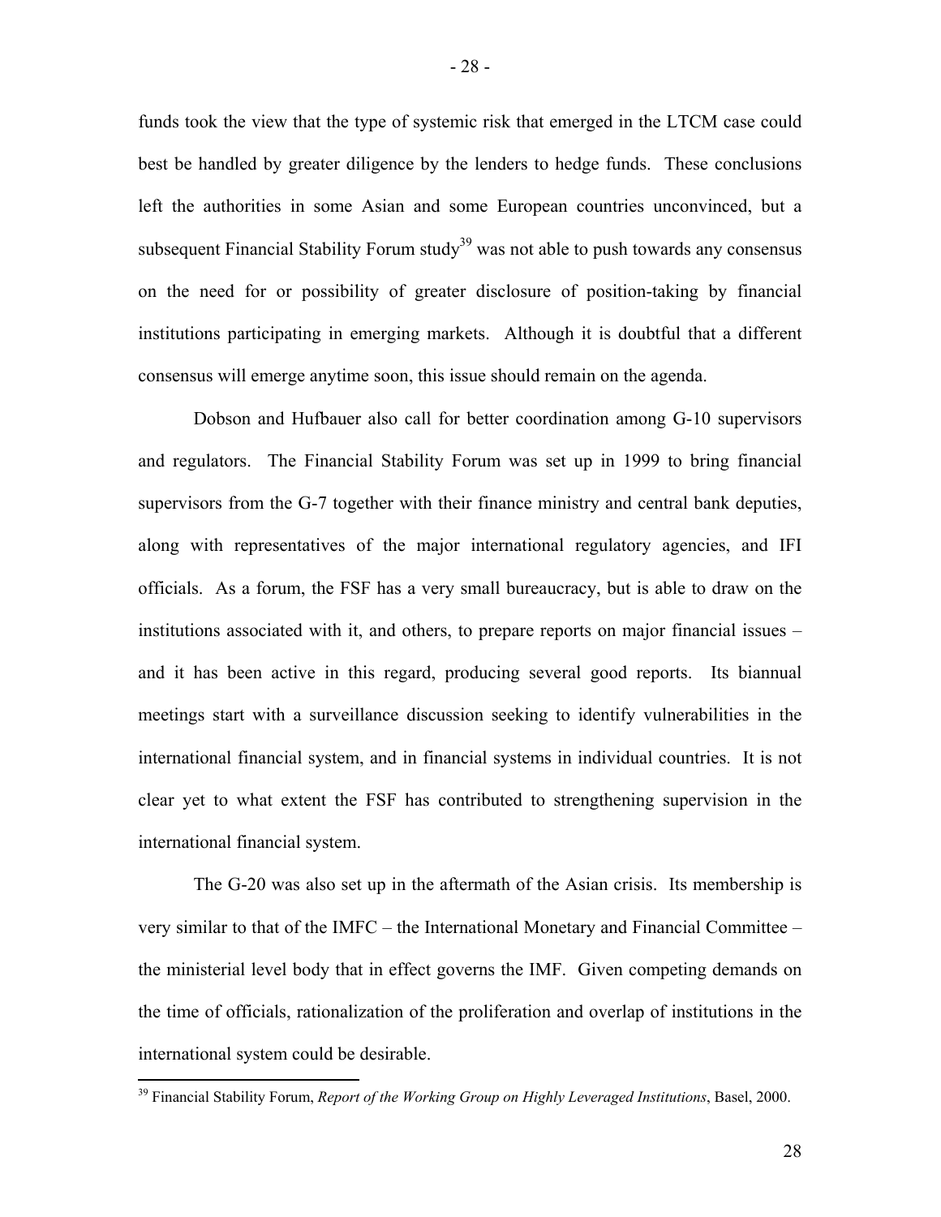funds took the view that the type of systemic risk that emerged in the LTCM case could best be handled by greater diligence by the lenders to hedge funds. These conclusions left the authorities in some Asian and some European countries unconvinced, but a subsequent Financial Stability Forum study[39] was not able to push towards any consensus on the need for or possibility of greater disclosure of position-taking by financial institutions participating in emerging markets. Although it is doubtful that a different consensus will emerge anytime soon, this issue should remain on the agenda.

Dobson and Hufbauer also call for better coordination among G-10 supervisors and regulators. The Financial Stability Forum was set up in 1999 to bring financial supervisors from the G-7 together with their finance ministry and central bank deputies, along with representatives of the major international regulatory agencies, and IFI officials. As a forum, the FSF has a very small bureaucracy, but is able to draw on the institutions associated with it, and others, to prepare reports on major financial issues – and it has been active in this regard, producing several good reports. Its biannual meetings start with a surveillance discussion seeking to identify vulnerabilities in the international financial system, and in financial systems in individual countries. It is not clear yet to what extent the FSF has contributed to strengthening supervision in the international financial system.

The G-20 was also set up in the aftermath of the Asian crisis. Its membership is very similar to that of the IMFC – the International Monetary and Financial Committee – the ministerial level body that in effect governs the IMF. Given competing demands on the time of officials, rationalization of the proliferation and overlap of institutions in the international system could be desirable.

[39] Financial Stability Forum, *Report of the Working Group on Highly Leveraged Institutions*, Basel, 2000.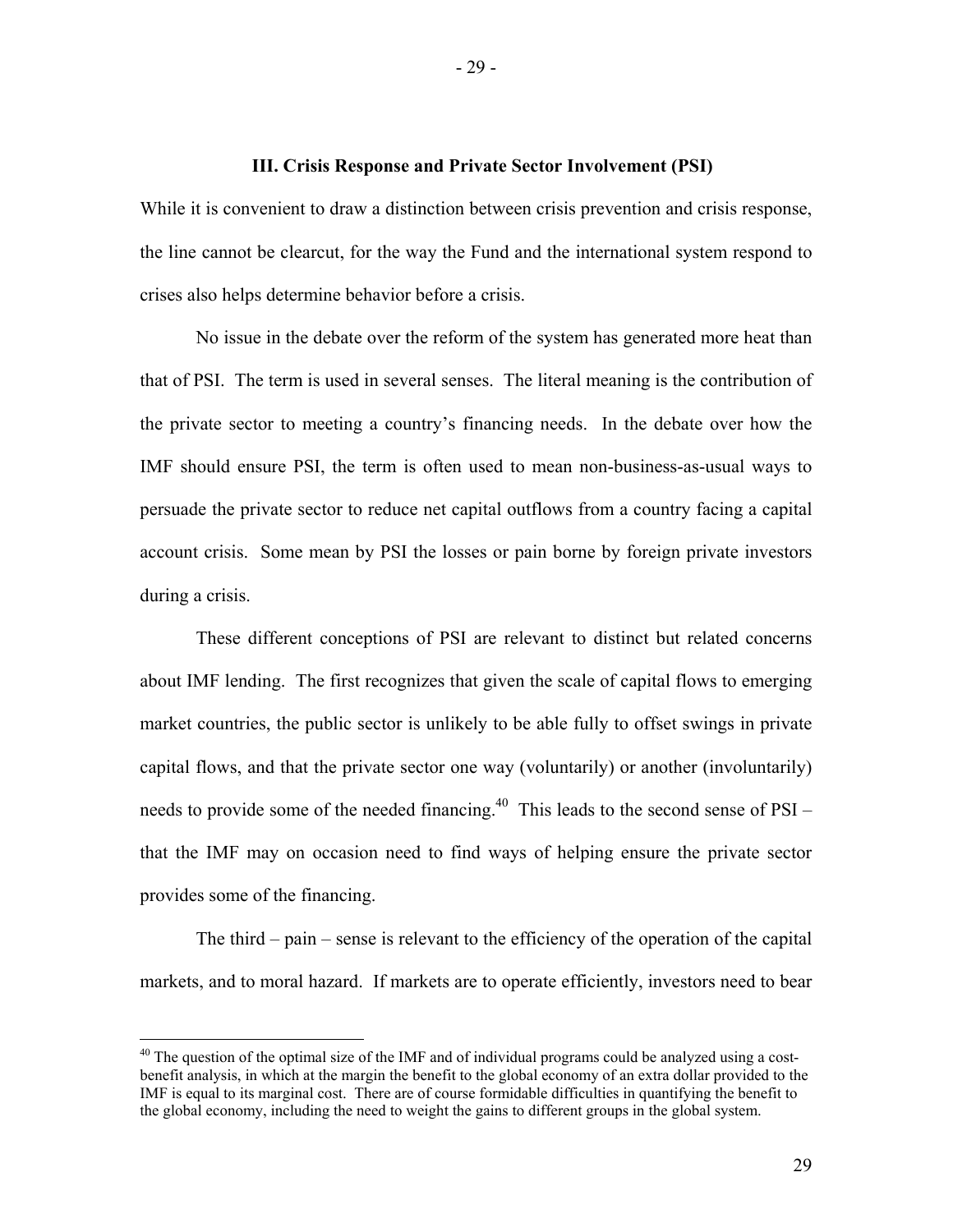## III. Crisis Response and Private Sector Involvement (PSI)

While it is convenient to draw a distinction between crisis prevention and crisis response, the line cannot be clearcut, for the way the Fund and the international system respond to crises also helps determine behavior before a crisis.

No issue in the debate over the reform of the system has generated more heat than that of PSI. The term is used in several senses. The literal meaning is the contribution of the private sector to meeting a country's financing needs. In the debate over how the IMF should ensure PSI, the term is often used to mean non-business-as-usual ways to persuade the private sector to reduce net capital outflows from a country facing a capital account crisis. Some mean by PSI the losses or pain borne by foreign private investors during a crisis.

These different conceptions of PSI are relevant to distinct but related concerns about IMF lending. The first recognizes that given the scale of capital flows to emerging market countries, the public sector is unlikely to be able fully to offset swings in private capital flows, and that the private sector one way (voluntarily) or another (involuntarily) needs to provide some of the needed financing.[40] This leads to the second sense of PSI – that the IMF may on occasion need to find ways of helping ensure the private sector provides some of the financing.

The third – pain – sense is relevant to the efficiency of the operation of the capital markets, and to moral hazard. If markets are to operate efficiently, investors need to bear

[40] The question of the optimal size of the IMF and of individual programs could be analyzed using a cost-benefit analysis, in which at the margin the benefit to the global economy of an extra dollar provided to the IMF is equal to its marginal cost. There are of course formidable difficulties in quantifying the benefit to the global economy, including the need to weight the gains to different groups in the global system.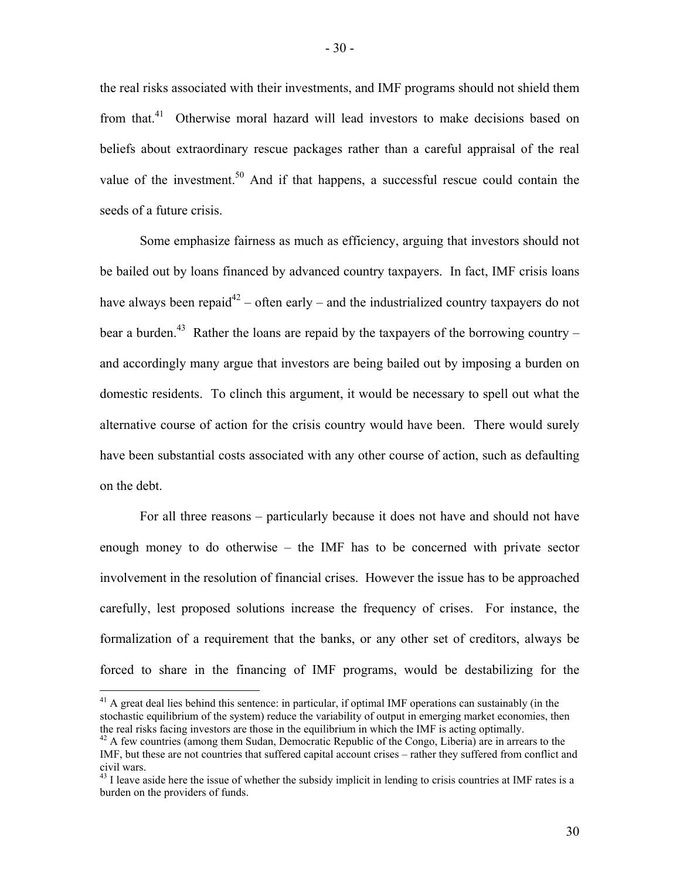the real risks associated with their investments, and IMF programs should not shield them from that.[41] Otherwise moral hazard will lead investors to make decisions based on beliefs about extraordinary rescue packages rather than a careful appraisal of the real value of the investment.[50] And if that happens, a successful rescue could contain the seeds of a future crisis.

Some emphasize fairness as much as efficiency, arguing that investors should not be bailed out by loans financed by advanced country taxpayers. In fact, IMF crisis loans have always been repaid[42] – often early – and the industrialized country taxpayers do not bear a burden.[43] Rather the loans are repaid by the taxpayers of the borrowing country – and accordingly many argue that investors are being bailed out by imposing a burden on domestic residents. To clinch this argument, it would be necessary to spell out what the alternative course of action for the crisis country would have been. There would surely have been substantial costs associated with any other course of action, such as defaulting on the debt.

For all three reasons – particularly because it does not have and should not have enough money to do otherwise – the IMF has to be concerned with private sector involvement in the resolution of financial crises. However the issue has to be approached carefully, lest proposed solutions increase the frequency of crises. For instance, the formalization of a requirement that the banks, or any other set of creditors, always be forced to share in the financing of IMF programs, would be destabilizing for the

---

[41] A great deal lies behind this sentence: in particular, if optimal IMF operations can sustainably (in the stochastic equilibrium of the system) reduce the variability of output in emerging market economies, then the real risks facing investors are those in the equilibrium in which the IMF is acting optimally.

[42] A few countries (among them Sudan, Democratic Republic of the Congo, Liberia) are in arrears to the IMF, but these are not countries that suffered capital account crises – rather they suffered from conflict and civil wars.

[43] I leave aside here the issue of whether the subsidy implicit in lending to crisis countries at IMF rates is a burden on the providers of funds.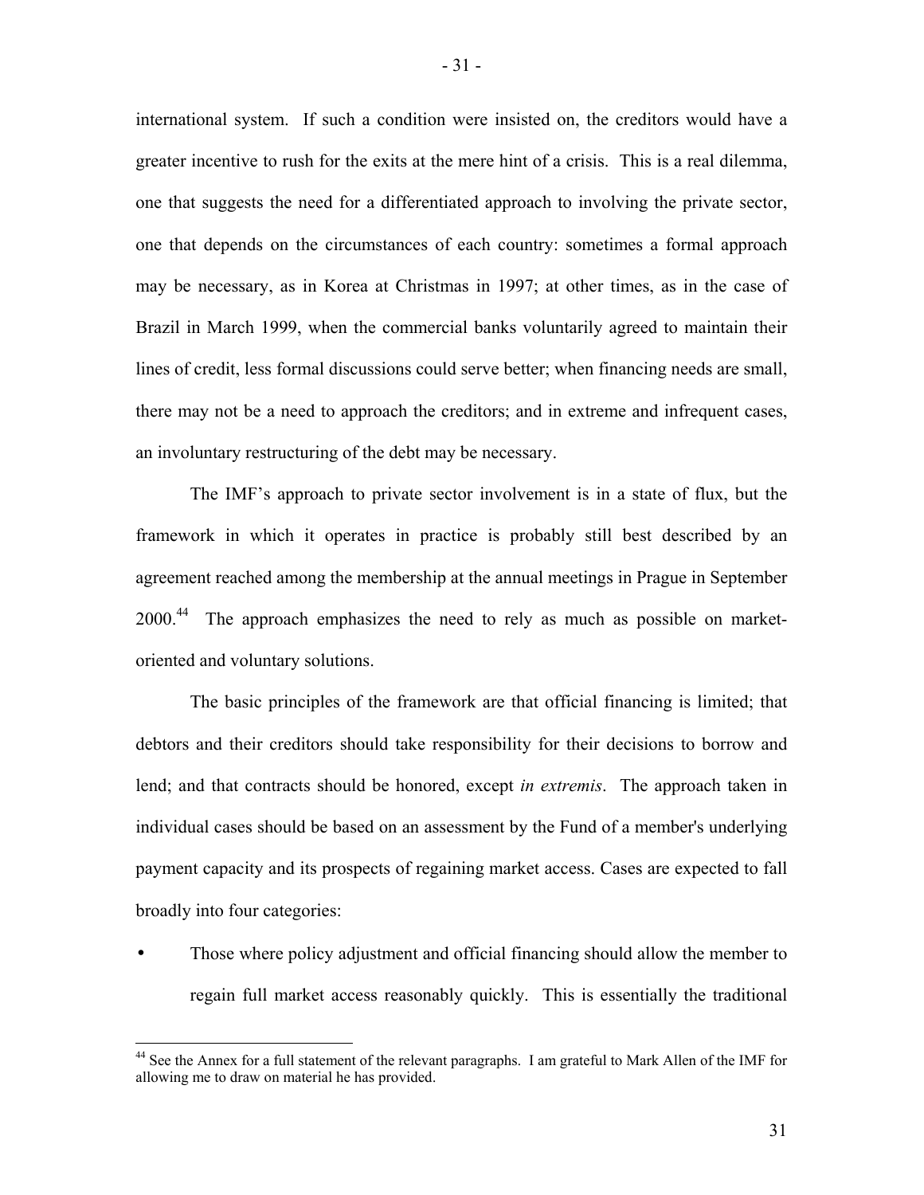international system. If such a condition were insisted on, the creditors would have a greater incentive to rush for the exits at the mere hint of a crisis. This is a real dilemma, one that suggests the need for a differentiated approach to involving the private sector, one that depends on the circumstances of each country: sometimes a formal approach may be necessary, as in Korea at Christmas in 1997; at other times, as in the case of Brazil in March 1999, when the commercial banks voluntarily agreed to maintain their lines of credit, less formal discussions could serve better; when financing needs are small, there may not be a need to approach the creditors; and in extreme and infrequent cases, an involuntary restructuring of the debt may be necessary.

The IMF's approach to private sector involvement is in a state of flux, but the framework in which it operates in practice is probably still best described by an agreement reached among the membership at the annual meetings in Prague in September 2000.[44] The approach emphasizes the need to rely as much as possible on market-oriented and voluntary solutions.

The basic principles of the framework are that official financing is limited; that debtors and their creditors should take responsibility for their decisions to borrow and lend; and that contracts should be honored, except *in extremis*. The approach taken in individual cases should be based on an assessment by the Fund of a member's underlying payment capacity and its prospects of regaining market access. Cases are expected to fall broadly into four categories:

- Those where policy adjustment and official financing should allow the member to regain full market access reasonably quickly. This is essentially the traditional

[44] See the Annex for a full statement of the relevant paragraphs. I am grateful to Mark Allen of the IMF for allowing me to draw on material he has provided.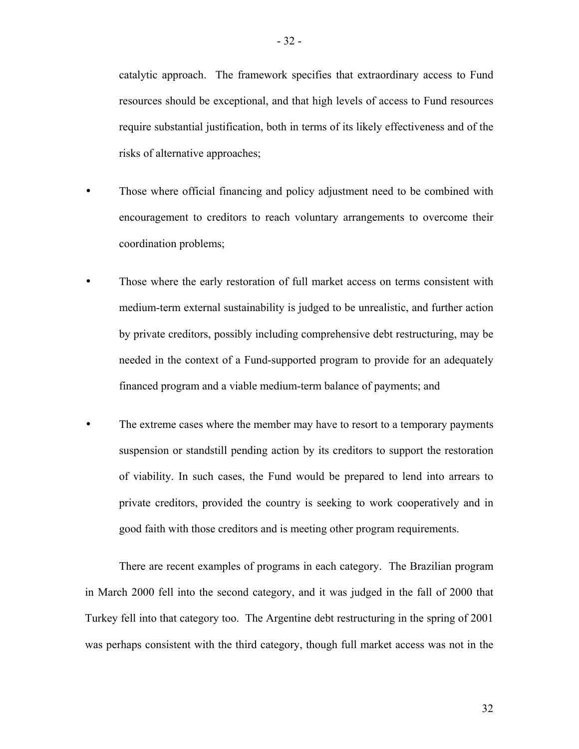catalytic approach. The framework specifies that extraordinary access to Fund resources should be exceptional, and that high levels of access to Fund resources require substantial justification, both in terms of its likely effectiveness and of the risks of alternative approaches;

- Those where official financing and policy adjustment need to be combined with encouragement to creditors to reach voluntary arrangements to overcome their coordination problems;

- Those where the early restoration of full market access on terms consistent with medium-term external sustainability is judged to be unrealistic, and further action by private creditors, possibly including comprehensive debt restructuring, may be needed in the context of a Fund-supported program to provide for an adequately financed program and a viable medium-term balance of payments; and

- The extreme cases where the member may have to resort to a temporary payments suspension or standstill pending action by its creditors to support the restoration of viability. In such cases, the Fund would be prepared to lend into arrears to private creditors, provided the country is seeking to work cooperatively and in good faith with those creditors and is meeting other program requirements.

There are recent examples of programs in each category. The Brazilian program in March 2000 fell into the second category, and it was judged in the fall of 2000 that Turkey fell into that category too. The Argentine debt restructuring in the spring of 2001 was perhaps consistent with the third category, though full market access was not in the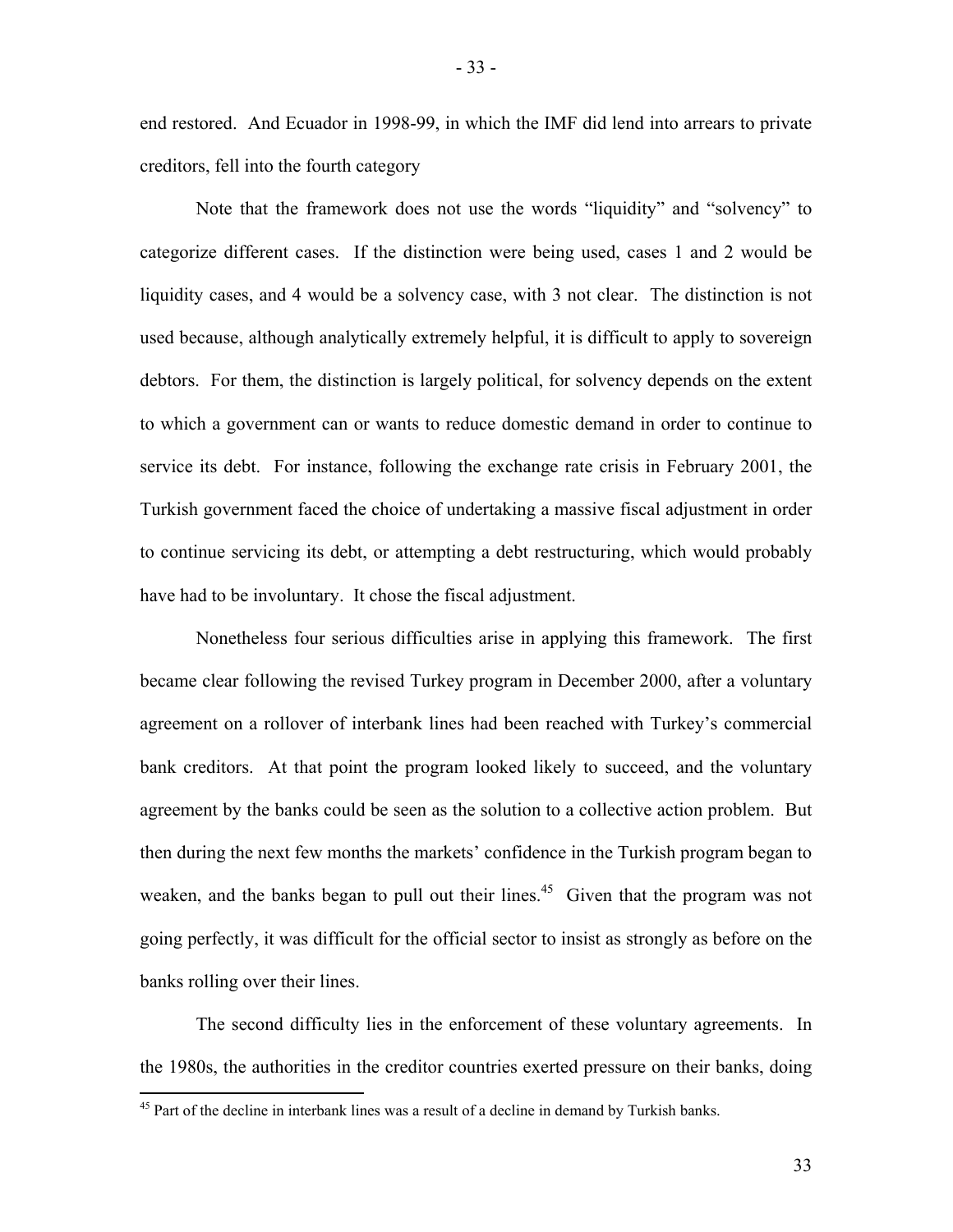end restored. And Ecuador in 1998-99, in which the IMF did lend into arrears to private creditors, fell into the fourth category

Note that the framework does not use the words "liquidity" and "solvency" to categorize different cases. If the distinction were being used, cases 1 and 2 would be liquidity cases, and 4 would be a solvency case, with 3 not clear. The distinction is not used because, although analytically extremely helpful, it is difficult to apply to sovereign debtors. For them, the distinction is largely political, for solvency depends on the extent to which a government can or wants to reduce domestic demand in order to continue to service its debt. For instance, following the exchange rate crisis in February 2001, the Turkish government faced the choice of undertaking a massive fiscal adjustment in order to continue servicing its debt, or attempting a debt restructuring, which would probably have had to be involuntary. It chose the fiscal adjustment.

Nonetheless four serious difficulties arise in applying this framework. The first became clear following the revised Turkey program in December 2000, after a voluntary agreement on a rollover of interbank lines had been reached with Turkey's commercial bank creditors. At that point the program looked likely to succeed, and the voluntary agreement by the banks could be seen as the solution to a collective action problem. But then during the next few months the markets' confidence in the Turkish program began to weaken, and the banks began to pull out their lines.[45] Given that the program was not going perfectly, it was difficult for the official sector to insist as strongly as before on the banks rolling over their lines.

The second difficulty lies in the enforcement of these voluntary agreements. In the 1980s, the authorities in the creditor countries exerted pressure on their banks, doing

[45] Part of the decline in interbank lines was a result of a decline in demand by Turkish banks.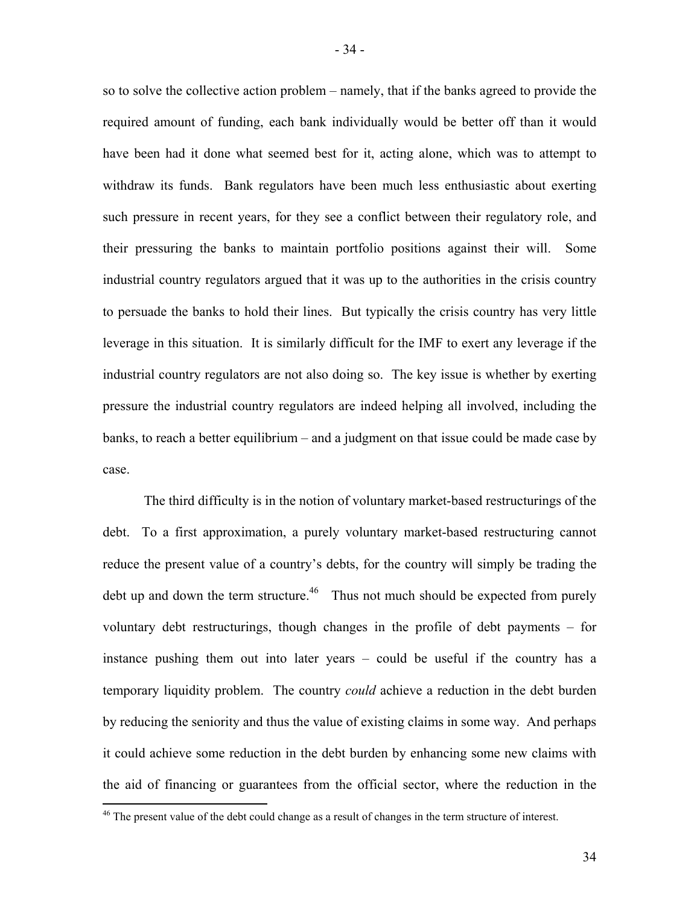so to solve the collective action problem – namely, that if the banks agreed to provide the required amount of funding, each bank individually would be better off than it would have been had it done what seemed best for it, acting alone, which was to attempt to withdraw its funds. Bank regulators have been much less enthusiastic about exerting such pressure in recent years, for they see a conflict between their regulatory role, and their pressuring the banks to maintain portfolio positions against their will. Some industrial country regulators argued that it was up to the authorities in the crisis country to persuade the banks to hold their lines. But typically the crisis country has very little leverage in this situation. It is similarly difficult for the IMF to exert any leverage if the industrial country regulators are not also doing so. The key issue is whether by exerting pressure the industrial country regulators are indeed helping all involved, including the banks, to reach a better equilibrium – and a judgment on that issue could be made case by case.

The third difficulty is in the notion of voluntary market-based restructurings of the debt. To a first approximation, a purely voluntary market-based restructuring cannot reduce the present value of a country's debts, for the country will simply be trading the debt up and down the term structure.[46] Thus not much should be expected from purely voluntary debt restructurings, though changes in the profile of debt payments – for instance pushing them out into later years – could be useful if the country has a temporary liquidity problem. The country *could* achieve a reduction in the debt burden by reducing the seniority and thus the value of existing claims in some way. And perhaps it could achieve some reduction in the debt burden by enhancing some new claims with the aid of financing or guarantees from the official sector, where the reduction in the

[46] The present value of the debt could change as a result of changes in the term structure of interest.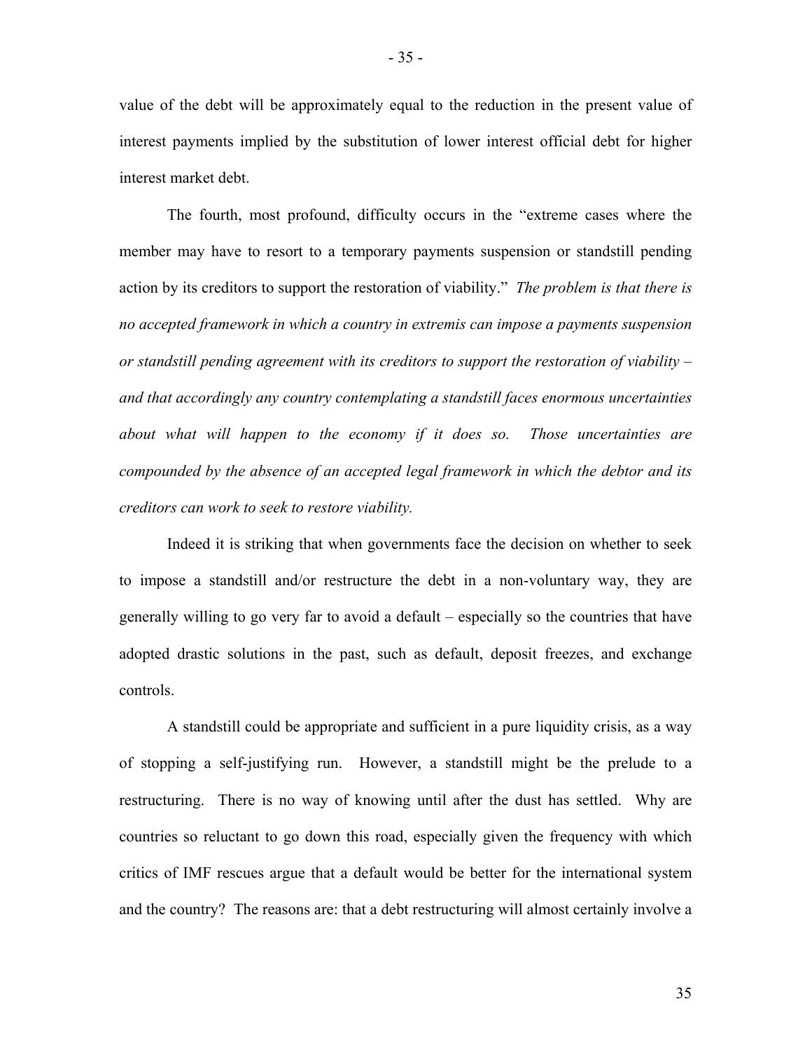value of the debt will be approximately equal to the reduction in the present value of interest payments implied by the substitution of lower interest official debt for higher interest market debt.

The fourth, most profound, difficulty occurs in the "extreme cases where the member may have to resort to a temporary payments suspension or standstill pending action by its creditors to support the restoration of viability." *The problem is that there is no accepted framework in which a country in extremis can impose a payments suspension or standstill pending agreement with its creditors to support the restoration of viability – and that accordingly any country contemplating a standstill faces enormous uncertainties about what will happen to the economy if it does so. Those uncertainties are compounded by the absence of an accepted legal framework in which the debtor and its creditors can work to seek to restore viability.*

Indeed it is striking that when governments face the decision on whether to seek to impose a standstill and/or restructure the debt in a non-voluntary way, they are generally willing to go very far to avoid a default – especially so the countries that have adopted drastic solutions in the past, such as default, deposit freezes, and exchange controls.

A standstill could be appropriate and sufficient in a pure liquidity crisis, as a way of stopping a self-justifying run. However, a standstill might be the prelude to a restructuring. There is no way of knowing until after the dust has settled. Why are countries so reluctant to go down this road, especially given the frequency with which critics of IMF rescues argue that a default would be better for the international system and the country? The reasons are: that a debt restructuring will almost certainly involve a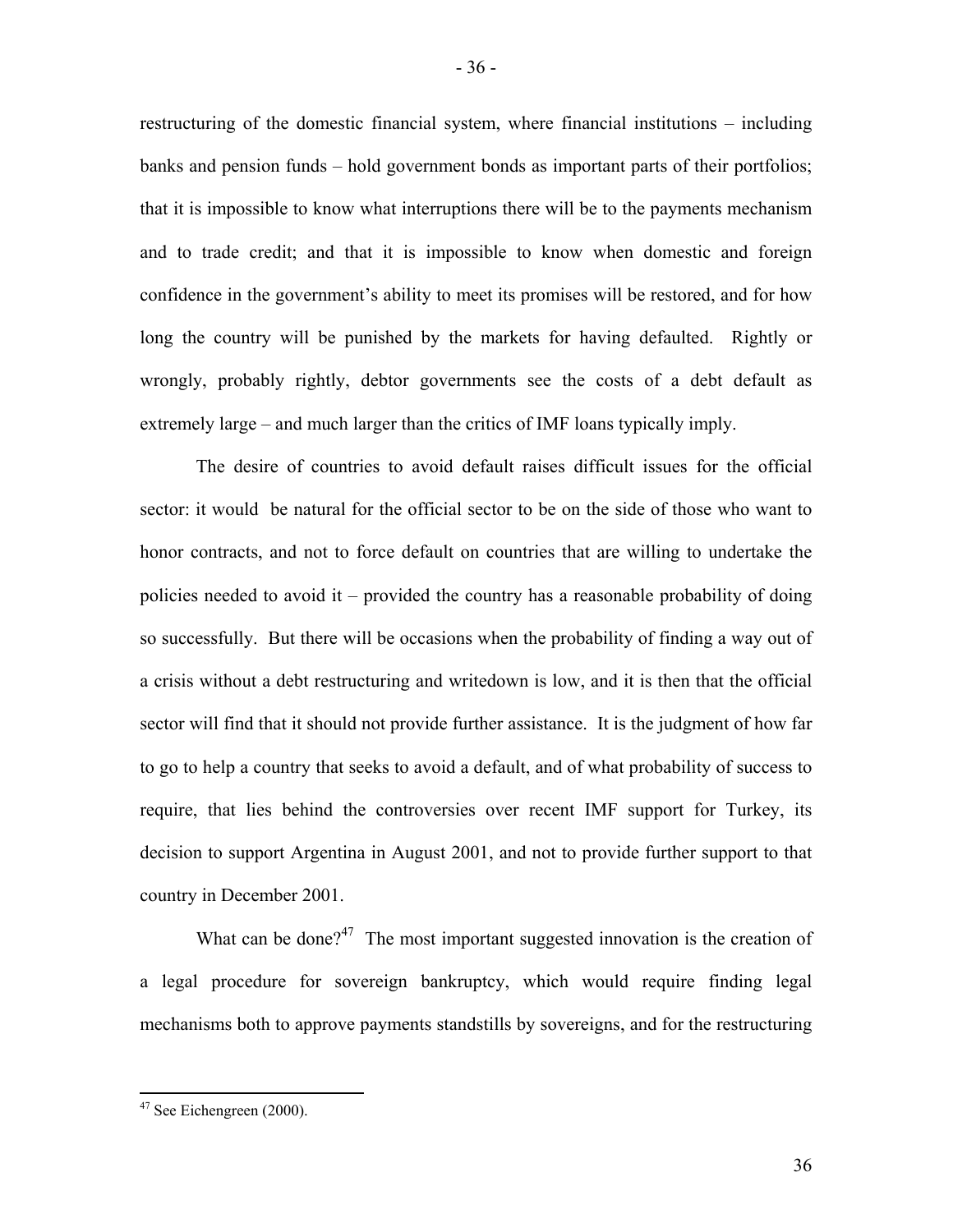restructuring of the domestic financial system, where financial institutions – including banks and pension funds – hold government bonds as important parts of their portfolios; that it is impossible to know what interruptions there will be to the payments mechanism and to trade credit; and that it is impossible to know when domestic and foreign confidence in the government's ability to meet its promises will be restored, and for how long the country will be punished by the markets for having defaulted. Rightly or wrongly, probably rightly, debtor governments see the costs of a debt default as extremely large – and much larger than the critics of IMF loans typically imply.

The desire of countries to avoid default raises difficult issues for the official sector: it would be natural for the official sector to be on the side of those who want to honor contracts, and not to force default on countries that are willing to undertake the policies needed to avoid it – provided the country has a reasonable probability of doing so successfully. But there will be occasions when the probability of finding a way out of a crisis without a debt restructuring and writedown is low, and it is then that the official sector will find that it should not provide further assistance. It is the judgment of how far to go to help a country that seeks to avoid a default, and of what probability of success to require, that lies behind the controversies over recent IMF support for Turkey, its decision to support Argentina in August 2001, and not to provide further support to that country in December 2001.

What can be done?[47] The most important suggested innovation is the creation of a legal procedure for sovereign bankruptcy, which would require finding legal mechanisms both to approve payments standstills by sovereigns, and for the restructuring

---

[47] See Eichengreen (2000).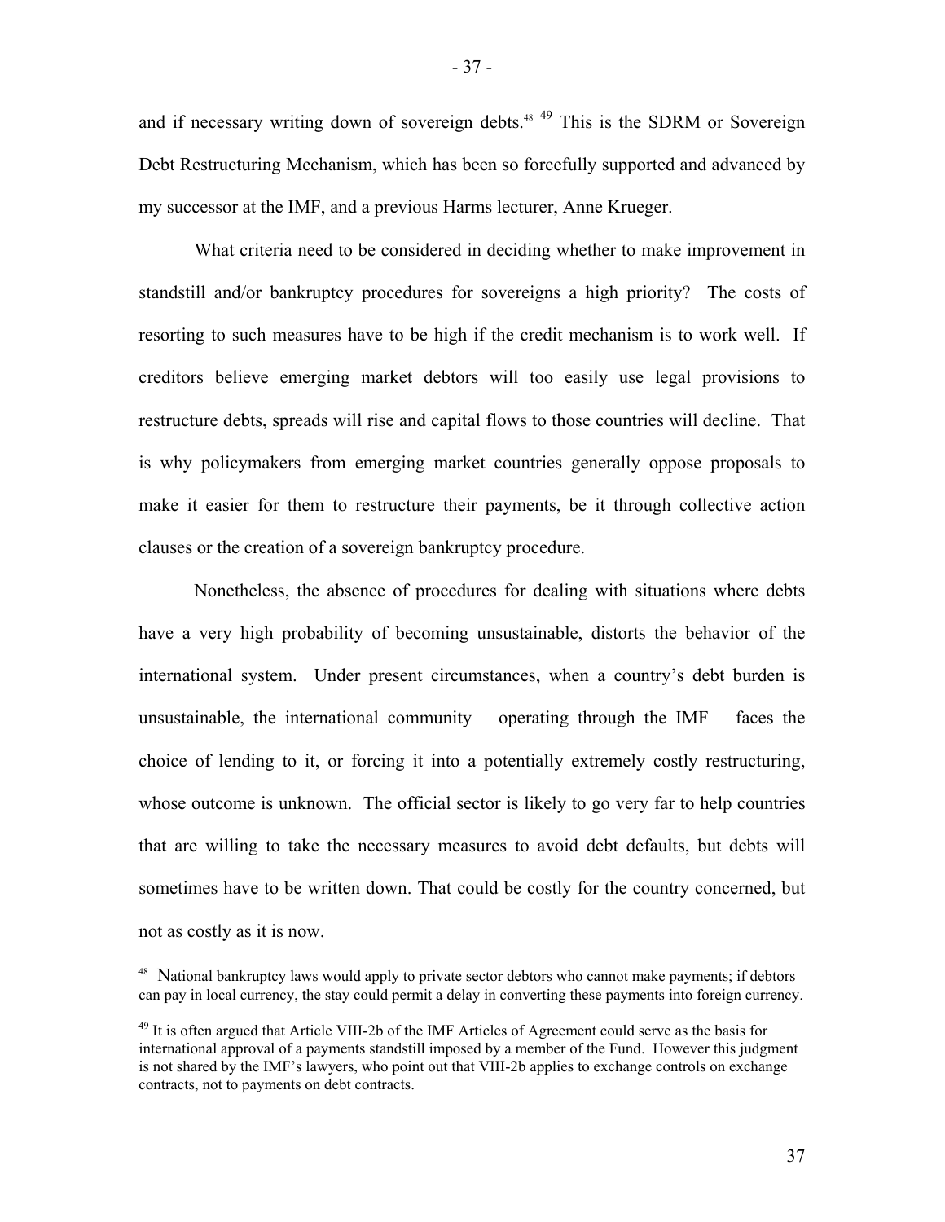and if necessary writing down of sovereign debts.[48] [49] This is the SDRM or Sovereign Debt Restructuring Mechanism, which has been so forcefully supported and advanced by my successor at the IMF, and a previous Harms lecturer, Anne Krueger.

What criteria need to be considered in deciding whether to make improvement in standstill and/or bankruptcy procedures for sovereigns a high priority? The costs of resorting to such measures have to be high if the credit mechanism is to work well. If creditors believe emerging market debtors will too easily use legal provisions to restructure debts, spreads will rise and capital flows to those countries will decline. That is why policymakers from emerging market countries generally oppose proposals to make it easier for them to restructure their payments, be it through collective action clauses or the creation of a sovereign bankruptcy procedure.

Nonetheless, the absence of procedures for dealing with situations where debts have a very high probability of becoming unsustainable, distorts the behavior of the international system. Under present circumstances, when a country's debt burden is unsustainable, the international community – operating through the IMF – faces the choice of lending to it, or forcing it into a potentially extremely costly restructuring, whose outcome is unknown. The official sector is likely to go very far to help countries that are willing to take the necessary measures to avoid debt defaults, but debts will sometimes have to be written down. That could be costly for the country concerned, but not as costly as it is now.

---

[48] National bankruptcy laws would apply to private sector debtors who cannot make payments; if debtors can pay in local currency, the stay could permit a delay in converting these payments into foreign currency.

[49] It is often argued that Article VIII-2b of the IMF Articles of Agreement could serve as the basis for international approval of a payments standstill imposed by a member of the Fund. However this judgment is not shared by the IMF's lawyers, who point out that VIII-2b applies to exchange controls on exchange contracts, not to payments on debt contracts.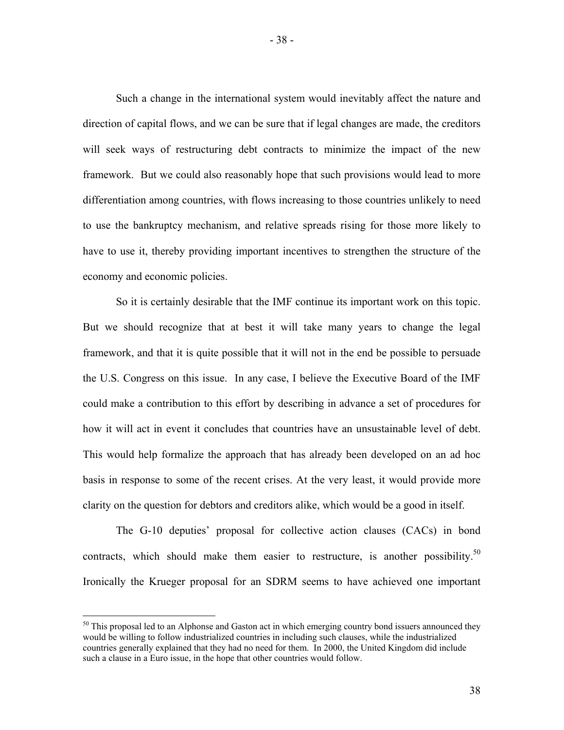Such a change in the international system would inevitably affect the nature and direction of capital flows, and we can be sure that if legal changes are made, the creditors will seek ways of restructuring debt contracts to minimize the impact of the new framework. But we could also reasonably hope that such provisions would lead to more differentiation among countries, with flows increasing to those countries unlikely to need to use the bankruptcy mechanism, and relative spreads rising for those more likely to have to use it, thereby providing important incentives to strengthen the structure of the economy and economic policies.

So it is certainly desirable that the IMF continue its important work on this topic. But we should recognize that at best it will take many years to change the legal framework, and that it is quite possible that it will not in the end be possible to persuade the U.S. Congress on this issue. In any case, I believe the Executive Board of the IMF could make a contribution to this effort by describing in advance a set of procedures for how it will act in event it concludes that countries have an unsustainable level of debt. This would help formalize the approach that has already been developed on an ad hoc basis in response to some of the recent crises. At the very least, it would provide more clarity on the question for debtors and creditors alike, which would be a good in itself.

The G-10 deputies' proposal for collective action clauses (CACs) in bond contracts, which should make them easier to restructure, is another possibility.[50] Ironically the Krueger proposal for an SDRM seems to have achieved one important

---

[50] This proposal led to an Alphonse and Gaston act in which emerging country bond issuers announced they would be willing to follow industrialized countries in including such clauses, while the industrialized countries generally explained that they had no need for them. In 2000, the United Kingdom did include such a clause in a Euro issue, in the hope that other countries would follow.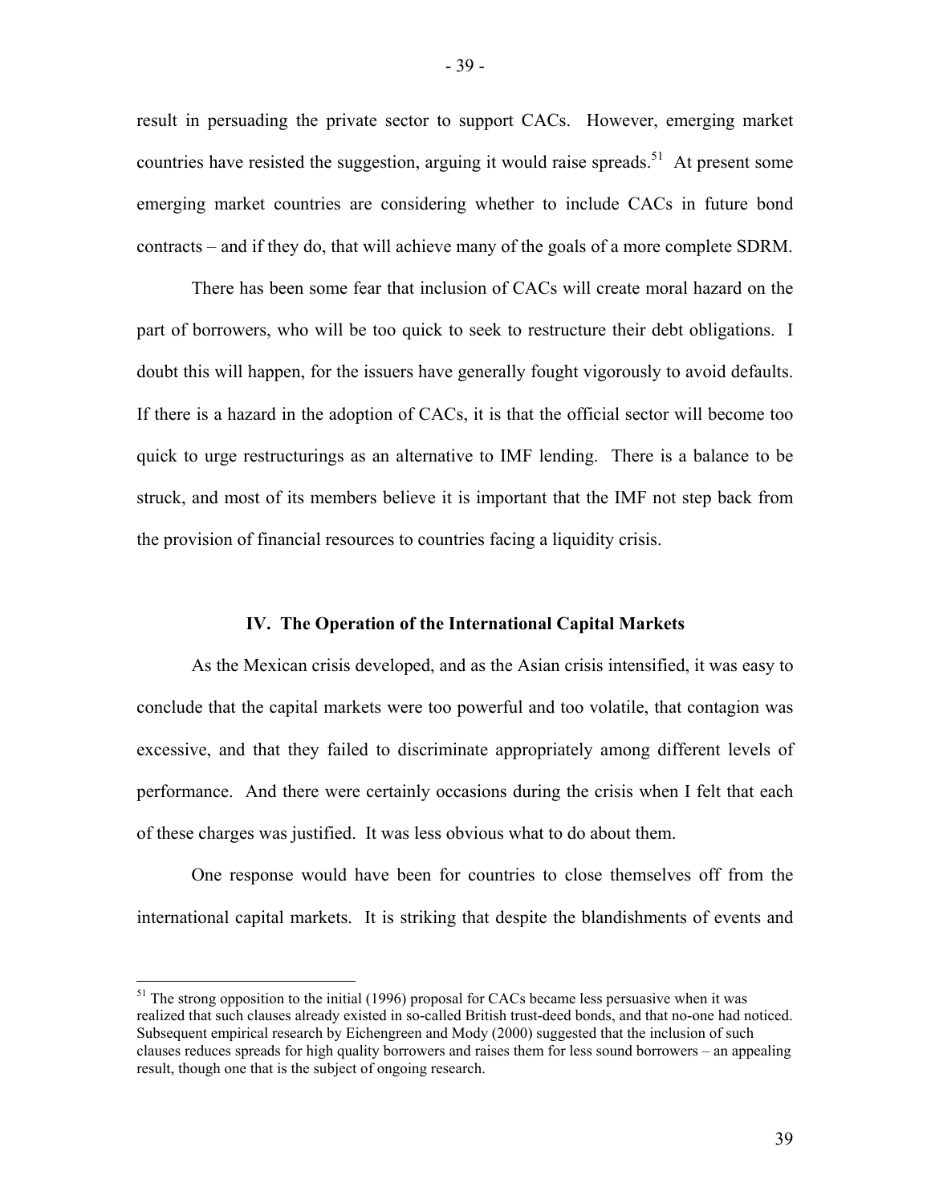result in persuading the private sector to support CACs. However, emerging market countries have resisted the suggestion, arguing it would raise spreads.[51] At present some emerging market countries are considering whether to include CACs in future bond contracts – and if they do, that will achieve many of the goals of a more complete SDRM.

There has been some fear that inclusion of CACs will create moral hazard on the part of borrowers, who will be too quick to seek to restructure their debt obligations. I doubt this will happen, for the issuers have generally fought vigorously to avoid defaults. If there is a hazard in the adoption of CACs, it is that the official sector will become too quick to urge restructurings as an alternative to IMF lending. There is a balance to be struck, and most of its members believe it is important that the IMF not step back from the provision of financial resources to countries facing a liquidity crisis.

## IV. The Operation of the International Capital Markets

As the Mexican crisis developed, and as the Asian crisis intensified, it was easy to conclude that the capital markets were too powerful and too volatile, that contagion was excessive, and that they failed to discriminate appropriately among different levels of performance. And there were certainly occasions during the crisis when I felt that each of these charges was justified. It was less obvious what to do about them.

One response would have been for countries to close themselves off from the international capital markets. It is striking that despite the blandishments of events and

---

[51] The strong opposition to the initial (1996) proposal for CACs became less persuasive when it was realized that such clauses already existed in so-called British trust-deed bonds, and that no-one had noticed. Subsequent empirical research by Eichengreen and Mody (2000) suggested that the inclusion of such clauses reduces spreads for high quality borrowers and raises them for less sound borrowers – an appealing result, though one that is the subject of ongoing research.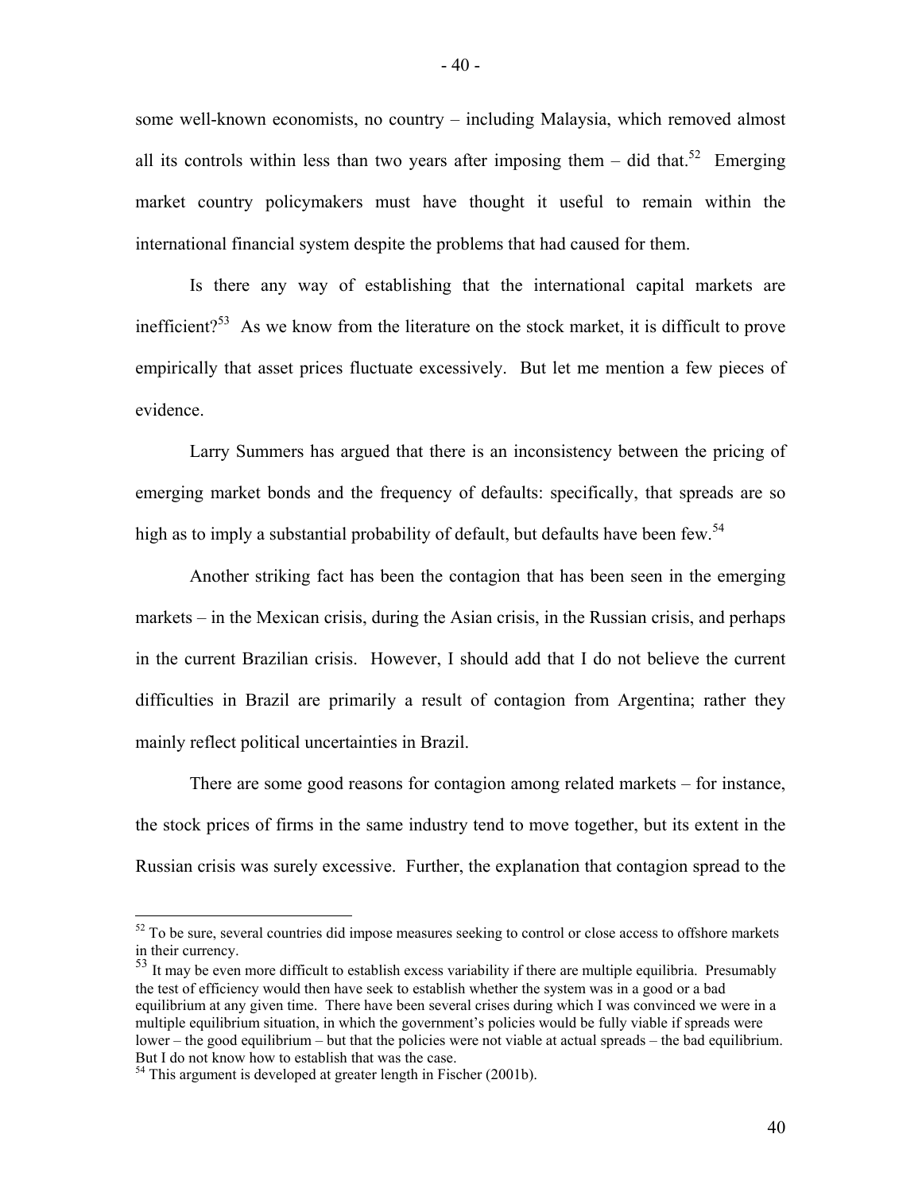some well-known economists, no country – including Malaysia, which removed almost all its controls within less than two years after imposing them – did that.[52] Emerging market country policymakers must have thought it useful to remain within the international financial system despite the problems that had caused for them.

Is there any way of establishing that the international capital markets are inefficient?[53] As we know from the literature on the stock market, it is difficult to prove empirically that asset prices fluctuate excessively. But let me mention a few pieces of evidence.

Larry Summers has argued that there is an inconsistency between the pricing of emerging market bonds and the frequency of defaults: specifically, that spreads are so high as to imply a substantial probability of default, but defaults have been few.[54]

Another striking fact has been the contagion that has been seen in the emerging markets – in the Mexican crisis, during the Asian crisis, in the Russian crisis, and perhaps in the current Brazilian crisis. However, I should add that I do not believe the current difficulties in Brazil are primarily a result of contagion from Argentina; rather they mainly reflect political uncertainties in Brazil.

There are some good reasons for contagion among related markets – for instance, the stock prices of firms in the same industry tend to move together, but its extent in the Russian crisis was surely excessive. Further, the explanation that contagion spread to the

---

[52] To be sure, several countries did impose measures seeking to control or close access to offshore markets in their currency.

[53] It may be even more difficult to establish excess variability if there are multiple equilibria. Presumably the test of efficiency would then have seek to establish whether the system was in a good or a bad equilibrium at any given time. There have been several crises during which I was convinced we were in a multiple equilibrium situation, in which the government's policies would be fully viable if spreads were lower – the good equilibrium – but that the policies were not viable at actual spreads – the bad equilibrium. But I do not know how to establish that was the case.

[54] This argument is developed at greater length in Fischer (2001b).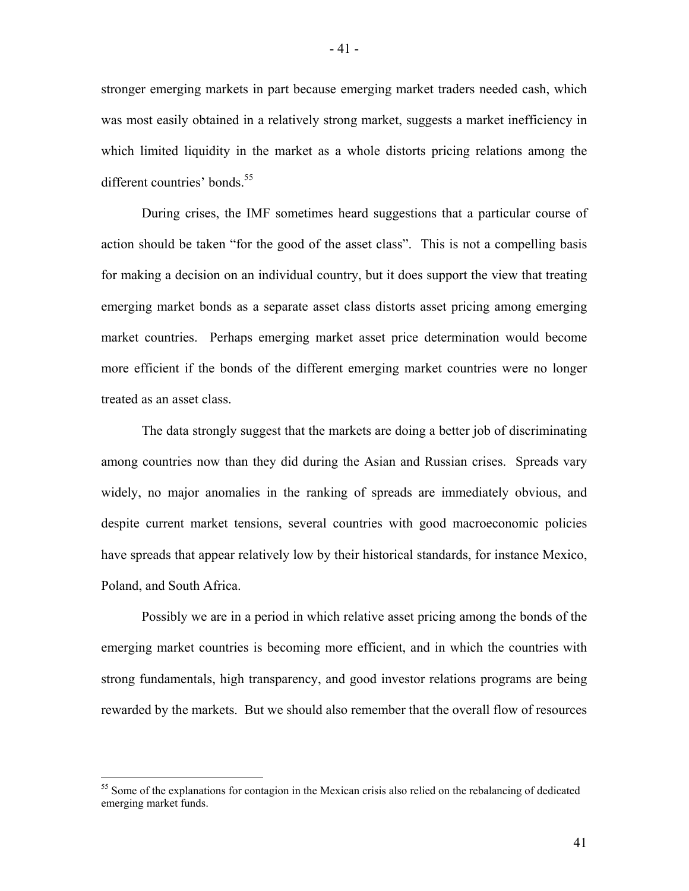stronger emerging markets in part because emerging market traders needed cash, which was most easily obtained in a relatively strong market, suggests a market inefficiency in which limited liquidity in the market as a whole distorts pricing relations among the different countries' bonds.[55]

During crises, the IMF sometimes heard suggestions that a particular course of action should be taken "for the good of the asset class". This is not a compelling basis for making a decision on an individual country, but it does support the view that treating emerging market bonds as a separate asset class distorts asset pricing among emerging market countries. Perhaps emerging market asset price determination would become more efficient if the bonds of the different emerging market countries were no longer treated as an asset class.

The data strongly suggest that the markets are doing a better job of discriminating among countries now than they did during the Asian and Russian crises. Spreads vary widely, no major anomalies in the ranking of spreads are immediately obvious, and despite current market tensions, several countries with good macroeconomic policies have spreads that appear relatively low by their historical standards, for instance Mexico, Poland, and South Africa.

Possibly we are in a period in which relative asset pricing among the bonds of the emerging market countries is becoming more efficient, and in which the countries with strong fundamentals, high transparency, and good investor relations programs are being rewarded by the markets. But we should also remember that the overall flow of resources

[55] Some of the explanations for contagion in the Mexican crisis also relied on the rebalancing of dedicated emerging market funds.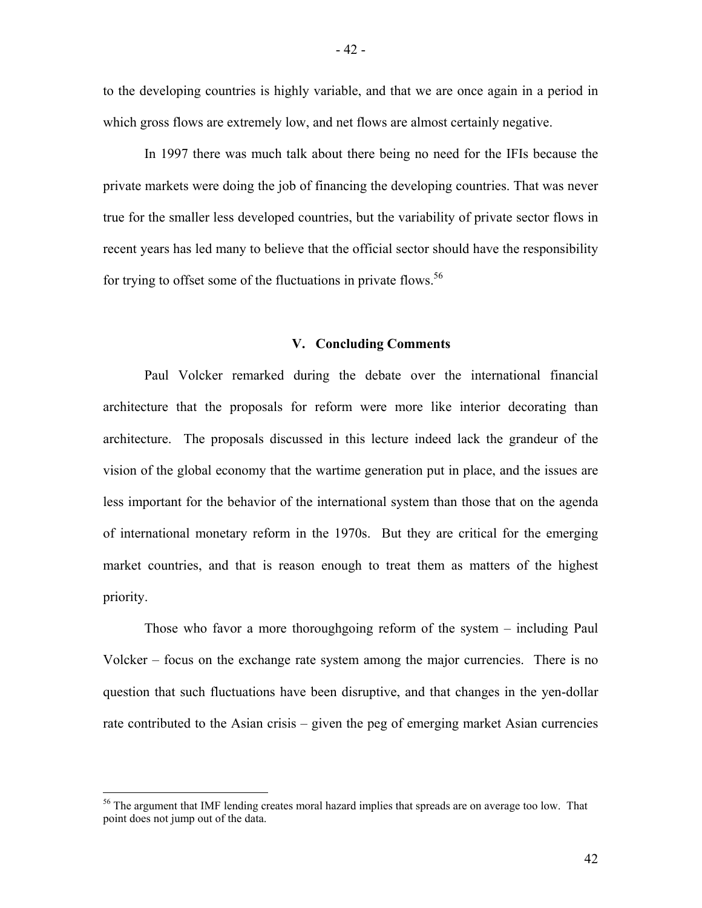to the developing countries is highly variable, and that we are once again in a period in which gross flows are extremely low, and net flows are almost certainly negative.

In 1997 there was much talk about there being no need for the IFIs because the private markets were doing the job of financing the developing countries. That was never true for the smaller less developed countries, but the variability of private sector flows in recent years has led many to believe that the official sector should have the responsibility for trying to offset some of the fluctuations in private flows.[56]

## V. Concluding Comments

Paul Volcker remarked during the debate over the international financial architecture that the proposals for reform were more like interior decorating than architecture. The proposals discussed in this lecture indeed lack the grandeur of the vision of the global economy that the wartime generation put in place, and the issues are less important for the behavior of the international system than those that on the agenda of international monetary reform in the 1970s. But they are critical for the emerging market countries, and that is reason enough to treat them as matters of the highest priority.

Those who favor a more thoroughgoing reform of the system – including Paul Volcker – focus on the exchange rate system among the major currencies. There is no question that such fluctuations have been disruptive, and that changes in the yen-dollar rate contributed to the Asian crisis – given the peg of emerging market Asian currencies

---

[56] The argument that IMF lending creates moral hazard implies that spreads are on average too low. That point does not jump out of the data.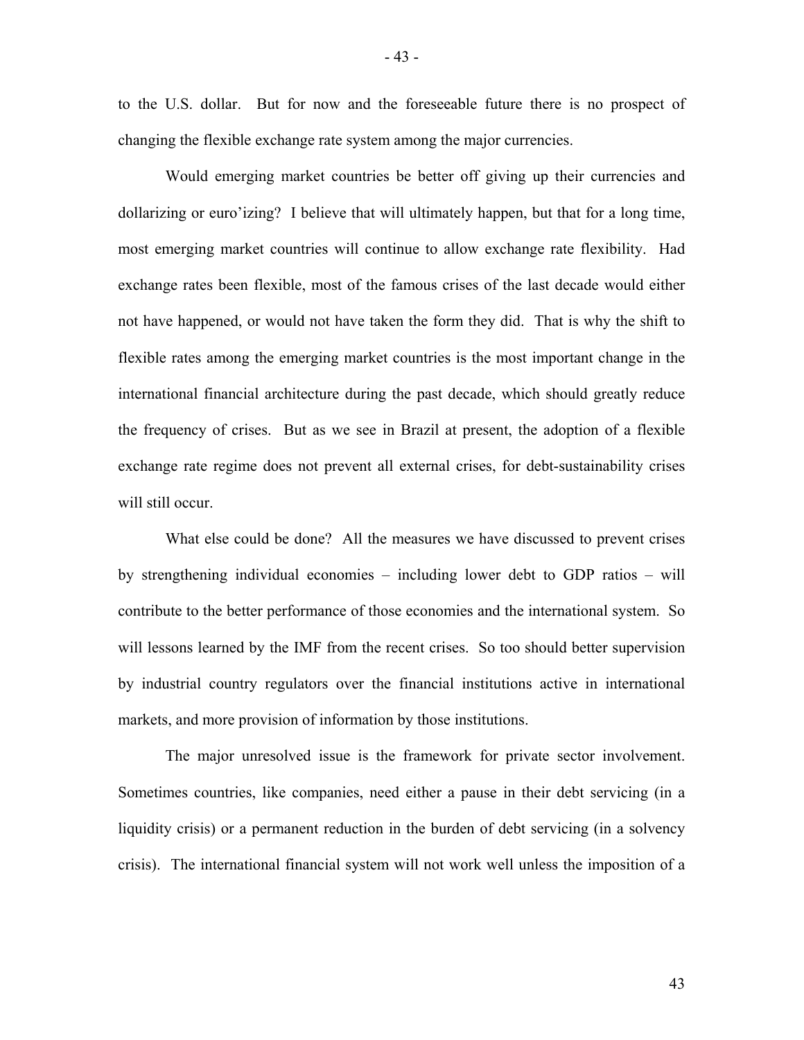to the U.S. dollar. But for now and the foreseeable future there is no prospect of changing the flexible exchange rate system among the major currencies.

Would emerging market countries be better off giving up their currencies and dollarizing or euro'izing? I believe that will ultimately happen, but that for a long time, most emerging market countries will continue to allow exchange rate flexibility. Had exchange rates been flexible, most of the famous crises of the last decade would either not have happened, or would not have taken the form they did. That is why the shift to flexible rates among the emerging market countries is the most important change in the international financial architecture during the past decade, which should greatly reduce the frequency of crises. But as we see in Brazil at present, the adoption of a flexible exchange rate regime does not prevent all external crises, for debt-sustainability crises will still occur.

What else could be done? All the measures we have discussed to prevent crises by strengthening individual economies – including lower debt to GDP ratios – will contribute to the better performance of those economies and the international system. So will lessons learned by the IMF from the recent crises. So too should better supervision by industrial country regulators over the financial institutions active in international markets, and more provision of information by those institutions.

The major unresolved issue is the framework for private sector involvement. Sometimes countries, like companies, need either a pause in their debt servicing (in a liquidity crisis) or a permanent reduction in the burden of debt servicing (in a solvency crisis). The international financial system will not work well unless the imposition of a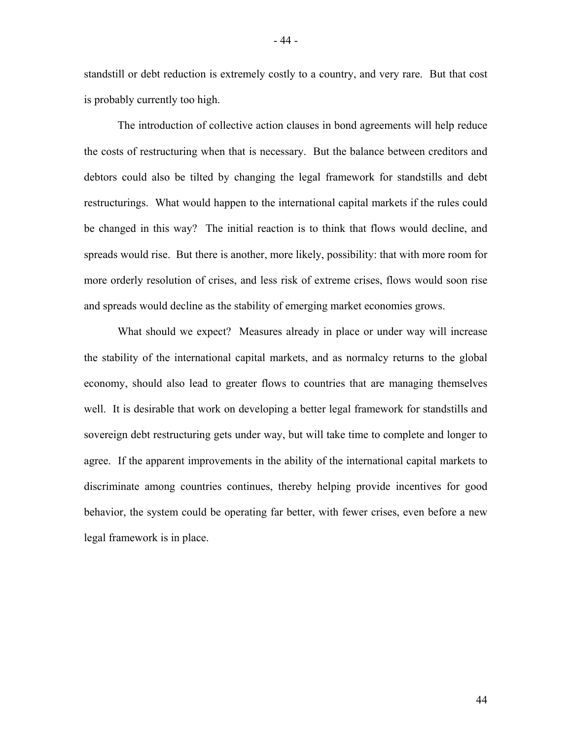standstill or debt reduction is extremely costly to a country, and very rare. But that cost is probably currently too high.

The introduction of collective action clauses in bond agreements will help reduce the costs of restructuring when that is necessary. But the balance between creditors and debtors could also be tilted by changing the legal framework for standstills and debt restructurings. What would happen to the international capital markets if the rules could be changed in this way? The initial reaction is to think that flows would decline, and spreads would rise. But there is another, more likely, possibility: that with more room for more orderly resolution of crises, and less risk of extreme crises, flows would soon rise and spreads would decline as the stability of emerging market economies grows.

What should we expect? Measures already in place or under way will increase the stability of the international capital markets, and as normalcy returns to the global economy, should also lead to greater flows to countries that are managing themselves well. It is desirable that work on developing a better legal framework for standstills and sovereign debt restructuring gets under way, but will take time to complete and longer to agree. If the apparent improvements in the ability of the international capital markets to discriminate among countries continues, thereby helping provide incentives for good behavior, the system could be operating far better, with fewer crises, even before a new legal framework is in place.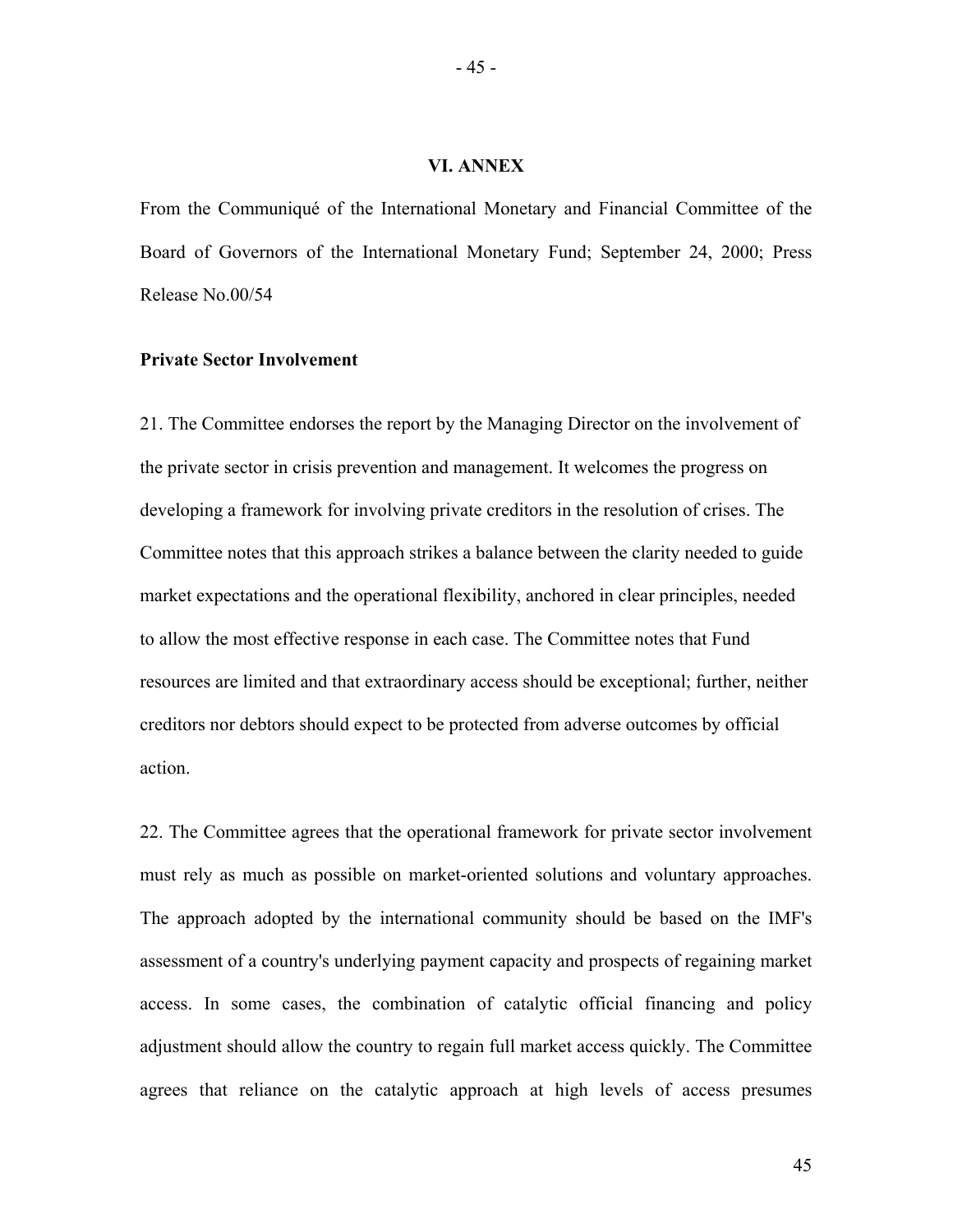# VI. ANNEX

From the Communiqué of the International Monetary and Financial Committee of the Board of Governors of the International Monetary Fund; September 24, 2000; Press Release No.00/54

**Private Sector Involvement**

21. The Committee endorses the report by the Managing Director on the involvement of the private sector in crisis prevention and management. It welcomes the progress on developing a framework for involving private creditors in the resolution of crises. The Committee notes that this approach strikes a balance between the clarity needed to guide market expectations and the operational flexibility, anchored in clear principles, needed to allow the most effective response in each case. The Committee notes that Fund resources are limited and that extraordinary access should be exceptional; further, neither creditors nor debtors should expect to be protected from adverse outcomes by official action.

22. The Committee agrees that the operational framework for private sector involvement must rely as much as possible on market-oriented solutions and voluntary approaches. The approach adopted by the international community should be based on the IMF's assessment of a country's underlying payment capacity and prospects of regaining market access. In some cases, the combination of catalytic official financing and policy adjustment should allow the country to regain full market access quickly. The Committee agrees that reliance on the catalytic approach at high levels of access presumes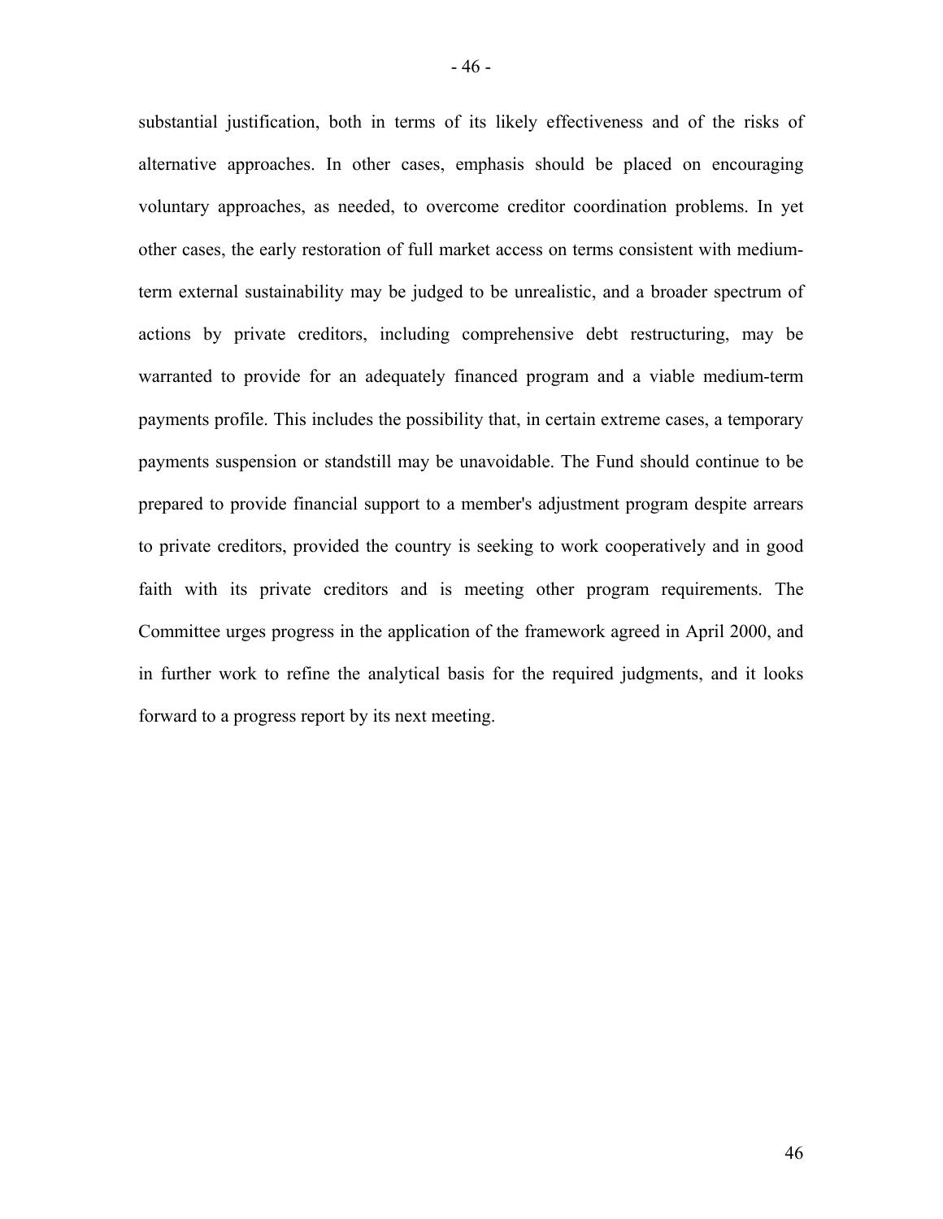substantial justification, both in terms of its likely effectiveness and of the risks of alternative approaches. In other cases, emphasis should be placed on encouraging voluntary approaches, as needed, to overcome creditor coordination problems. In yet other cases, the early restoration of full market access on terms consistent with medium-term external sustainability may be judged to be unrealistic, and a broader spectrum of actions by private creditors, including comprehensive debt restructuring, may be warranted to provide for an adequately financed program and a viable medium-term payments profile. This includes the possibility that, in certain extreme cases, a temporary payments suspension or standstill may be unavoidable. The Fund should continue to be prepared to provide financial support to a member's adjustment program despite arrears to private creditors, provided the country is seeking to work cooperatively and in good faith with its private creditors and is meeting other program requirements. The Committee urges progress in the application of the framework agreed in April 2000, and in further work to refine the analytical basis for the required judgments, and it looks forward to a progress report by its next meeting.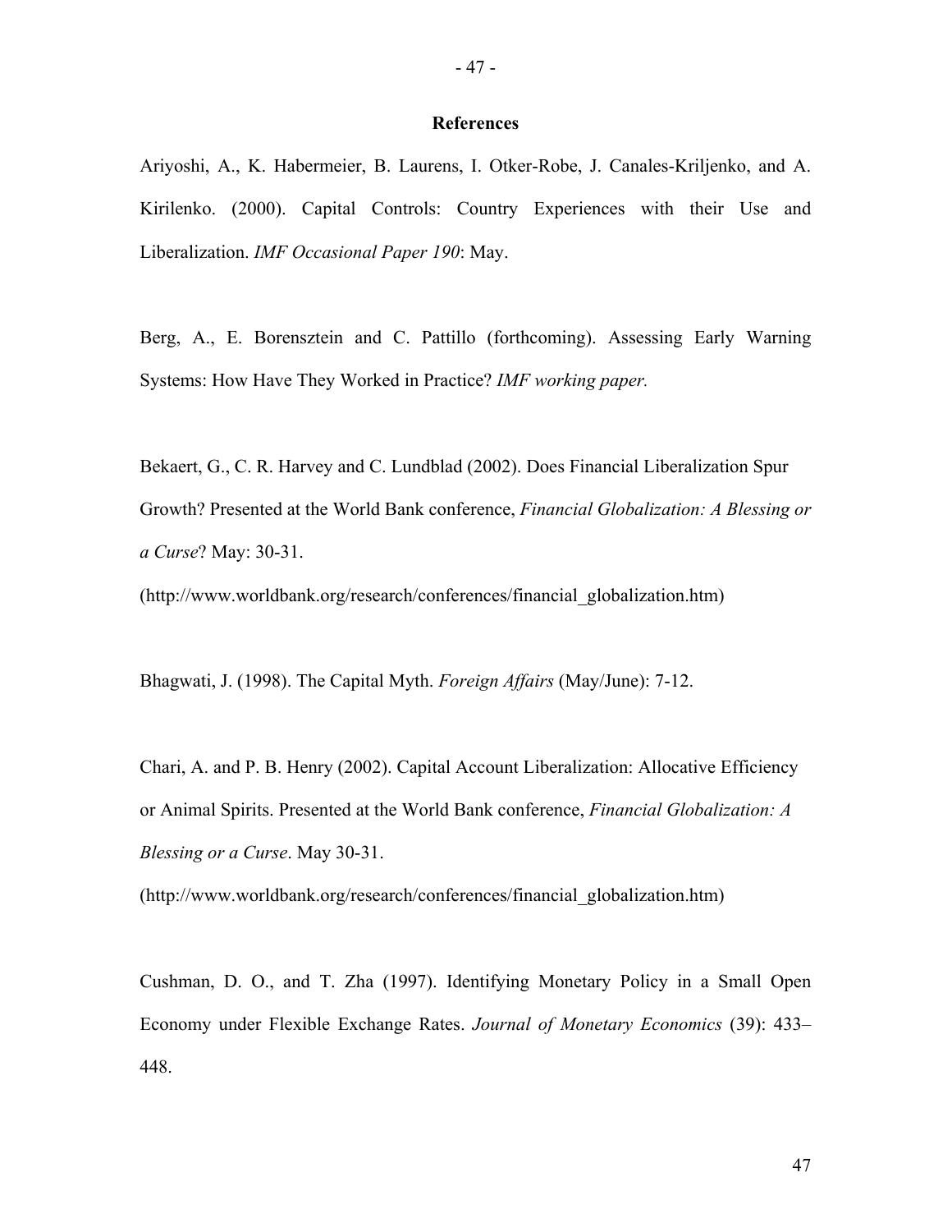## References

Ariyoshi, A., K. Habermeier, B. Laurens, I. Otker-Robe, J. Canales-Kriljenko, and A. Kirilenko. (2000). Capital Controls: Country Experiences with their Use and Liberalization. *IMF Occasional Paper 190*: May.

Berg, A., E. Borensztein and C. Pattillo (forthcoming). Assessing Early Warning Systems: How Have They Worked in Practice? *IMF working paper.*

Bekaert, G., C. R. Harvey and C. Lundblad (2002). Does Financial Liberalization Spur Growth? Presented at the World Bank conference, *Financial Globalization: A Blessing or a Curse*? May: 30-31.

(http://www.worldbank.org/research/conferences/financial_globalization.htm)

Bhagwati, J. (1998). The Capital Myth. *Foreign Affairs* (May/June): 7-12.

Chari, A. and P. B. Henry (2002). Capital Account Liberalization: Allocative Efficiency or Animal Spirits. Presented at the World Bank conference, *Financial Globalization: A Blessing or a Curse*. May 30-31.

(http://www.worldbank.org/research/conferences/financial_globalization.htm)

Cushman, D. O., and T. Zha (1997). Identifying Monetary Policy in a Small Open Economy under Flexible Exchange Rates. *Journal of Monetary Economics* (39): 433–448.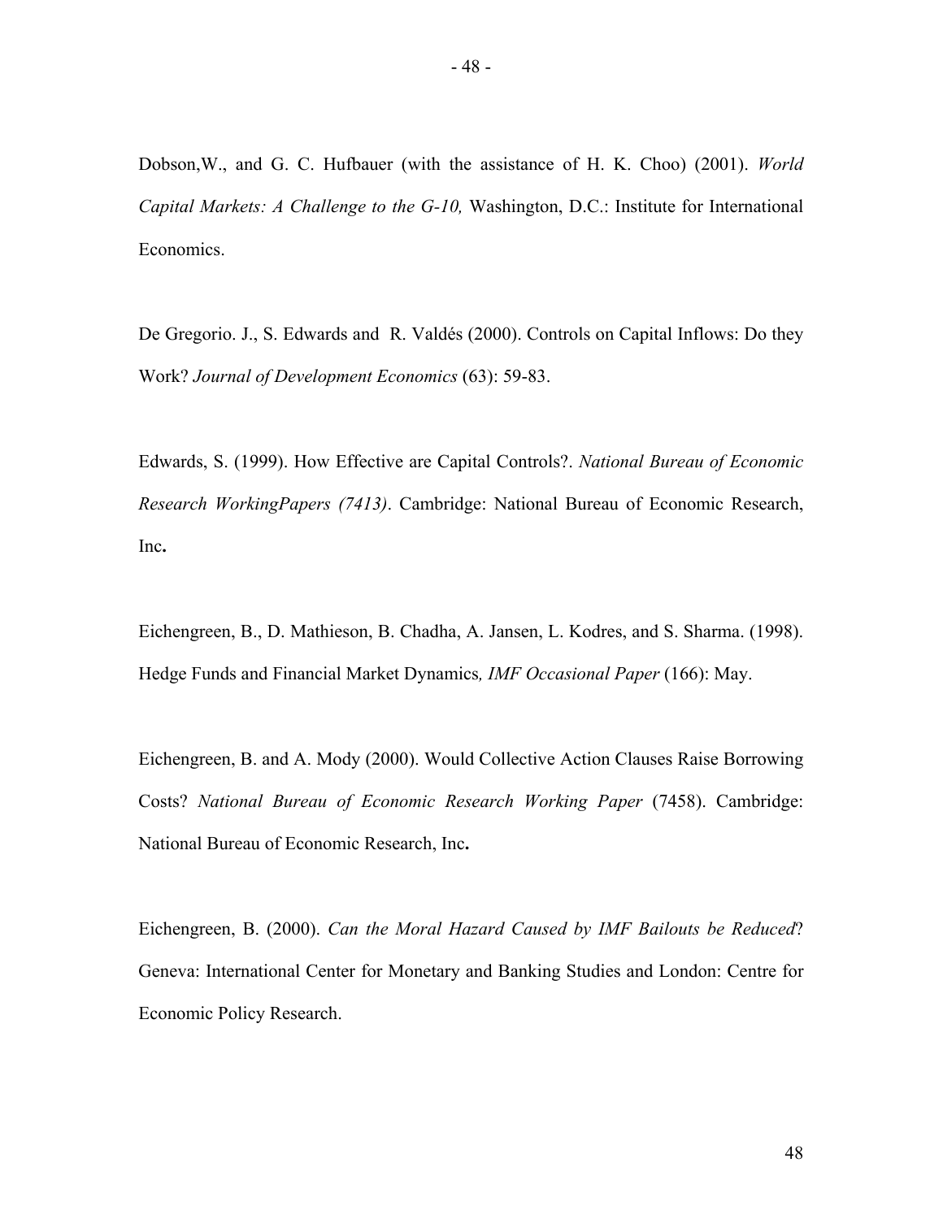Dobson,W., and G. C. Hufbauer (with the assistance of H. K. Choo) (2001). *World Capital Markets: A Challenge to the G-10,* Washington, D.C.: Institute for International Economics.

De Gregorio. J., S. Edwards and R. Valdés (2000). Controls on Capital Inflows: Do they Work? *Journal of Development Economics* (63): 59-83.

Edwards, S. (1999). How Effective are Capital Controls?. *National Bureau of Economic Research WorkingPapers (7413)*. Cambridge: National Bureau of Economic Research, Inc**.**

Eichengreen, B., D. Mathieson, B. Chadha, A. Jansen, L. Kodres, and S. Sharma. (1998). Hedge Funds and Financial Market Dynamics*, IMF Occasional Paper* (166): May.

Eichengreen, B. and A. Mody (2000). Would Collective Action Clauses Raise Borrowing Costs? *National Bureau of Economic Research Working Paper* (7458). Cambridge: National Bureau of Economic Research, Inc**.**

Eichengreen, B. (2000). *Can the Moral Hazard Caused by IMF Bailouts be Reduced*? Geneva: International Center for Monetary and Banking Studies and London: Centre for Economic Policy Research.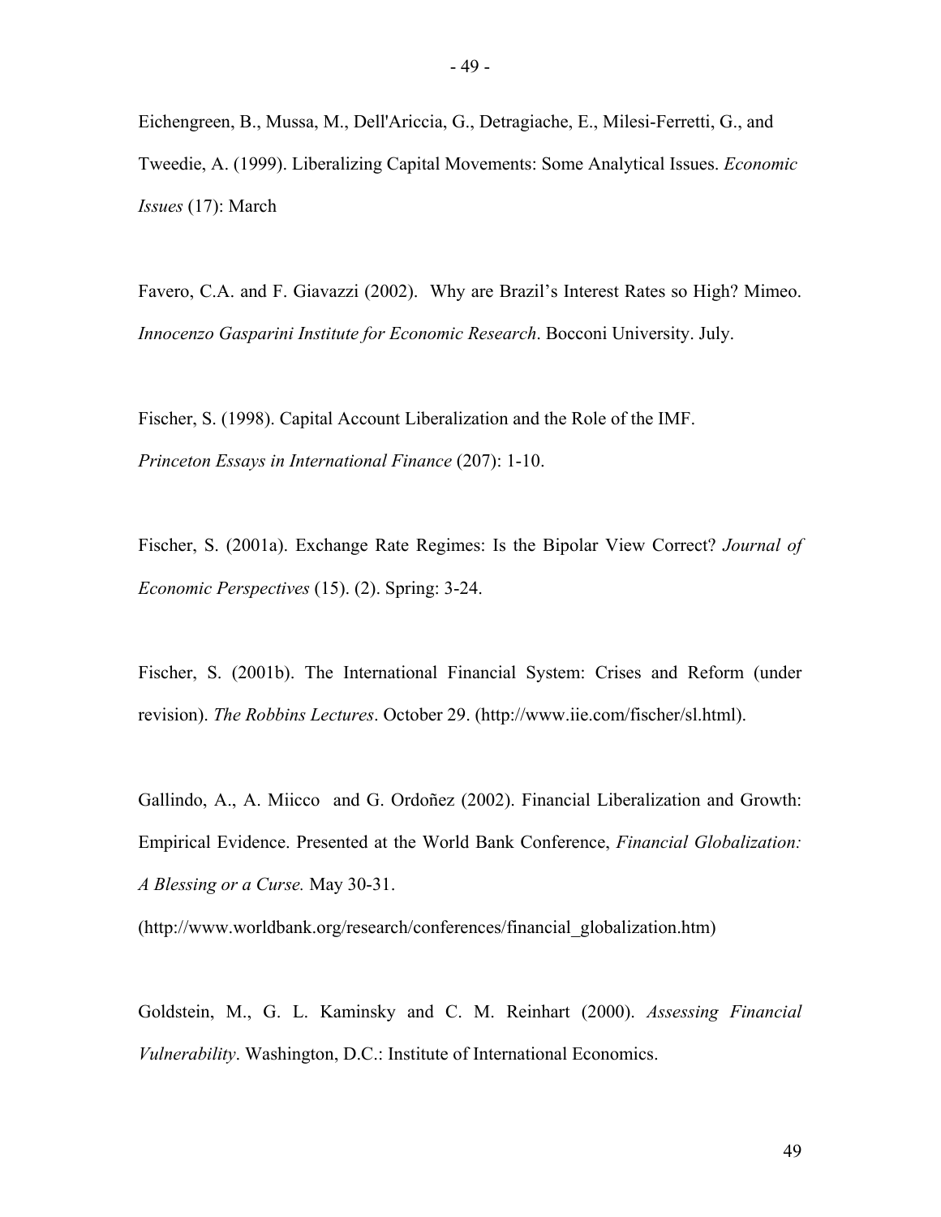Eichengreen, B., Mussa, M., Dell'Ariccia, G., Detragiache, E., Milesi-Ferretti, G., and Tweedie, A. (1999). Liberalizing Capital Movements: Some Analytical Issues. *Economic Issues* (17): March

Favero, C.A. and F. Giavazzi (2002). Why are Brazil's Interest Rates so High? Mimeo. *Innocenzo Gasparini Institute for Economic Research*. Bocconi University. July.

Fischer, S. (1998). Capital Account Liberalization and the Role of the IMF. *Princeton Essays in International Finance* (207): 1-10.

Fischer, S. (2001a). Exchange Rate Regimes: Is the Bipolar View Correct? *Journal of Economic Perspectives* (15). (2). Spring: 3-24.

Fischer, S. (2001b). The International Financial System: Crises and Reform (under revision). *The Robbins Lectures*. October 29. (http://www.iie.com/fischer/sl.html).

Gallindo, A., A. Miicco and G. Ordoñez (2002). Financial Liberalization and Growth: Empirical Evidence. Presented at the World Bank Conference, *Financial Globalization: A Blessing or a Curse.* May 30-31.

(http://www.worldbank.org/research/conferences/financial_globalization.htm)

Goldstein, M., G. L. Kaminsky and C. M. Reinhart (2000). *Assessing Financial Vulnerability*. Washington, D.C.: Institute of International Economics.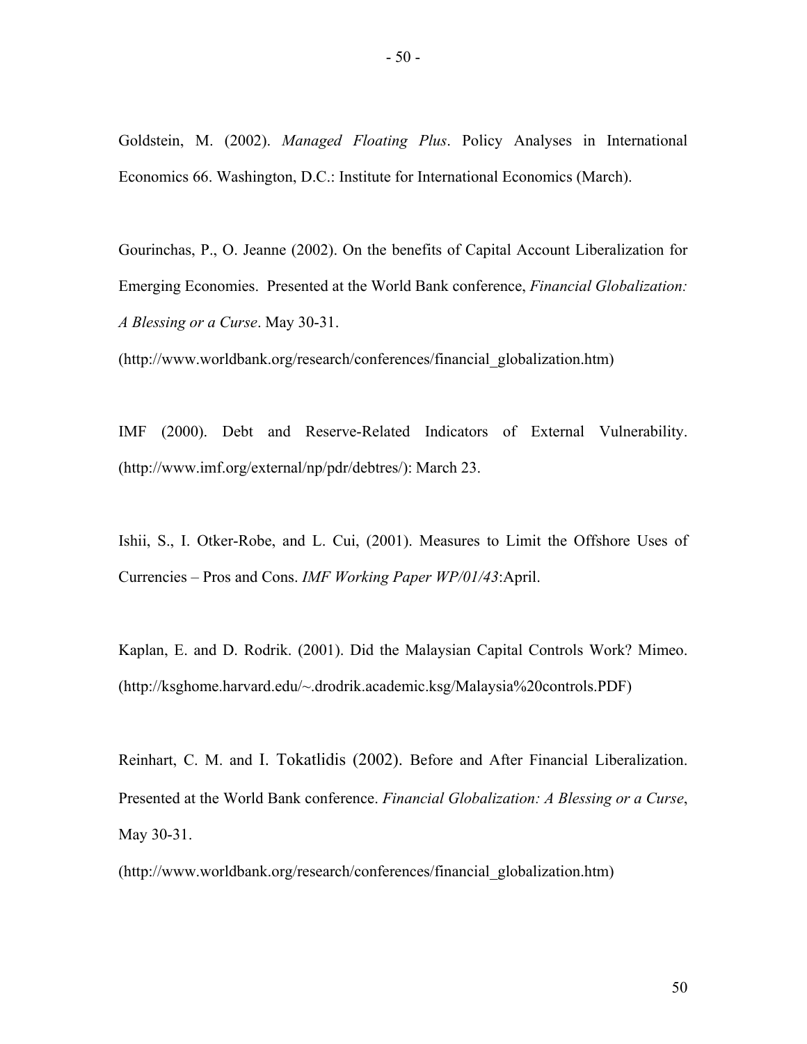Goldstein, M. (2002). *Managed Floating Plus*. Policy Analyses in International Economics 66. Washington, D.C.: Institute for International Economics (March).

Gourinchas, P., O. Jeanne (2002). On the benefits of Capital Account Liberalization for Emerging Economies. Presented at the World Bank conference, *Financial Globalization: A Blessing or a Curse*. May 30-31.

(http://www.worldbank.org/research/conferences/financial_globalization.htm)

IMF (2000). Debt and Reserve-Related Indicators of External Vulnerability. (http://www.imf.org/external/np/pdr/debtres/): March 23.

Ishii, S., I. Otker-Robe, and L. Cui, (2001). Measures to Limit the Offshore Uses of Currencies – Pros and Cons. *IMF Working Paper WP/01/43*:April.

Kaplan, E. and D. Rodrik. (2001). Did the Malaysian Capital Controls Work? Mimeo. (http://ksghome.harvard.edu/~.drodrik.academic.ksg/Malaysia%20controls.PDF)

Reinhart, C. M. and I. Tokatlidis (2002). Before and After Financial Liberalization. Presented at the World Bank conference. *Financial Globalization: A Blessing or a Curse*, May 30-31.

(http://www.worldbank.org/research/conferences/financial_globalization.htm)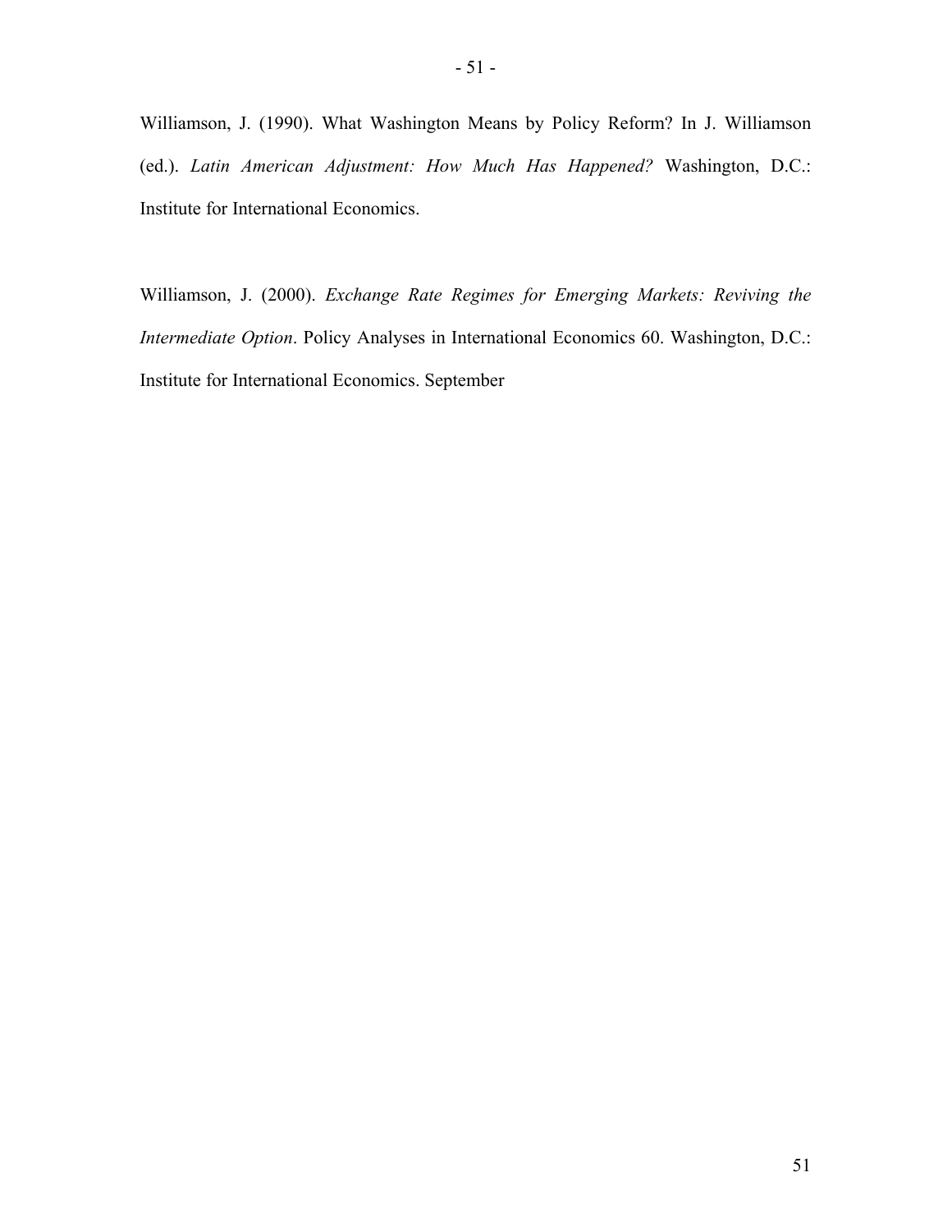Williamson, J. (1990). What Washington Means by Policy Reform? In J. Williamson (ed.). *Latin American Adjustment: How Much Has Happened?* Washington, D.C.: Institute for International Economics.

Williamson, J. (2000). *Exchange Rate Regimes for Emerging Markets: Reviving the Intermediate Option*. Policy Analyses in International Economics 60. Washington, D.C.: Institute for International Economics. September